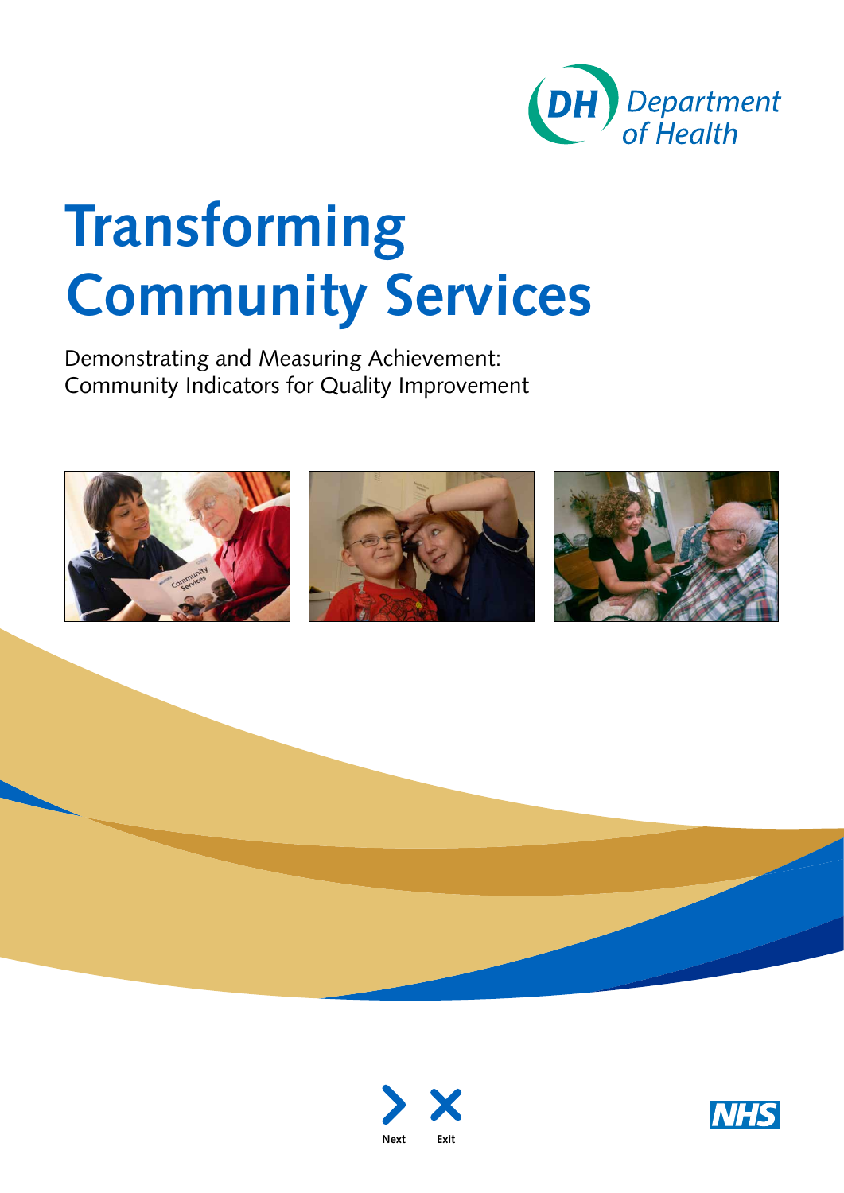DH Department of Health

# Transforming Community Services

Demonstrating and Measuring Achievement: Community Indicators for Quality Improvement

Next Exit

NHS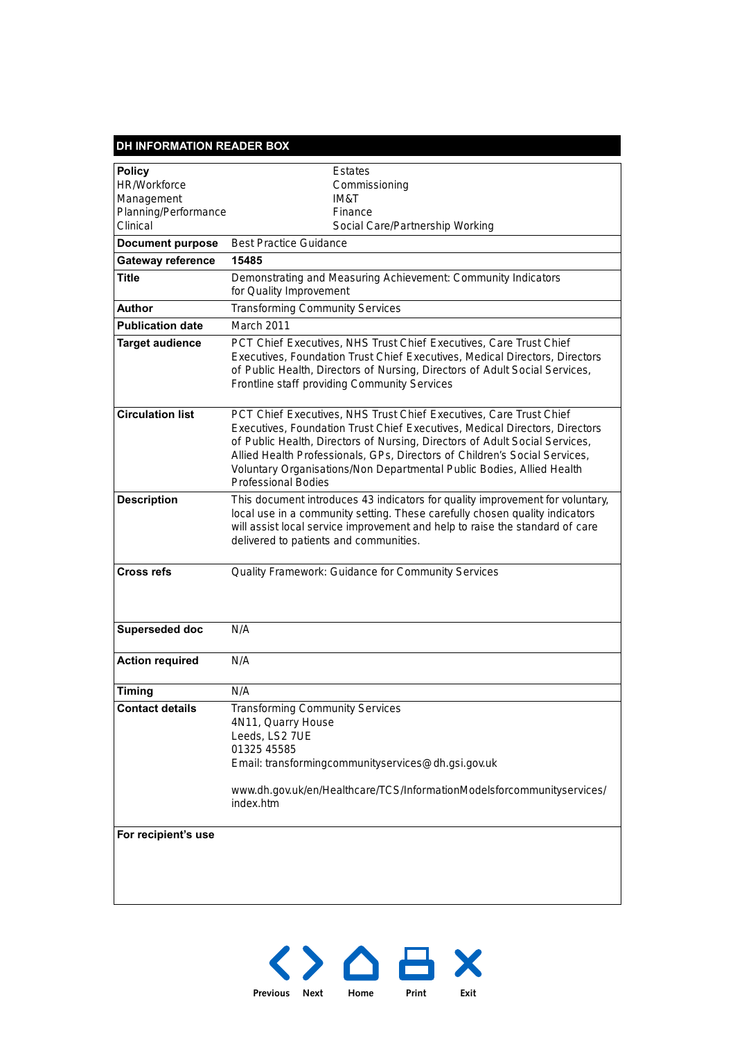## DH INFORMATION READER BOX

| | |
|---|---|
| **Policy**<br>HR/Workforce<br>Management<br>Planning/Performance<br>Clinical | Estates<br>Commissioning<br>IM&T<br>Finance<br>Social Care/Partnership Working |
| **Document purpose** | Best Practice Guidance |
| **Gateway reference** | **15485** |
| **Title** | Demonstrating and Measuring Achievement: Community Indicators for Quality Improvement |
| **Author** | Transforming Community Services |
| **Publication date** | March 2011 |
| **Target audience** | PCT Chief Executives, NHS Trust Chief Executives, Care Trust Chief Executives, Foundation Trust Chief Executives, Medical Directors, Directors of Public Health, Directors of Nursing, Directors of Adult Social Services, Frontline staff providing Community Services |
| **Circulation list** | PCT Chief Executives, NHS Trust Chief Executives, Care Trust Chief Executives, Foundation Trust Chief Executives, Medical Directors, Directors of Public Health, Directors of Nursing, Directors of Adult Social Services, Allied Health Professionals, GPs, Directors of Children's Social Services, Voluntary Organisations/Non Departmental Public Bodies, Allied Health Professional Bodies |
| **Description** | This document introduces 43 indicators for quality improvement for voluntary, local use in a community setting. These carefully chosen quality indicators will assist local service improvement and help to raise the standard of care delivered to patients and communities. |
| **Cross refs** | Quality Framework: Guidance for Community Services |
| **Superseded doc** | N/A |
| **Action required** | N/A |
| **Timing** | N/A |
| **Contact details** | Transforming Community Services<br>4N11, Quarry House<br>Leeds, LS2 7UE<br>01325 45585<br>Email: transformingcommunityservices@dh.gsi.gov.uk<br><br>www.dh.gov.uk/en/Healthcare/TCS/InformationModelsforcommunityservices/index.htm |
| **For recipient's use** | |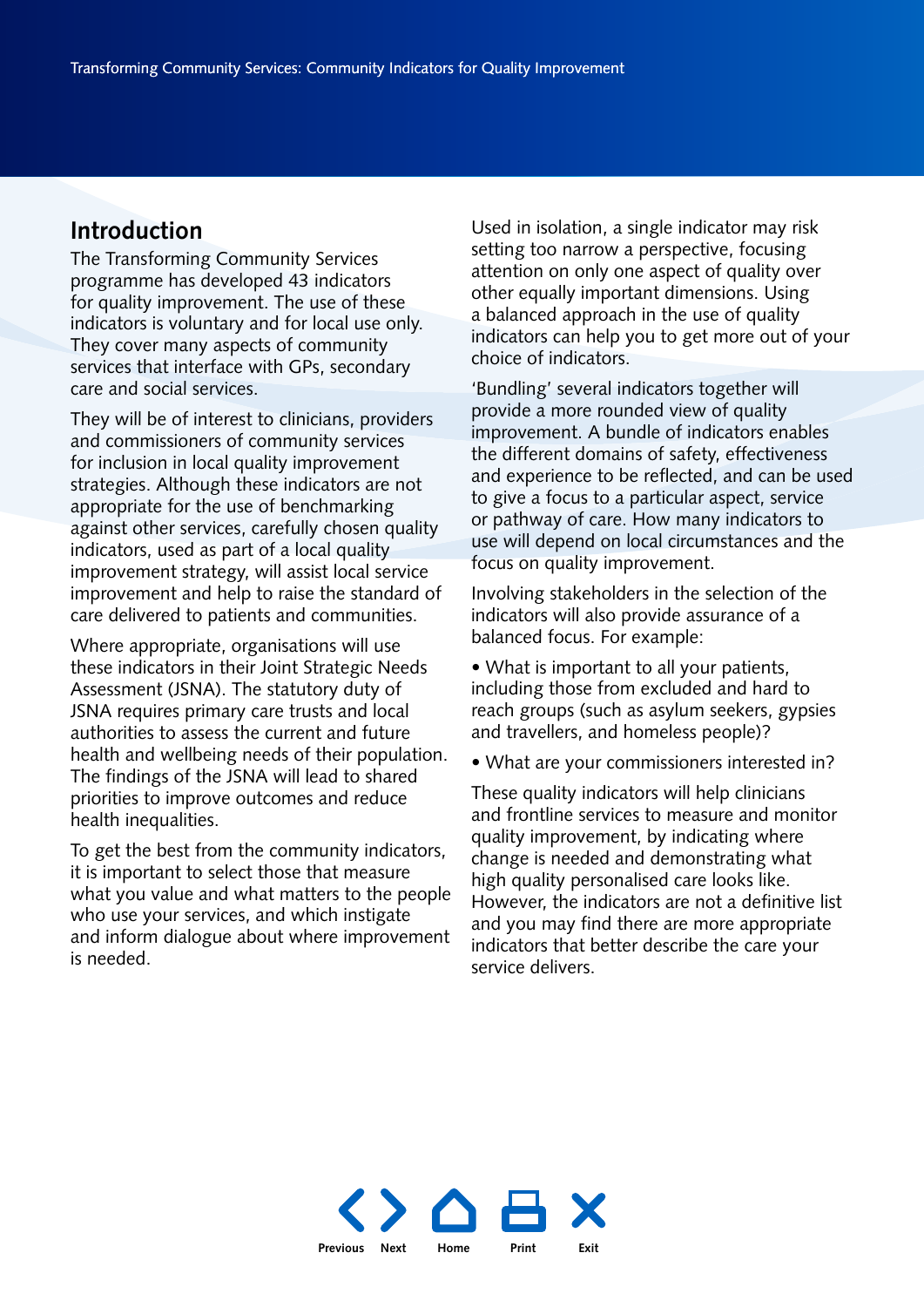## Introduction

The Transforming Community Services programme has developed 43 indicators for quality improvement. The use of these indicators is voluntary and for local use only. They cover many aspects of community services that interface with GPs, secondary care and social services.

They will be of interest to clinicians, providers and commissioners of community services for inclusion in local quality improvement strategies. Although these indicators are not appropriate for the use of benchmarking against other services, carefully chosen quality indicators, used as part of a local quality improvement strategy, will assist local service improvement and help to raise the standard of care delivered to patients and communities.

Where appropriate, organisations will use these indicators in their Joint Strategic Needs Assessment (JSNA). The statutory duty of JSNA requires primary care trusts and local authorities to assess the current and future health and wellbeing needs of their population. The findings of the JSNA will lead to shared priorities to improve outcomes and reduce health inequalities.

To get the best from the community indicators, it is important to select those that measure what you value and what matters to the people who use your services, and which instigate and inform dialogue about where improvement is needed.

Used in isolation, a single indicator may risk setting too narrow a perspective, focusing attention on only one aspect of quality over other equally important dimensions. Using a balanced approach in the use of quality indicators can help you to get more out of your choice of indicators.

'Bundling' several indicators together will provide a more rounded view of quality improvement. A bundle of indicators enables the different domains of safety, effectiveness and experience to be reflected, and can be used to give a focus to a particular aspect, service or pathway of care. How many indicators to use will depend on local circumstances and the focus on quality improvement.

Involving stakeholders in the selection of the indicators will also provide assurance of a balanced focus. For example:

- What is important to all your patients, including those from excluded and hard to reach groups (such as asylum seekers, gypsies and travellers, and homeless people)?
- What are your commissioners interested in?

These quality indicators will help clinicians and frontline services to measure and monitor quality improvement, by indicating where change is needed and demonstrating what high quality personalised care looks like. However, the indicators are not a definitive list and you may find there are more appropriate indicators that better describe the care your service delivers.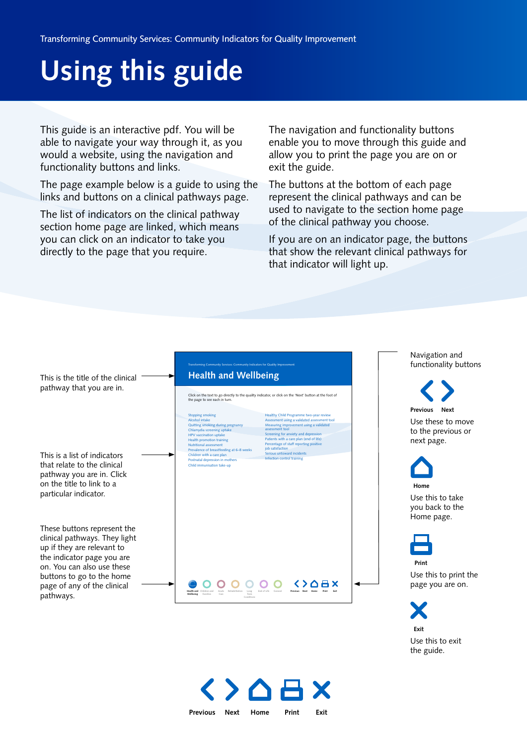# Using this guide

This guide is an interactive pdf. You will be able to navigate your way through it, as you would a website, using the navigation and functionality buttons and links.

The page example below is a guide to using the links and buttons on a clinical pathways page.

The list of indicators on the clinical pathway section home page are linked, which means you can click on an indicator to take you directly to the page that you require.

The navigation and functionality buttons enable you to move through this guide and allow you to print the page you are on or exit the guide.

The buttons at the bottom of each page represent the clinical pathways and can be used to navigate to the section home page of the clinical pathway you choose.

If you are on an indicator page, the buttons that show the relevant clinical pathways for that indicator will light up.

This is the title of the clinical pathway that you are in.

This is a list of indicators that relate to the clinical pathway you are in. Click on the title to link to a particular indicator.

These buttons represent the clinical pathways. They light up if they are relevant to the indicator page you are on. You can also use these buttons to go to the home page of any of the clinical pathways.

Navigation and functionality buttons

**Previous** **Next**

Use these to move to the previous or next page.

**Home**

Use this to take you back to the Home page.

**Print**

Use this to print the page you are on.

**Exit**

Use this to exit the guide.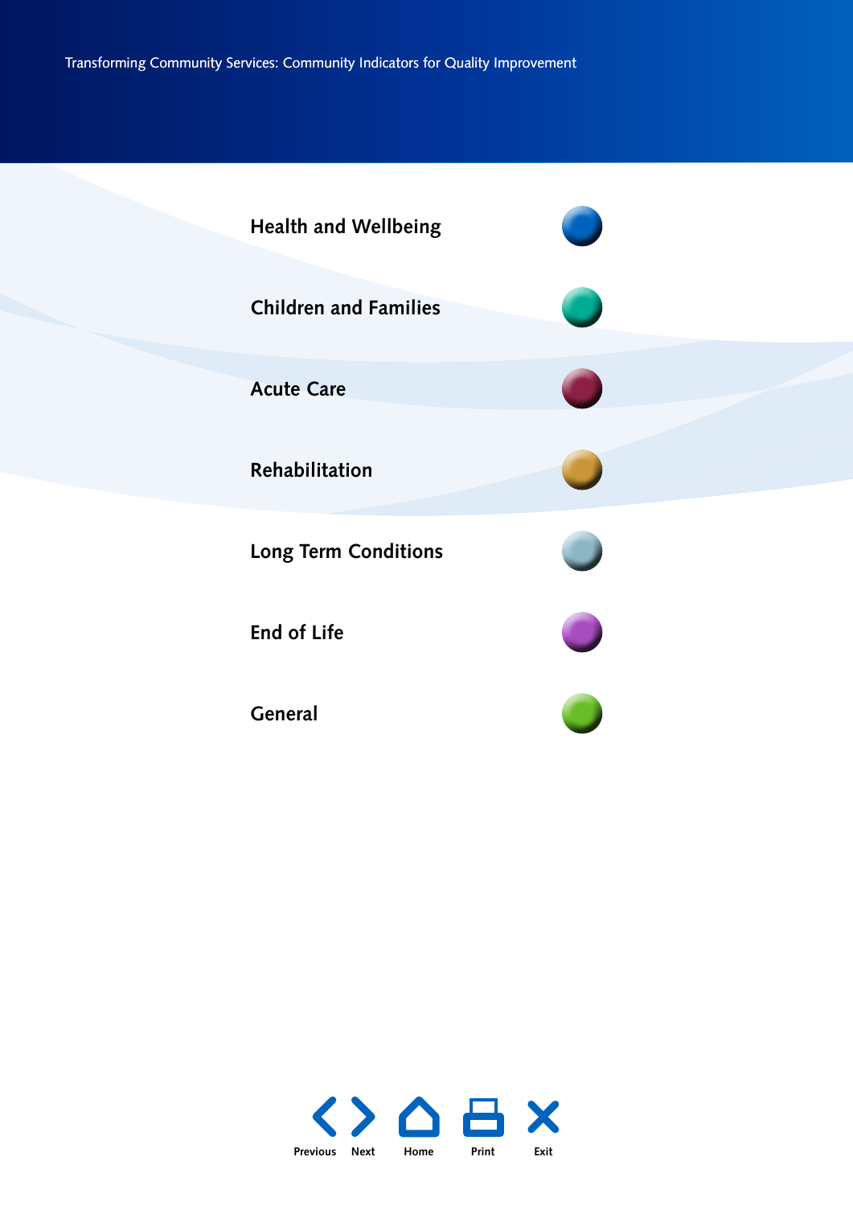Health and Wellbeing

Children and Families

Acute Care

Rehabilitation

Long Term Conditions

End of Life

General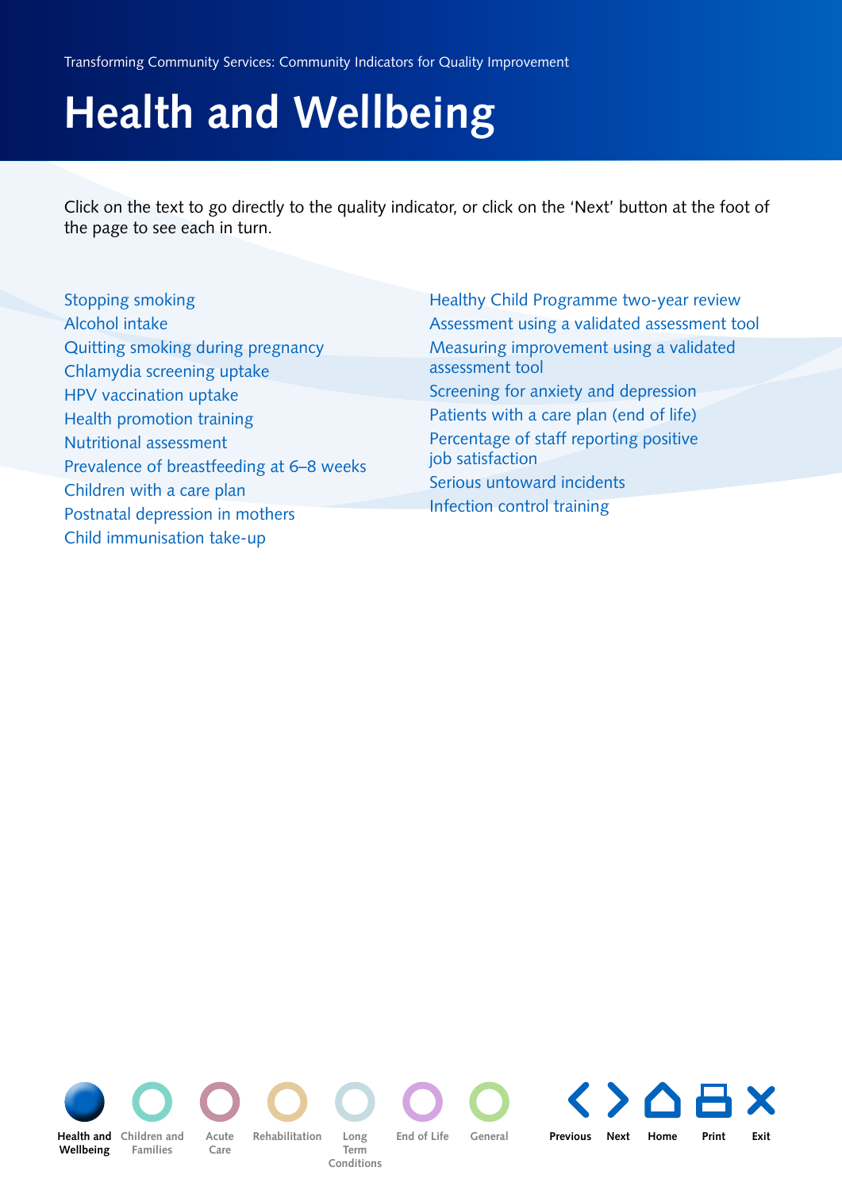# Health and Wellbeing

Click on the text to go directly to the quality indicator, or click on the 'Next' button at the foot of the page to see each in turn.

- Stopping smoking
- Alcohol intake
- Quitting smoking during pregnancy
- Chlamydia screening uptake
- HPV vaccination uptake
- Health promotion training
- Nutritional assessment
- Prevalence of breastfeeding at 6–8 weeks
- Children with a care plan
- Postnatal depression in mothers
- Child immunisation take-up
- Healthy Child Programme two-year review
- Assessment using a validated assessment tool
- Measuring improvement using a validated assessment tool
- Screening for anxiety and depression
- Patients with a care plan (end of life)
- Percentage of staff reporting positive job satisfaction
- Serious untoward incidents
- Infection control training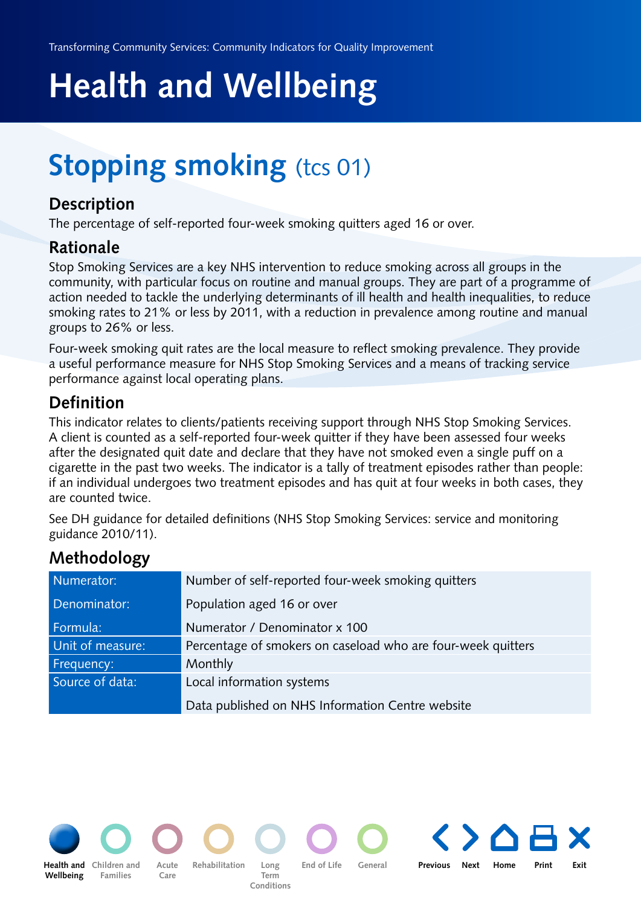# Health and Wellbeing

## Stopping smoking (tcs 01)

### Description

The percentage of self-reported four-week smoking quitters aged 16 or over.

### Rationale

Stop Smoking Services are a key NHS intervention to reduce smoking across all groups in the community, with particular focus on routine and manual groups. They are part of a programme of action needed to tackle the underlying determinants of ill health and health inequalities, to reduce smoking rates to 21% or less by 2011, with a reduction in prevalence among routine and manual groups to 26% or less.

Four-week smoking quit rates are the local measure to reflect smoking prevalence. They provide a useful performance measure for NHS Stop Smoking Services and a means of tracking service performance against local operating plans.

### Definition

This indicator relates to clients/patients receiving support through NHS Stop Smoking Services. A client is counted as a self-reported four-week quitter if they have been assessed four weeks after the designated quit date and declare that they have not smoked even a single puff on a cigarette in the past two weeks. The indicator is a tally of treatment episodes rather than people: if an individual undergoes two treatment episodes and has quit at four weeks in both cases, they are counted twice.

See DH guidance for detailed definitions (NHS Stop Smoking Services: service and monitoring guidance 2010/11).

### Methodology

| | |
|---|---|
| Numerator: | Number of self-reported four-week smoking quitters |
| Denominator: | Population aged 16 or over |
| Formula: | Numerator / Denominator x 100 |
| Unit of measure: | Percentage of smokers on caseload who are four-week quitters |
| Frequency: | Monthly |
| Source of data: | Local information systems<br>Data published on NHS Information Centre website |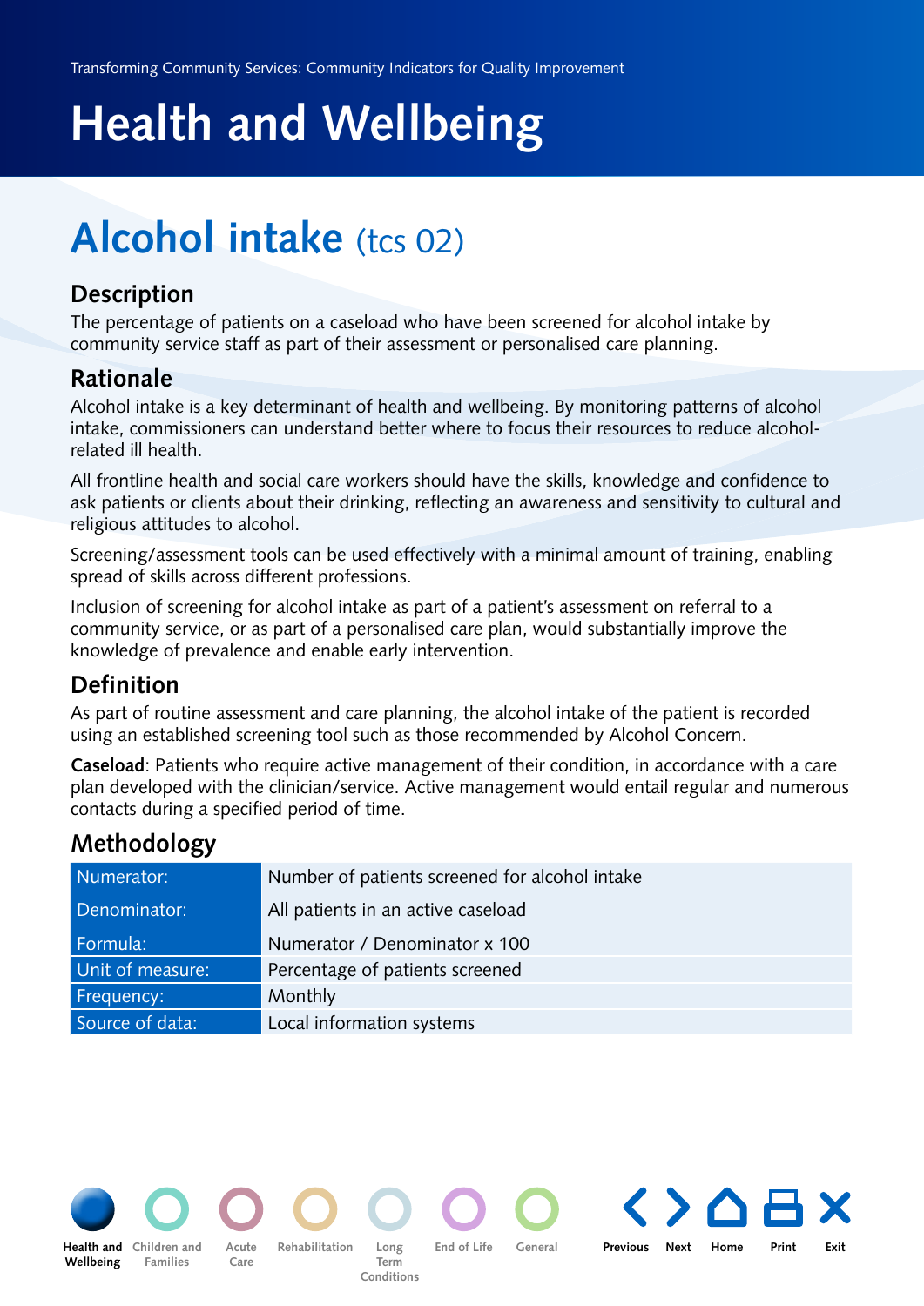# Health and Wellbeing

## Alcohol intake (tcs 02)

### Description

The percentage of patients on a caseload who have been screened for alcohol intake by community service staff as part of their assessment or personalised care planning.

### Rationale

Alcohol intake is a key determinant of health and wellbeing. By monitoring patterns of alcohol intake, commissioners can understand better where to focus their resources to reduce alcohol-related ill health.

All frontline health and social care workers should have the skills, knowledge and confidence to ask patients or clients about their drinking, reflecting an awareness and sensitivity to cultural and religious attitudes to alcohol.

Screening/assessment tools can be used effectively with a minimal amount of training, enabling spread of skills across different professions.

Inclusion of screening for alcohol intake as part of a patient's assessment on referral to a community service, or as part of a personalised care plan, would substantially improve the knowledge of prevalence and enable early intervention.

### Definition

As part of routine assessment and care planning, the alcohol intake of the patient is recorded using an established screening tool such as those recommended by Alcohol Concern.

**Caseload**: Patients who require active management of their condition, in accordance with a care plan developed with the clinician/service. Active management would entail regular and numerous contacts during a specified period of time.

### Methodology

| | |
|---|---|
| Numerator: | Number of patients screened for alcohol intake |
| Denominator: | All patients in an active caseload |
| Formula: | Numerator / Denominator x 100 |
| Unit of measure: | Percentage of patients screened |
| Frequency: | Monthly |
| Source of data: | Local information systems |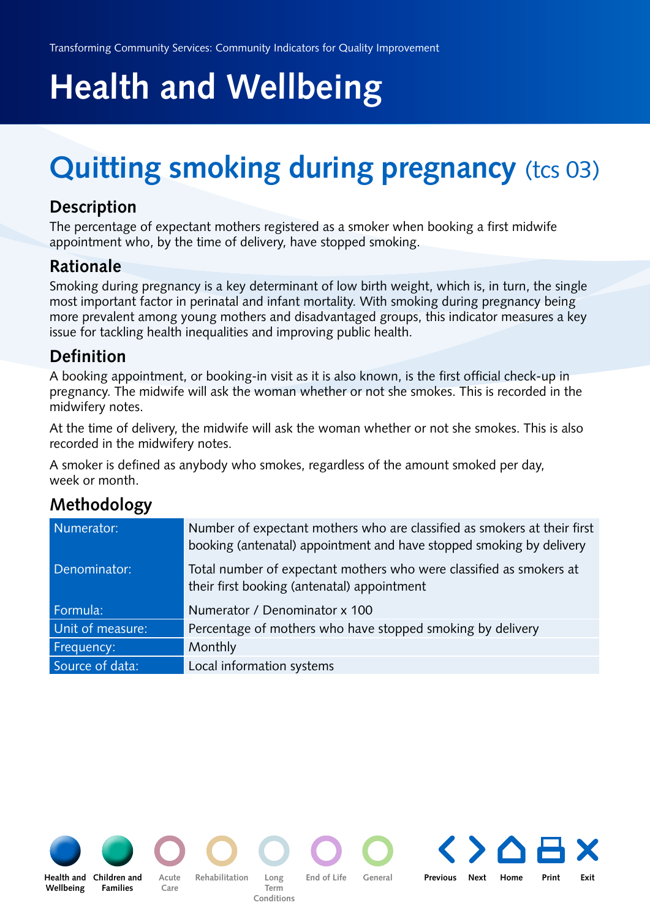# Health and Wellbeing

## Quitting smoking during pregnancy (tcs 03)

### Description

The percentage of expectant mothers registered as a smoker when booking a first midwife appointment who, by the time of delivery, have stopped smoking.

### Rationale

Smoking during pregnancy is a key determinant of low birth weight, which is, in turn, the single most important factor in perinatal and infant mortality. With smoking during pregnancy being more prevalent among young mothers and disadvantaged groups, this indicator measures a key issue for tackling health inequalities and improving public health.

### Definition

A booking appointment, or booking-in visit as it is also known, is the first official check-up in pregnancy. The midwife will ask the woman whether or not she smokes. This is recorded in the midwifery notes.

At the time of delivery, the midwife will ask the woman whether or not she smokes. This is also recorded in the midwifery notes.

A smoker is defined as anybody who smokes, regardless of the amount smoked per day, week or month.

### Methodology

| | |
|---|---|
| Numerator: | Number of expectant mothers who are classified as smokers at their first booking (antenatal) appointment and have stopped smoking by delivery |
| Denominator: | Total number of expectant mothers who were classified as smokers at their first booking (antenatal) appointment |
| Formula: | Numerator / Denominator x 100 |
| Unit of measure: | Percentage of mothers who have stopped smoking by delivery |
| Frequency: | Monthly |
| Source of data: | Local information systems |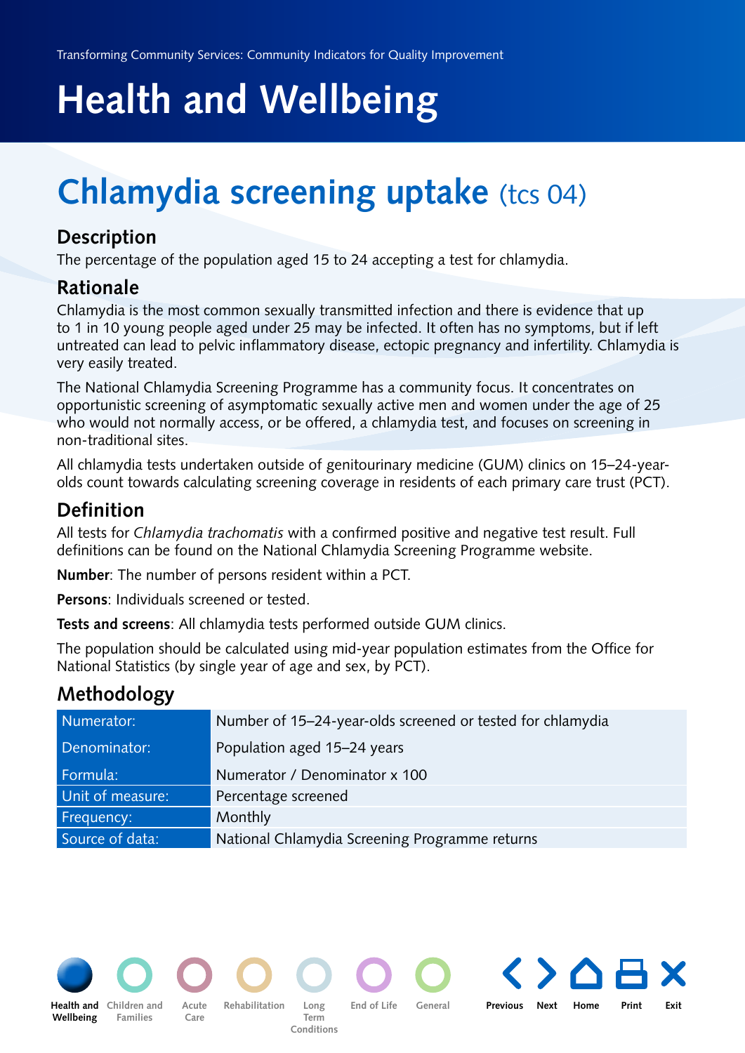Transforming Community Services: Community Indicators for Quality Improvement

# Health and Wellbeing

## Chlamydia screening uptake (tcs 04)

### Description

The percentage of the population aged 15 to 24 accepting a test for chlamydia.

### Rationale

Chlamydia is the most common sexually transmitted infection and there is evidence that up to 1 in 10 young people aged under 25 may be infected. It often has no symptoms, but if left untreated can lead to pelvic inflammatory disease, ectopic pregnancy and infertility. Chlamydia is very easily treated.

The National Chlamydia Screening Programme has a community focus. It concentrates on opportunistic screening of asymptomatic sexually active men and women under the age of 25 who would not normally access, or be offered, a chlamydia test, and focuses on screening in non-traditional sites.

All chlamydia tests undertaken outside of genitourinary medicine (GUM) clinics on 15–24-year-olds count towards calculating screening coverage in residents of each primary care trust (PCT).

### Definition

All tests for *Chlamydia trachomatis* with a confirmed positive and negative test result. Full definitions can be found on the National Chlamydia Screening Programme website.

**Number**: The number of persons resident within a PCT.

**Persons**: Individuals screened or tested.

**Tests and screens**: All chlamydia tests performed outside GUM clinics.

The population should be calculated using mid-year population estimates from the Office for National Statistics (by single year of age and sex, by PCT).

### Methodology

| | |
|---|---|
| Numerator: | Number of 15–24-year-olds screened or tested for chlamydia |
| Denominator: | Population aged 15–24 years |
| Formula: | Numerator / Denominator x 100 |
| Unit of measure: | Percentage screened |
| Frequency: | Monthly |
| Source of data: | National Chlamydia Screening Programme returns |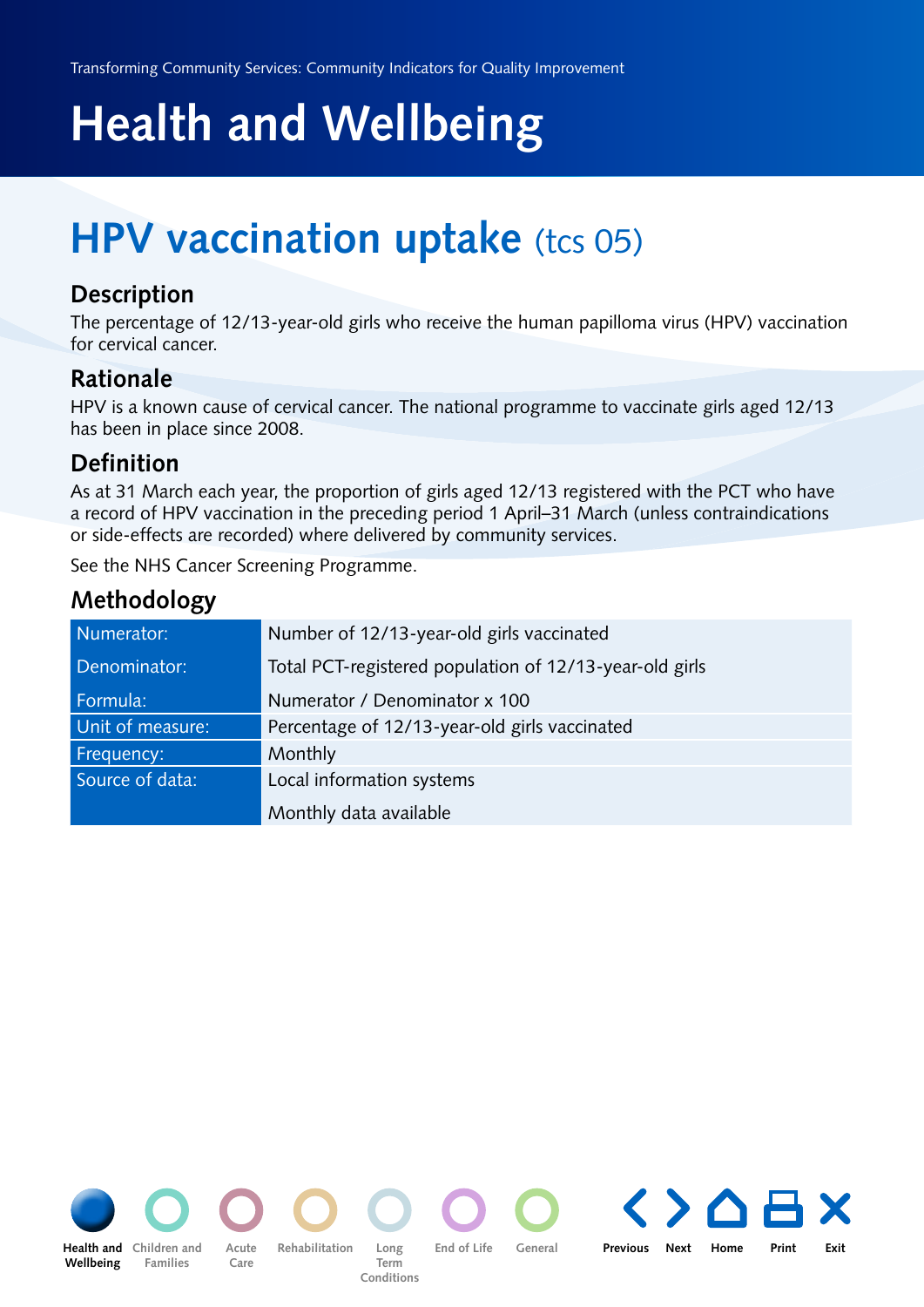# Health and Wellbeing

## HPV vaccination uptake (tcs 05)

### Description

The percentage of 12/13-year-old girls who receive the human papilloma virus (HPV) vaccination for cervical cancer.

### Rationale

HPV is a known cause of cervical cancer. The national programme to vaccinate girls aged 12/13 has been in place since 2008.

### Definition

As at 31 March each year, the proportion of girls aged 12/13 registered with the PCT who have a record of HPV vaccination in the preceding period 1 April–31 March (unless contraindications or side-effects are recorded) where delivered by community services.

See the NHS Cancer Screening Programme.

### Methodology

| | |
|---|---|
| Numerator: | Number of 12/13-year-old girls vaccinated |
| Denominator: | Total PCT-registered population of 12/13-year-old girls |
| Formula: | Numerator / Denominator x 100 |
| Unit of measure: | Percentage of 12/13-year-old girls vaccinated |
| Frequency: | Monthly |
| Source of data: | Local information systems<br>Monthly data available |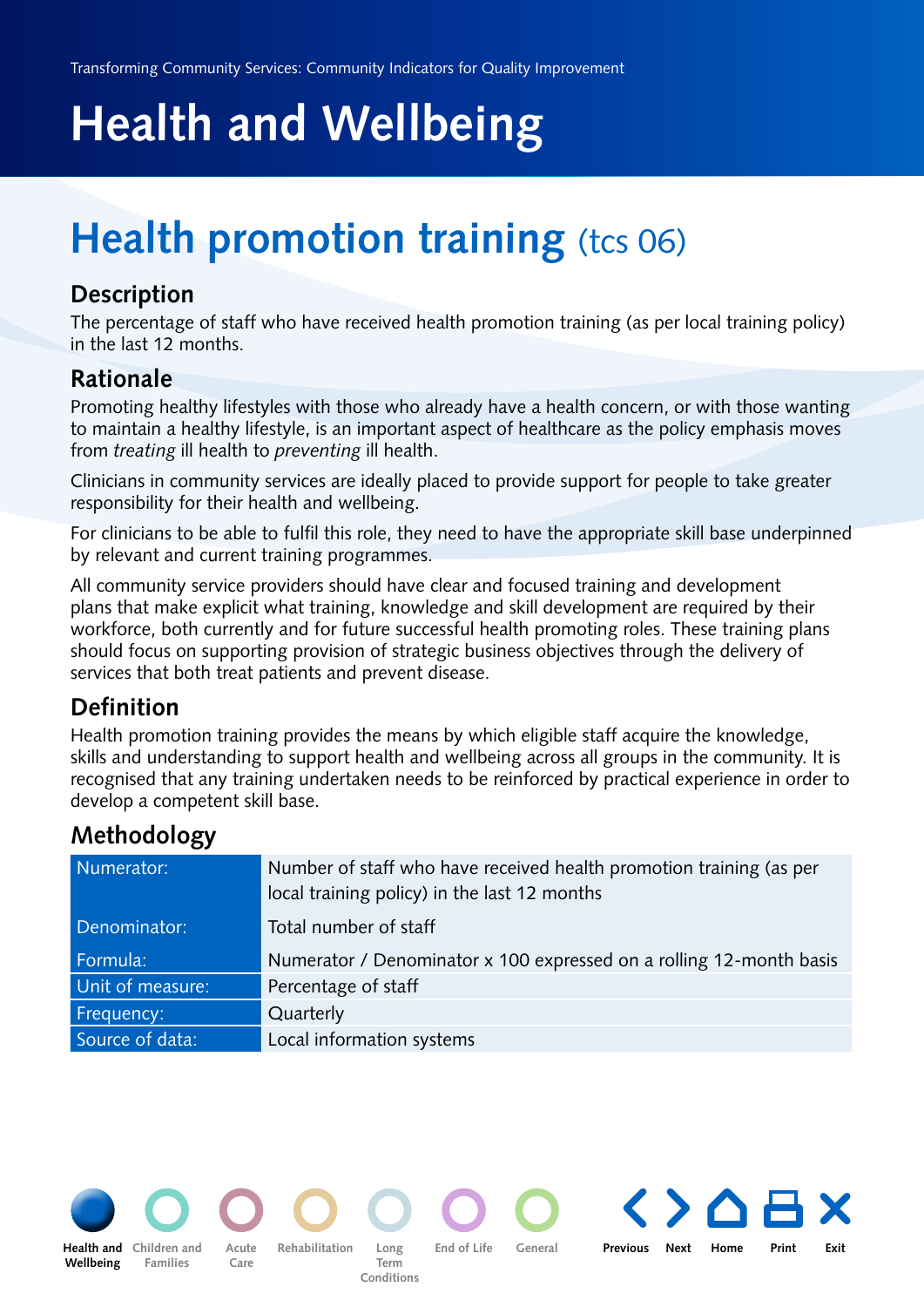# Health and Wellbeing

## Health promotion training (tcs 06)

### Description

The percentage of staff who have received health promotion training (as per local training policy) in the last 12 months.

### Rationale

Promoting healthy lifestyles with those who already have a health concern, or with those wanting to maintain a healthy lifestyle, is an important aspect of healthcare as the policy emphasis moves from *treating* ill health to *preventing* ill health.

Clinicians in community services are ideally placed to provide support for people to take greater responsibility for their health and wellbeing.

For clinicians to be able to fulfil this role, they need to have the appropriate skill base underpinned by relevant and current training programmes.

All community service providers should have clear and focused training and development plans that make explicit what training, knowledge and skill development are required by their workforce, both currently and for future successful health promoting roles. These training plans should focus on supporting provision of strategic business objectives through the delivery of services that both treat patients and prevent disease.

### Definition

Health promotion training provides the means by which eligible staff acquire the knowledge, skills and understanding to support health and wellbeing across all groups in the community. It is recognised that any training undertaken needs to be reinforced by practical experience in order to develop a competent skill base.

### Methodology

| | |
|---|---|
| Numerator: | Number of staff who have received health promotion training (as per local training policy) in the last 12 months |
| Denominator: | Total number of staff |
| Formula: | Numerator / Denominator x 100 expressed on a rolling 12-month basis |
| Unit of measure: | Percentage of staff |
| Frequency: | Quarterly |
| Source of data: | Local information systems |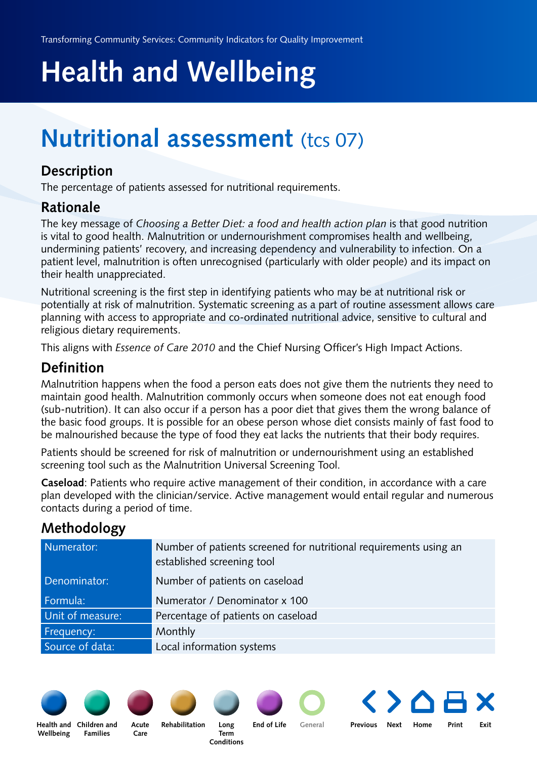Transforming Community Services: Community Indicators for Quality Improvement

# Health and Wellbeing

## Nutritional assessment (tcs 07)

### Description

The percentage of patients assessed for nutritional requirements.

### Rationale

The key message of *Choosing a Better Diet: a food and health action plan* is that good nutrition is vital to good health. Malnutrition or undernourishment compromises health and wellbeing, undermining patients' recovery, and increasing dependency and vulnerability to infection. On a patient level, malnutrition is often unrecognised (particularly with older people) and its impact on their health unappreciated.

Nutritional screening is the first step in identifying patients who may be at nutritional risk or potentially at risk of malnutrition. Systematic screening as a part of routine assessment allows care planning with access to appropriate and co-ordinated nutritional advice, sensitive to cultural and religious dietary requirements.

This aligns with *Essence of Care 2010* and the Chief Nursing Officer's High Impact Actions.

### Definition

Malnutrition happens when the food a person eats does not give them the nutrients they need to maintain good health. Malnutrition commonly occurs when someone does not eat enough food (sub-nutrition). It can also occur if a person has a poor diet that gives them the wrong balance of the basic food groups. It is possible for an obese person whose diet consists mainly of fast food to be malnourished because the type of food they eat lacks the nutrients that their body requires.

Patients should be screened for risk of malnutrition or undernourishment using an established screening tool such as the Malnutrition Universal Screening Tool.

**Caseload**: Patients who require active management of their condition, in accordance with a care plan developed with the clinician/service. Active management would entail regular and numerous contacts during a period of time.

### Methodology

| | |
|---|---|
| Numerator: | Number of patients screened for nutritional requirements using an established screening tool |
| Denominator: | Number of patients on caseload |
| Formula: | Numerator / Denominator x 100 |
| Unit of measure: | Percentage of patients on caseload |
| Frequency: | Monthly |
| Source of data: | Local information systems |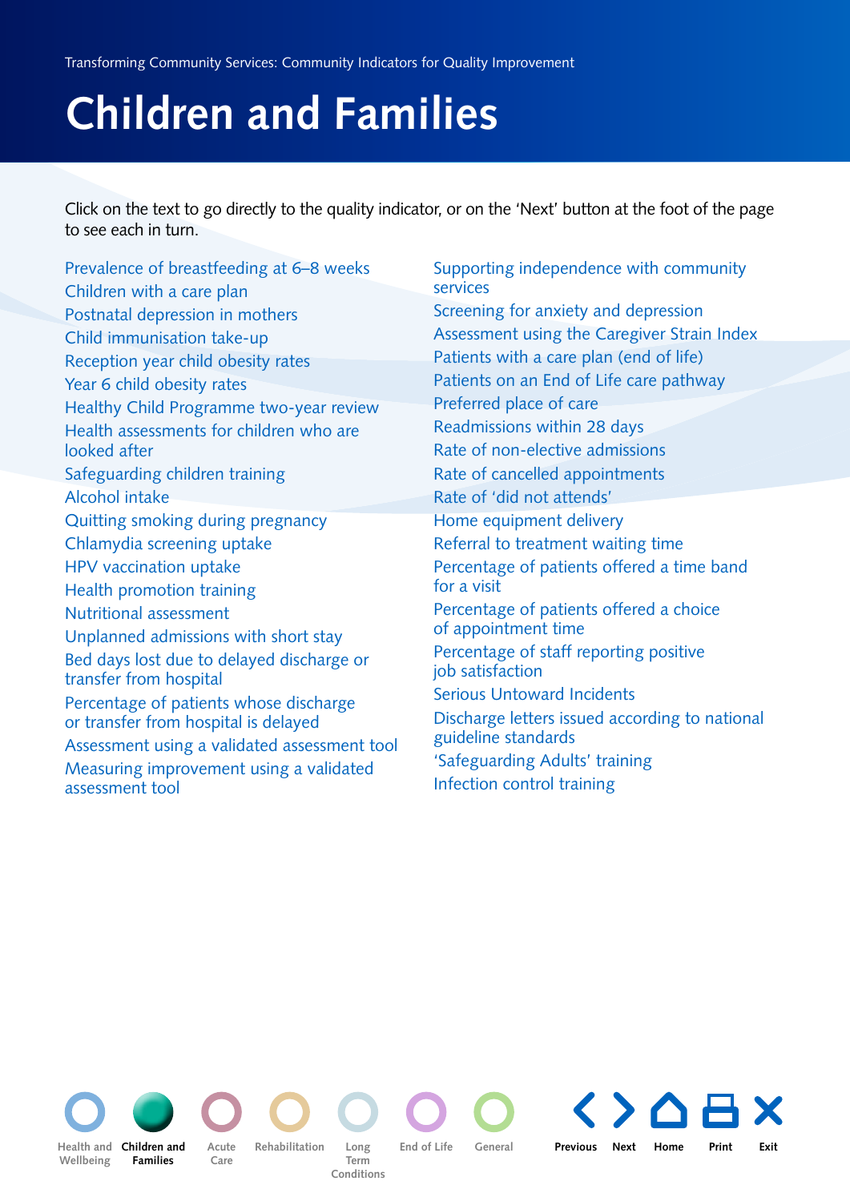# Children and Families

Click on the text to go directly to the quality indicator, or on the 'Next' button at the foot of the page to see each in turn.

- Prevalence of breastfeeding at 6–8 weeks
- Children with a care plan
- Postnatal depression in mothers
- Child immunisation take-up
- Reception year child obesity rates
- Year 6 child obesity rates
- Healthy Child Programme two-year review
- Health assessments for children who are looked after
- Safeguarding children training
- Alcohol intake
- Quitting smoking during pregnancy
- Chlamydia screening uptake
- HPV vaccination uptake
- Health promotion training
- Nutritional assessment
- Unplanned admissions with short stay
- Bed days lost due to delayed discharge or transfer from hospital
- Percentage of patients whose discharge or transfer from hospital is delayed
- Assessment using a validated assessment tool
- Measuring improvement using a validated assessment tool
- Supporting independence with community services
- Screening for anxiety and depression
- Assessment using the Caregiver Strain Index
- Patients with a care plan (end of life)
- Patients on an End of Life care pathway
- Preferred place of care
- Readmissions within 28 days
- Rate of non-elective admissions
- Rate of cancelled appointments
- Rate of 'did not attends'
- Home equipment delivery
- Referral to treatment waiting time
- Percentage of patients offered a time band for a visit
- Percentage of patients offered a choice of appointment time
- Percentage of staff reporting positive job satisfaction
- Serious Untoward Incidents
- Discharge letters issued according to national guideline standards
- 'Safeguarding Adults' training
- Infection control training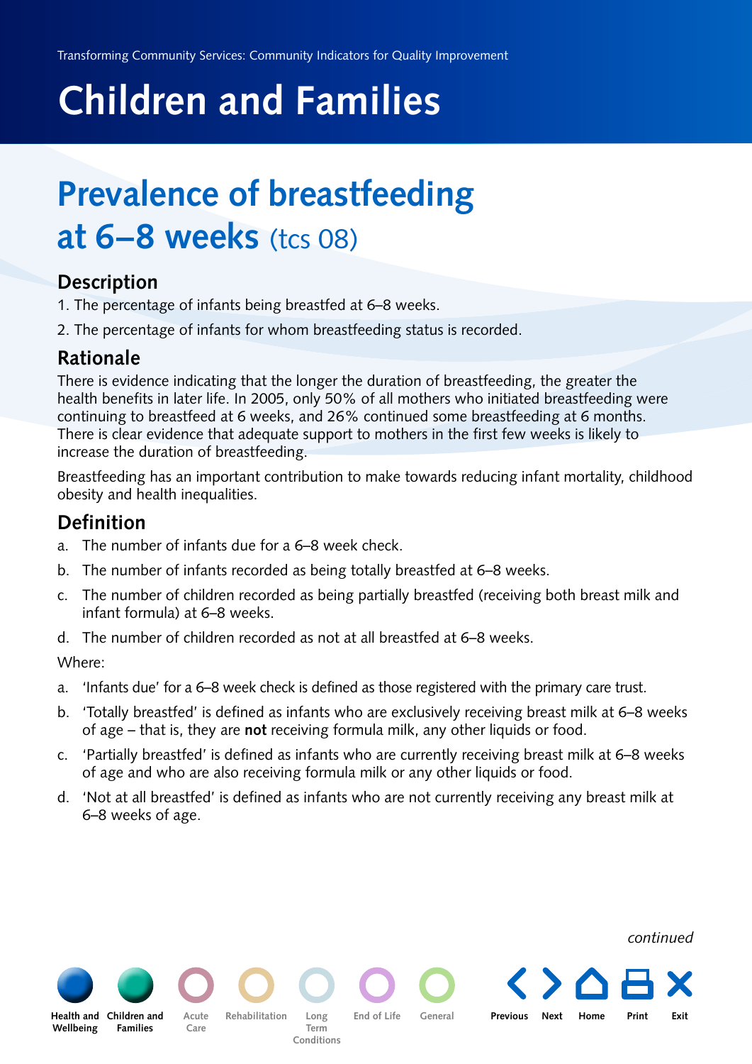# Children and Families

## Prevalence of breastfeeding at 6–8 weeks (tcs 08)

### Description

1. The percentage of infants being breastfed at 6–8 weeks.
2. The percentage of infants for whom breastfeeding status is recorded.

### Rationale

There is evidence indicating that the longer the duration of breastfeeding, the greater the health benefits in later life. In 2005, only 50% of all mothers who initiated breastfeeding were continuing to breastfeed at 6 weeks, and 26% continued some breastfeeding at 6 months. There is clear evidence that adequate support to mothers in the first few weeks is likely to increase the duration of breastfeeding.

Breastfeeding has an important contribution to make towards reducing infant mortality, childhood obesity and health inequalities.

### Definition

a. The number of infants due for a 6–8 week check.

b. The number of infants recorded as being totally breastfed at 6–8 weeks.

c. The number of children recorded as being partially breastfed (receiving both breast milk and infant formula) at 6–8 weeks.

d. The number of children recorded as not at all breastfed at 6–8 weeks.

Where:

a. 'Infants due' for a 6–8 week check is defined as those registered with the primary care trust.

b. 'Totally breastfed' is defined as infants who are exclusively receiving breast milk at 6–8 weeks of age – that is, they are **not** receiving formula milk, any other liquids or food.

c. 'Partially breastfed' is defined as infants who are currently receiving breast milk at 6–8 weeks of age and who are also receiving formula milk or any other liquids or food.

d. 'Not at all breastfed' is defined as infants who are not currently receiving any breast milk at 6–8 weeks of age.

*continued*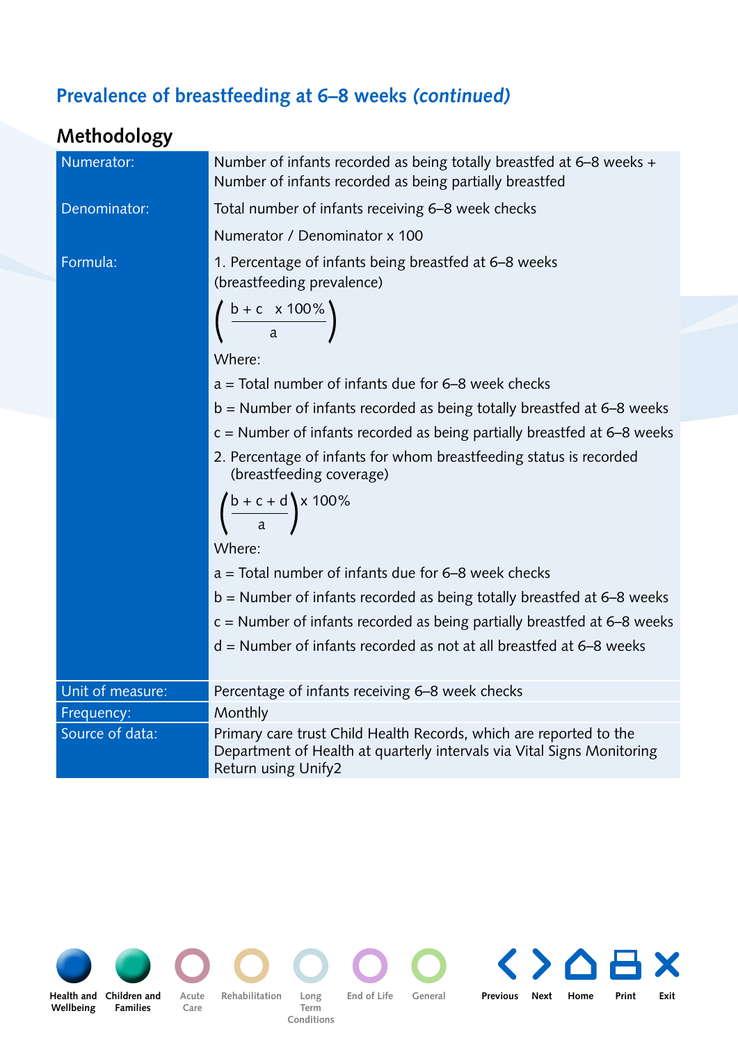## Prevalence of breastfeeding at 6–8 weeks *(continued)*

### Methodology

| | |
|---|---|
| Numerator: | Number of infants recorded as being totally breastfed at 6–8 weeks + Number of infants recorded as being partially breastfed |
| Denominator: | Total number of infants receiving 6–8 week checks |
| | Numerator / Denominator x 100 |
| Formula: | 1. Percentage of infants being breastfed at 6–8 weeks (breastfeeding prevalence)<br>$\left(\frac{b + c \quad x\ 100\%}{a}\right)$<br>Where:<br>a = Total number of infants due for 6–8 week checks<br>b = Number of infants recorded as being totally breastfed at 6–8 weeks<br>c = Number of infants recorded as being partially breastfed at 6–8 weeks<br>2. Percentage of infants for whom breastfeeding status is recorded (breastfeeding coverage)<br>$\left(\frac{b + c + d}{a}\right) x\ 100\%$<br>Where:<br>a = Total number of infants due for 6–8 week checks<br>b = Number of infants recorded as being totally breastfed at 6–8 weeks<br>c = Number of infants recorded as being partially breastfed at 6–8 weeks<br>d = Number of infants recorded as not at all breastfed at 6–8 weeks |
| Unit of measure: | Percentage of infants receiving 6–8 week checks |
| Frequency: | Monthly |
| Source of data: | Primary care trust Child Health Records, which are reported to the Department of Health at quarterly intervals via Vital Signs Monitoring Return using Unify2 |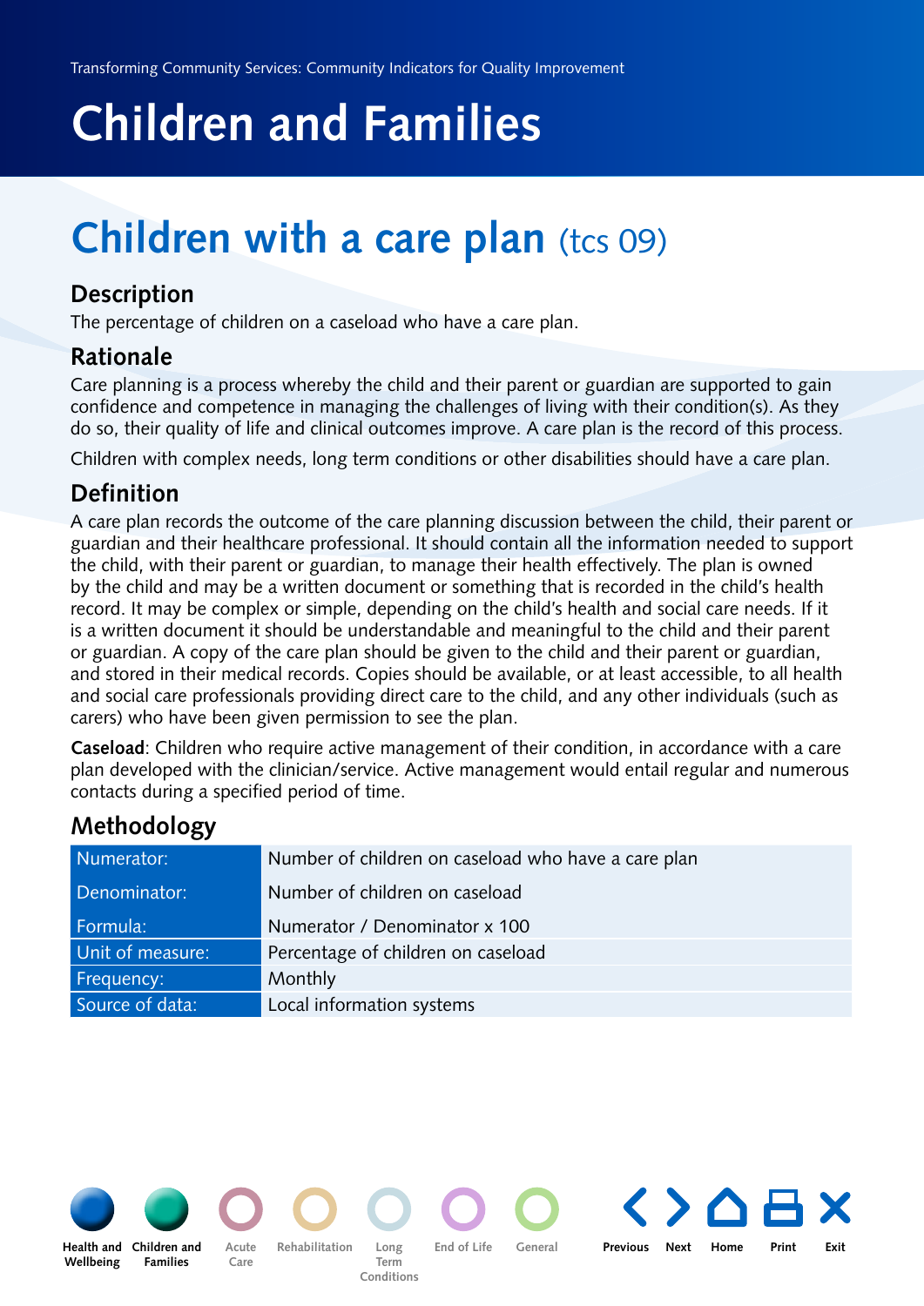# Children and Families

## Children with a care plan (tcs 09)

### Description

The percentage of children on a caseload who have a care plan.

### Rationale

Care planning is a process whereby the child and their parent or guardian are supported to gain confidence and competence in managing the challenges of living with their condition(s). As they do so, their quality of life and clinical outcomes improve. A care plan is the record of this process.

Children with complex needs, long term conditions or other disabilities should have a care plan.

### Definition

A care plan records the outcome of the care planning discussion between the child, their parent or guardian and their healthcare professional. It should contain all the information needed to support the child, with their parent or guardian, to manage their health effectively. The plan is owned by the child and may be a written document or something that is recorded in the child's health record. It may be complex or simple, depending on the child's health and social care needs. If it is a written document it should be understandable and meaningful to the child and their parent or guardian. A copy of the care plan should be given to the child and their parent or guardian, and stored in their medical records. Copies should be available, or at least accessible, to all health and social care professionals providing direct care to the child, and any other individuals (such as carers) who have been given permission to see the plan.

**Caseload**: Children who require active management of their condition, in accordance with a care plan developed with the clinician/service. Active management would entail regular and numerous contacts during a specified period of time.

### Methodology

| | |
|---|---|
| Numerator: | Number of children on caseload who have a care plan |
| Denominator: | Number of children on caseload |
| Formula: | Numerator / Denominator x 100 |
| Unit of measure: | Percentage of children on caseload |
| Frequency: | Monthly |
| Source of data: | Local information systems |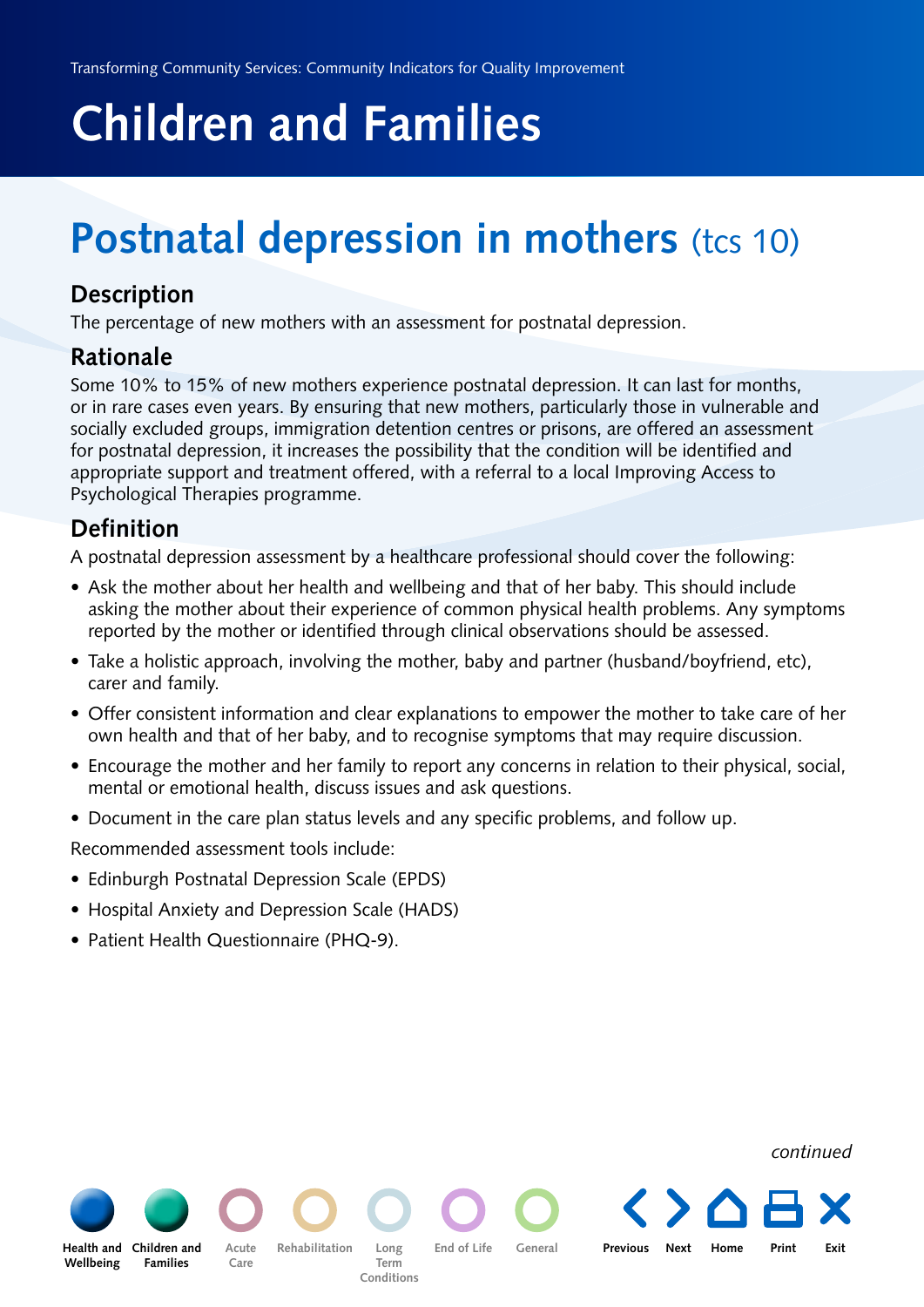# Children and Families

## Postnatal depression in mothers (tcs 10)

### Description

The percentage of new mothers with an assessment for postnatal depression.

### Rationale

Some 10% to 15% of new mothers experience postnatal depression. It can last for months, or in rare cases even years. By ensuring that new mothers, particularly those in vulnerable and socially excluded groups, immigration detention centres or prisons, are offered an assessment for postnatal depression, it increases the possibility that the condition will be identified and appropriate support and treatment offered, with a referral to a local Improving Access to Psychological Therapies programme.

### Definition

A postnatal depression assessment by a healthcare professional should cover the following:

- Ask the mother about her health and wellbeing and that of her baby. This should include asking the mother about their experience of common physical health problems. Any symptoms reported by the mother or identified through clinical observations should be assessed.
- Take a holistic approach, involving the mother, baby and partner (husband/boyfriend, etc), carer and family.
- Offer consistent information and clear explanations to empower the mother to take care of her own health and that of her baby, and to recognise symptoms that may require discussion.
- Encourage the mother and her family to report any concerns in relation to their physical, social, mental or emotional health, discuss issues and ask questions.
- Document in the care plan status levels and any specific problems, and follow up.

Recommended assessment tools include:

- Edinburgh Postnatal Depression Scale (EPDS)
- Hospital Anxiety and Depression Scale (HADS)
- Patient Health Questionnaire (PHQ-9).

*continued*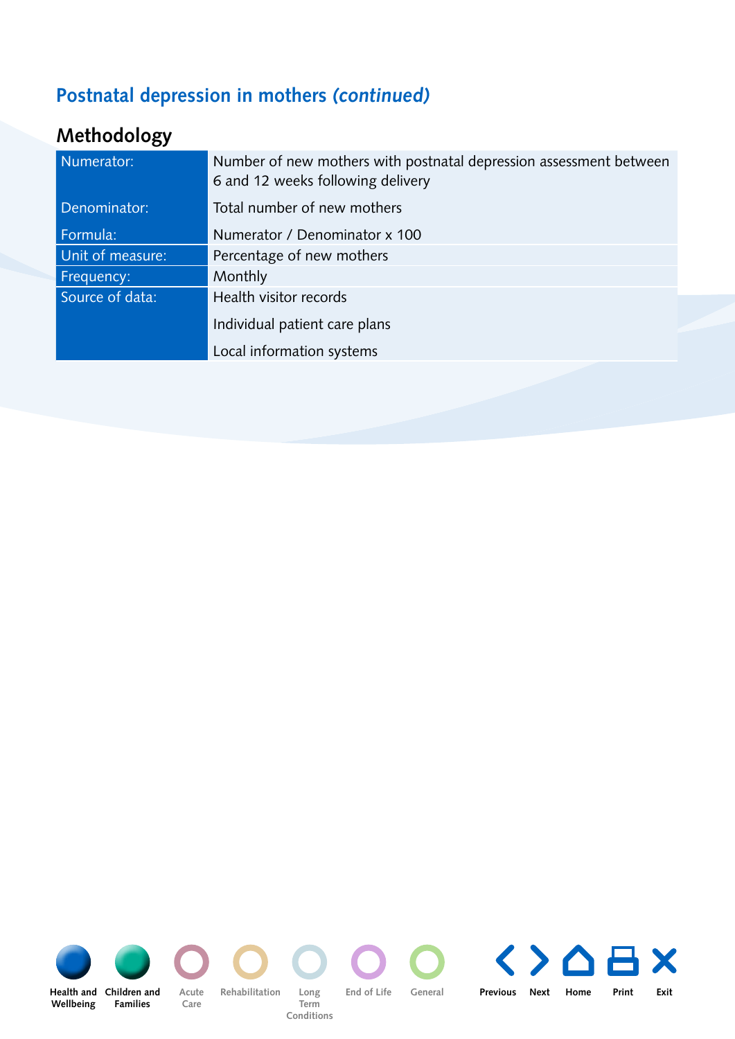## Postnatal depression in mothers *(continued)*

### Methodology

| | |
|---|---|
| Numerator: | Number of new mothers with postnatal depression assessment between 6 and 12 weeks following delivery |
| Denominator: | Total number of new mothers |
| Formula: | Numerator / Denominator x 100 |
| Unit of measure: | Percentage of new mothers |
| Frequency: | Monthly |
| Source of data: | Health visitor records<br>Individual patient care plans<br>Local information systems |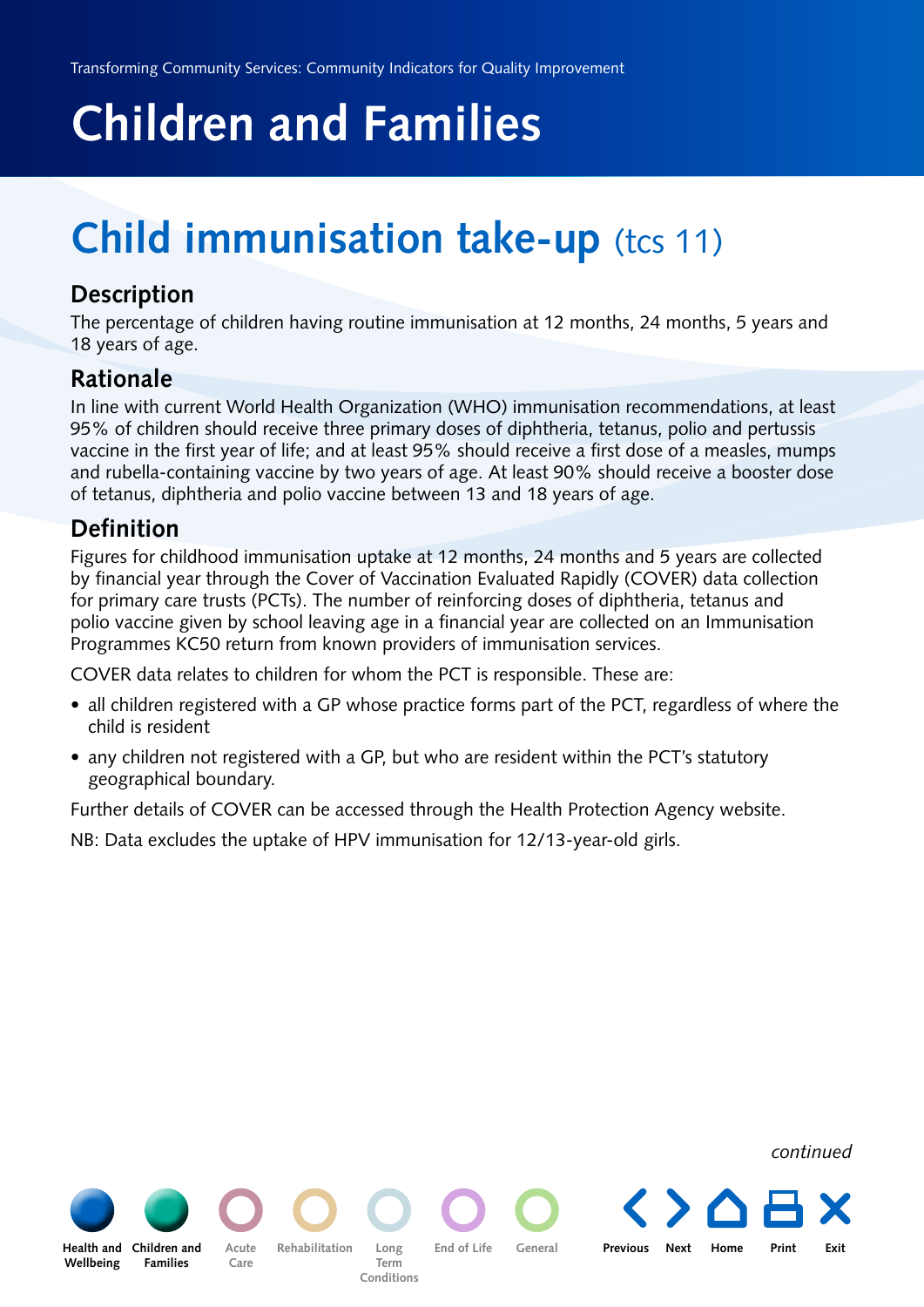# Children and Families

## Child immunisation take-up (tcs 11)

### Description

The percentage of children having routine immunisation at 12 months, 24 months, 5 years and 18 years of age.

### Rationale

In line with current World Health Organization (WHO) immunisation recommendations, at least 95% of children should receive three primary doses of diphtheria, tetanus, polio and pertussis vaccine in the first year of life; and at least 95% should receive a first dose of a measles, mumps and rubella-containing vaccine by two years of age. At least 90% should receive a booster dose of tetanus, diphtheria and polio vaccine between 13 and 18 years of age.

### Definition

Figures for childhood immunisation uptake at 12 months, 24 months and 5 years are collected by financial year through the Cover of Vaccination Evaluated Rapidly (COVER) data collection for primary care trusts (PCTs). The number of reinforcing doses of diphtheria, tetanus and polio vaccine given by school leaving age in a financial year are collected on an Immunisation Programmes KC50 return from known providers of immunisation services.

COVER data relates to children for whom the PCT is responsible. These are:

- all children registered with a GP whose practice forms part of the PCT, regardless of where the child is resident
- any children not registered with a GP, but who are resident within the PCT's statutory geographical boundary.

Further details of COVER can be accessed through the Health Protection Agency website.

NB: Data excludes the uptake of HPV immunisation for 12/13-year-old girls.

*continued*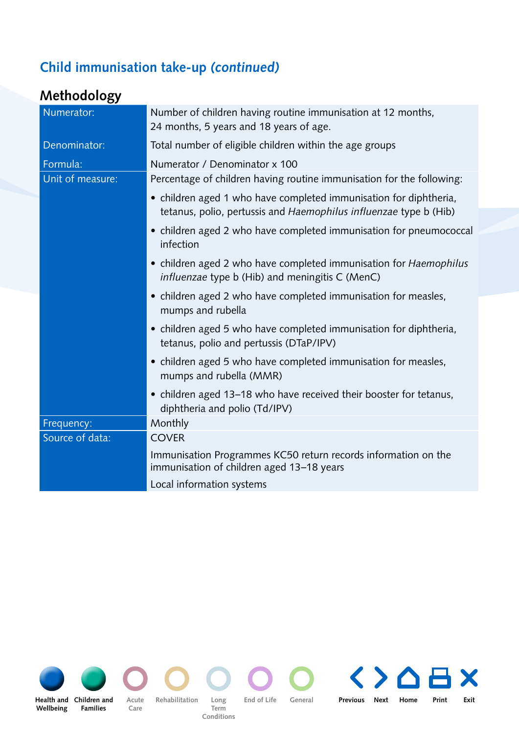## Child immunisation take-up *(continued)*

### Methodology

| | |
|---|---|
| Numerator: | Number of children having routine immunisation at 12 months, 24 months, 5 years and 18 years of age. |
| Denominator: | Total number of eligible children within the age groups |
| Formula: | Numerator / Denominator x 100 |
| Unit of measure: | Percentage of children having routine immunisation for the following:<br>• children aged 1 who have completed immunisation for diphtheria, tetanus, polio, pertussis and *Haemophilus influenzae* type b (Hib)<br>• children aged 2 who have completed immunisation for pneumococcal infection<br>• children aged 2 who have completed immunisation for *Haemophilus influenzae* type b (Hib) and meningitis C (MenC)<br>• children aged 2 who have completed immunisation for measles, mumps and rubella<br>• children aged 5 who have completed immunisation for diphtheria, tetanus, polio and pertussis (DTaP/IPV)<br>• children aged 5 who have completed immunisation for measles, mumps and rubella (MMR)<br>• children aged 13–18 who have received their booster for tetanus, diphtheria and polio (Td/IPV) |
| Frequency: | Monthly |
| Source of data: | COVER<br>Immunisation Programmes KC50 return records information on the immunisation of children aged 13–18 years<br>Local information systems |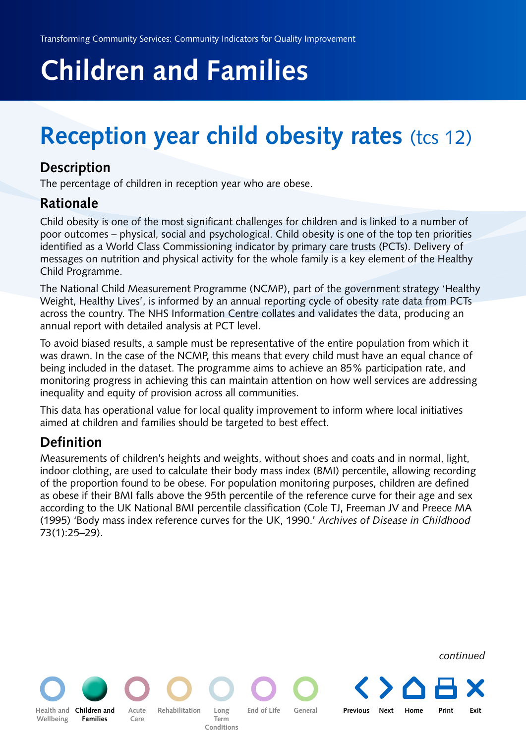# Children and Families

## Reception year child obesity rates (tcs 12)

### Description

The percentage of children in reception year who are obese.

### Rationale

Child obesity is one of the most significant challenges for children and is linked to a number of poor outcomes – physical, social and psychological. Child obesity is one of the top ten priorities identified as a World Class Commissioning indicator by primary care trusts (PCTs). Delivery of messages on nutrition and physical activity for the whole family is a key element of the Healthy Child Programme.

The National Child Measurement Programme (NCMP), part of the government strategy 'Healthy Weight, Healthy Lives', is informed by an annual reporting cycle of obesity rate data from PCTs across the country. The NHS Information Centre collates and validates the data, producing an annual report with detailed analysis at PCT level.

To avoid biased results, a sample must be representative of the entire population from which it was drawn. In the case of the NCMP, this means that every child must have an equal chance of being included in the dataset. The programme aims to achieve an 85% participation rate, and monitoring progress in achieving this can maintain attention on how well services are addressing inequality and equity of provision across all communities.

This data has operational value for local quality improvement to inform where local initiatives aimed at children and families should be targeted to best effect.

### Definition

Measurements of children's heights and weights, without shoes and coats and in normal, light, indoor clothing, are used to calculate their body mass index (BMI) percentile, allowing recording of the proportion found to be obese. For population monitoring purposes, children are defined as obese if their BMI falls above the 95th percentile of the reference curve for their age and sex according to the UK National BMI percentile classification (Cole TJ, Freeman JV and Preece MA (1995) 'Body mass index reference curves for the UK, 1990.' *Archives of Disease in Childhood* 73(1):25–29).

*continued*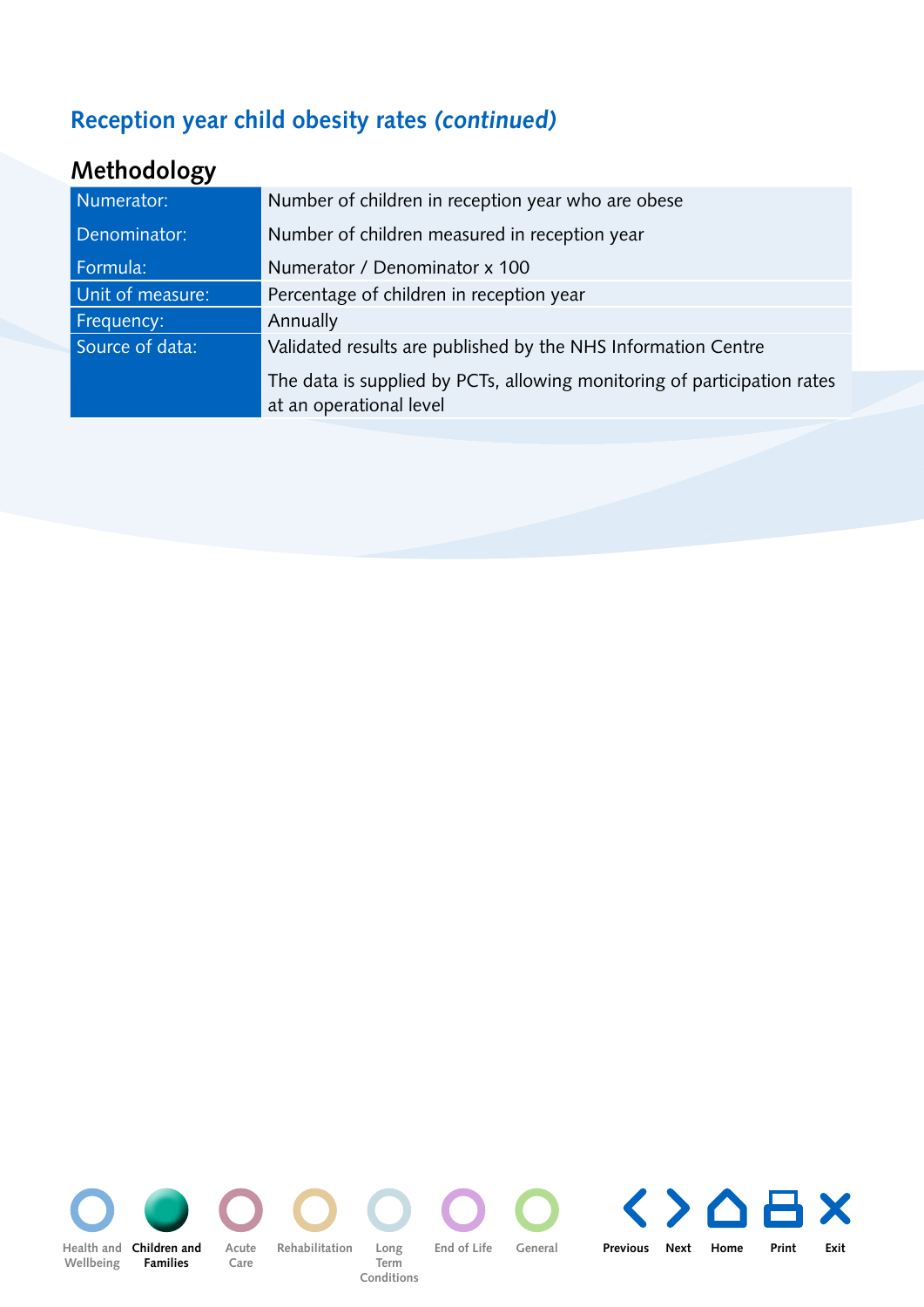## Reception year child obesity rates *(continued)*

### Methodology

| | |
|---|---|
| Numerator: | Number of children in reception year who are obese |
| Denominator: | Number of children measured in reception year |
| Formula: | Numerator / Denominator x 100 |
| Unit of measure: | Percentage of children in reception year |
| Frequency: | Annually |
| Source of data: | Validated results are published by the NHS Information Centre<br><br>The data is supplied by PCTs, allowing monitoring of participation rates at an operational level |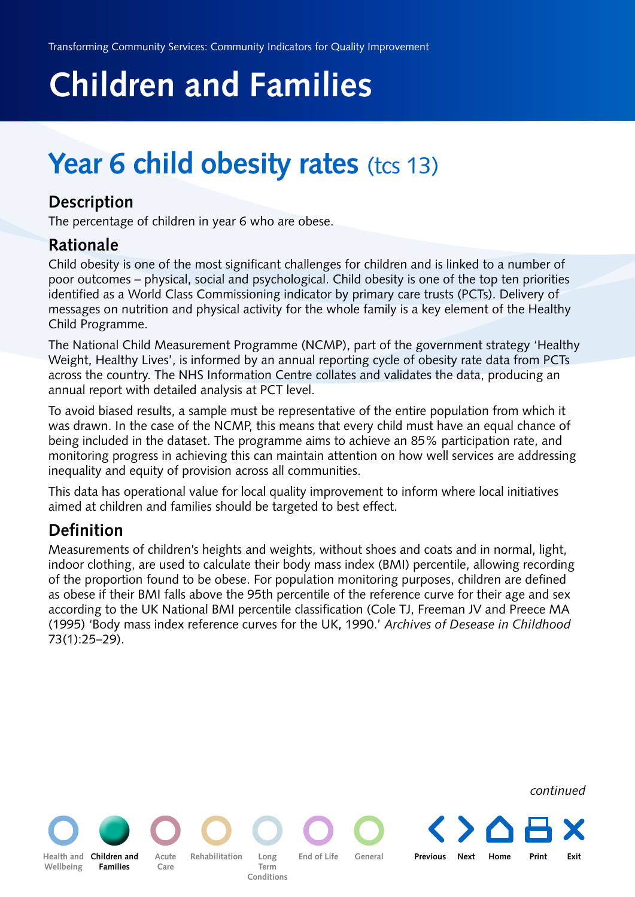# Children and Families

## Year 6 child obesity rates (tcs 13)

### Description

The percentage of children in year 6 who are obese.

### Rationale

Child obesity is one of the most significant challenges for children and is linked to a number of poor outcomes – physical, social and psychological. Child obesity is one of the top ten priorities identified as a World Class Commissioning indicator by primary care trusts (PCTs). Delivery of messages on nutrition and physical activity for the whole family is a key element of the Healthy Child Programme.

The National Child Measurement Programme (NCMP), part of the government strategy 'Healthy Weight, Healthy Lives', is informed by an annual reporting cycle of obesity rate data from PCTs across the country. The NHS Information Centre collates and validates the data, producing an annual report with detailed analysis at PCT level.

To avoid biased results, a sample must be representative of the entire population from which it was drawn. In the case of the NCMP, this means that every child must have an equal chance of being included in the dataset. The programme aims to achieve an 85% participation rate, and monitoring progress in achieving this can maintain attention on how well services are addressing inequality and equity of provision across all communities.

This data has operational value for local quality improvement to inform where local initiatives aimed at children and families should be targeted to best effect.

### Definition

Measurements of children's heights and weights, without shoes and coats and in normal, light, indoor clothing, are used to calculate their body mass index (BMI) percentile, allowing recording of the proportion found to be obese. For population monitoring purposes, children are defined as obese if their BMI falls above the 95th percentile of the reference curve for their age and sex according to the UK National BMI percentile classification (Cole TJ, Freeman JV and Preece MA (1995) 'Body mass index reference curves for the UK, 1990.' *Archives of Desease in Childhood* 73(1):25–29).

*continued*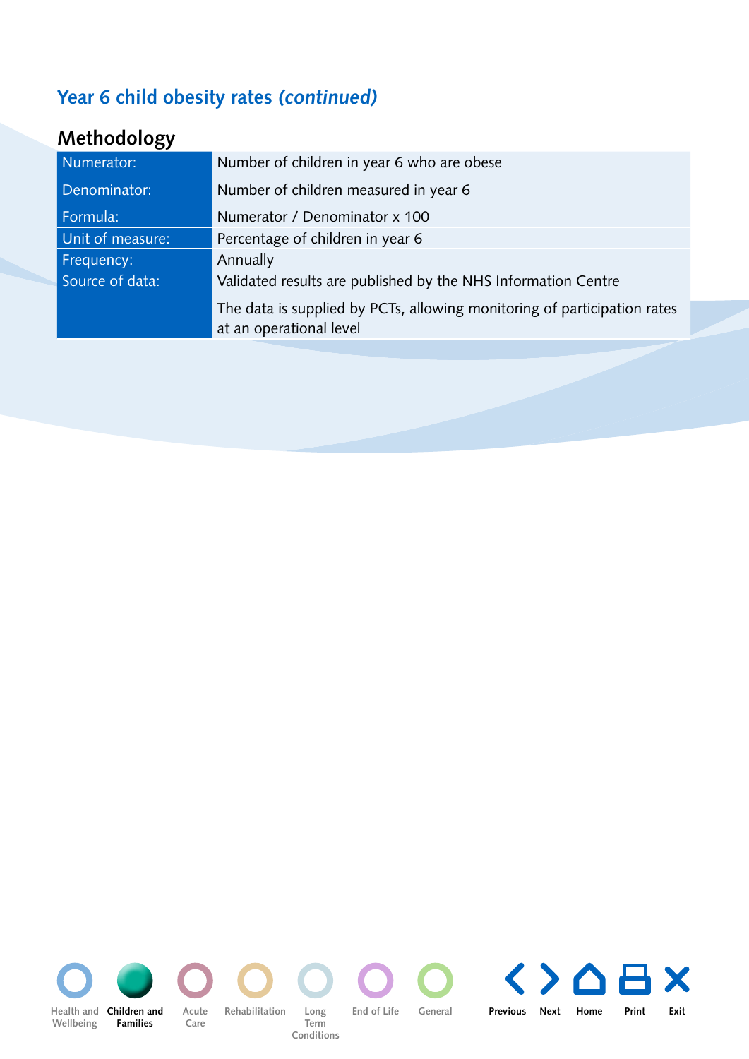## Year 6 child obesity rates *(continued)*

### Methodology

| | |
|---|---|
| Numerator: | Number of children in year 6 who are obese |
| Denominator: | Number of children measured in year 6 |
| Formula: | Numerator / Denominator x 100 |
| Unit of measure: | Percentage of children in year 6 |
| Frequency: | Annually |
| Source of data: | Validated results are published by the NHS Information Centre<br><br>The data is supplied by PCTs, allowing monitoring of participation rates at an operational level |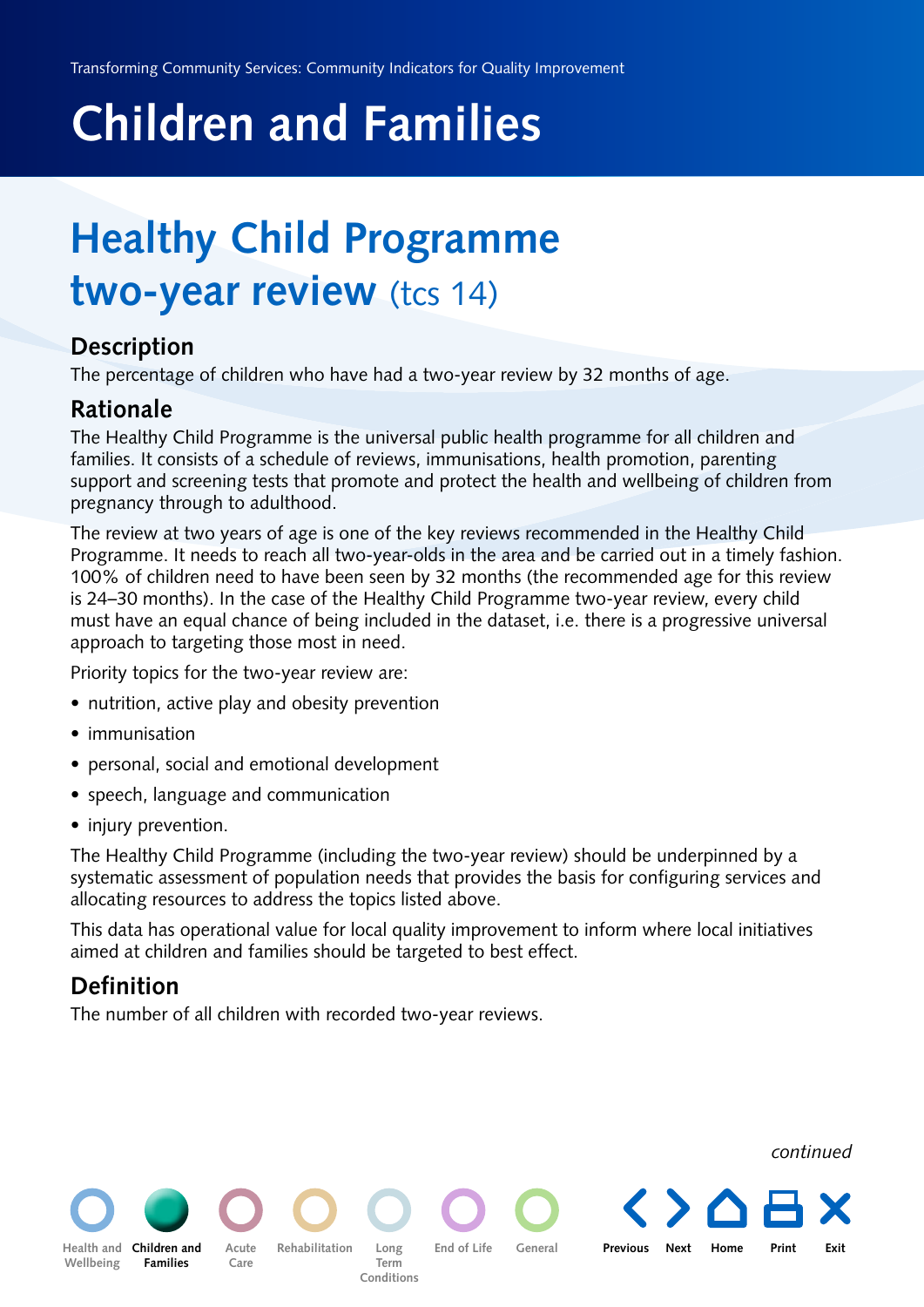# Children and Families

## Healthy Child Programme two-year review (tcs 14)

### Description

The percentage of children who have had a two-year review by 32 months of age.

### Rationale

The Healthy Child Programme is the universal public health programme for all children and families. It consists of a schedule of reviews, immunisations, health promotion, parenting support and screening tests that promote and protect the health and wellbeing of children from pregnancy through to adulthood.

The review at two years of age is one of the key reviews recommended in the Healthy Child Programme. It needs to reach all two-year-olds in the area and be carried out in a timely fashion. 100% of children need to have been seen by 32 months (the recommended age for this review is 24–30 months). In the case of the Healthy Child Programme two-year review, every child must have an equal chance of being included in the dataset, i.e. there is a progressive universal approach to targeting those most in need.

Priority topics for the two-year review are:

- nutrition, active play and obesity prevention
- immunisation
- personal, social and emotional development
- speech, language and communication
- injury prevention.

The Healthy Child Programme (including the two-year review) should be underpinned by a systematic assessment of population needs that provides the basis for configuring services and allocating resources to address the topics listed above.

This data has operational value for local quality improvement to inform where local initiatives aimed at children and families should be targeted to best effect.

### Definition

The number of all children with recorded two-year reviews.

*continued*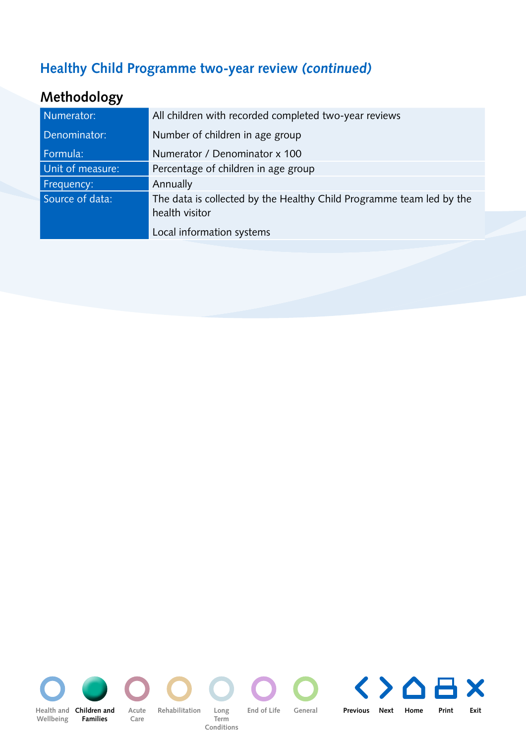## Healthy Child Programme two-year review *(continued)*

### Methodology

| | |
|---|---|
| Numerator: | All children with recorded completed two-year reviews |
| Denominator: | Number of children in age group |
| Formula: | Numerator / Denominator x 100 |
| Unit of measure: | Percentage of children in age group |
| Frequency: | Annually |
| Source of data: | The data is collected by the Healthy Child Programme team led by the health visitor<br><br>Local information systems |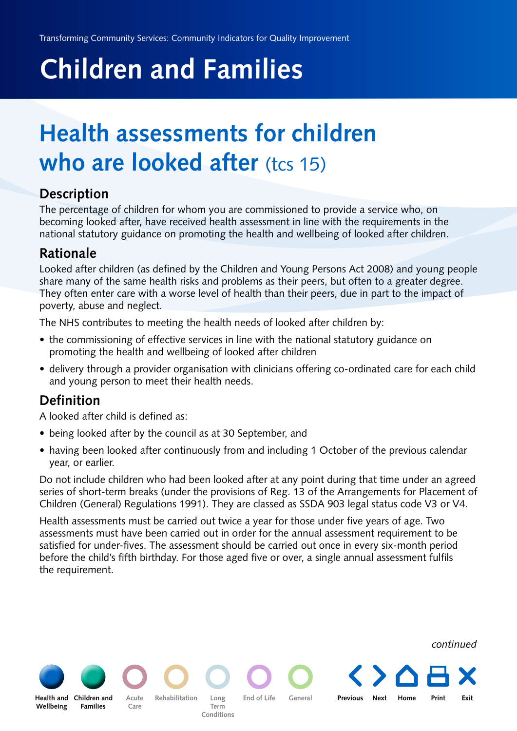# Children and Families

## Health assessments for children who are looked after (tcs 15)

### Description

The percentage of children for whom you are commissioned to provide a service who, on becoming looked after, have received health assessment in line with the requirements in the national statutory guidance on promoting the health and wellbeing of looked after children.

### Rationale

Looked after children (as defined by the Children and Young Persons Act 2008) and young people share many of the same health risks and problems as their peers, but often to a greater degree. They often enter care with a worse level of health than their peers, due in part to the impact of poverty, abuse and neglect.

The NHS contributes to meeting the health needs of looked after children by:

- the commissioning of effective services in line with the national statutory guidance on promoting the health and wellbeing of looked after children
- delivery through a provider organisation with clinicians offering co-ordinated care for each child and young person to meet their health needs.

### Definition

A looked after child is defined as:

- being looked after by the council as at 30 September, and
- having been looked after continuously from and including 1 October of the previous calendar year, or earlier.

Do not include children who had been looked after at any point during that time under an agreed series of short-term breaks (under the provisions of Reg. 13 of the Arrangements for Placement of Children (General) Regulations 1991). They are classed as SSDA 903 legal status code V3 or V4.

Health assessments must be carried out twice a year for those under five years of age. Two assessments must have been carried out in order for the annual assessment requirement to be satisfied for under-fives. The assessment should be carried out once in every six-month period before the child's fifth birthday. For those aged five or over, a single annual assessment fulfils the requirement.

*continued*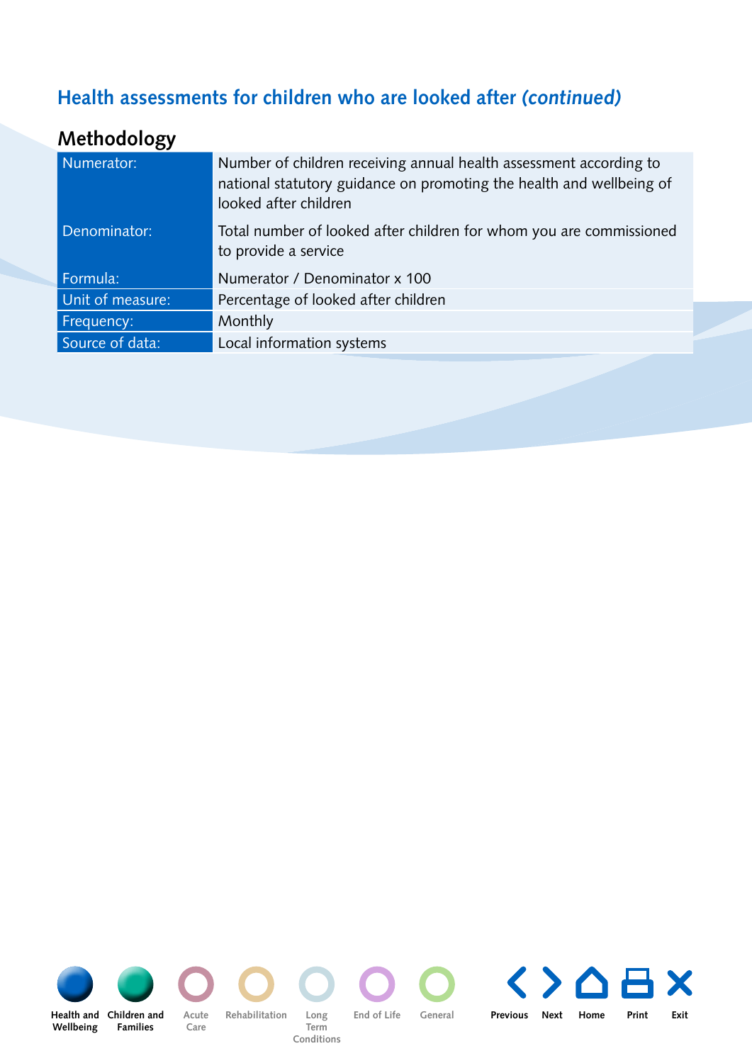## Health assessments for children who are looked after *(continued)*

### Methodology

| | |
|---|---|
| Numerator: | Number of children receiving annual health assessment according to national statutory guidance on promoting the health and wellbeing of looked after children |
| Denominator: | Total number of looked after children for whom you are commissioned to provide a service |
| Formula: | Numerator / Denominator x 100 |
| Unit of measure: | Percentage of looked after children |
| Frequency: | Monthly |
| Source of data: | Local information systems |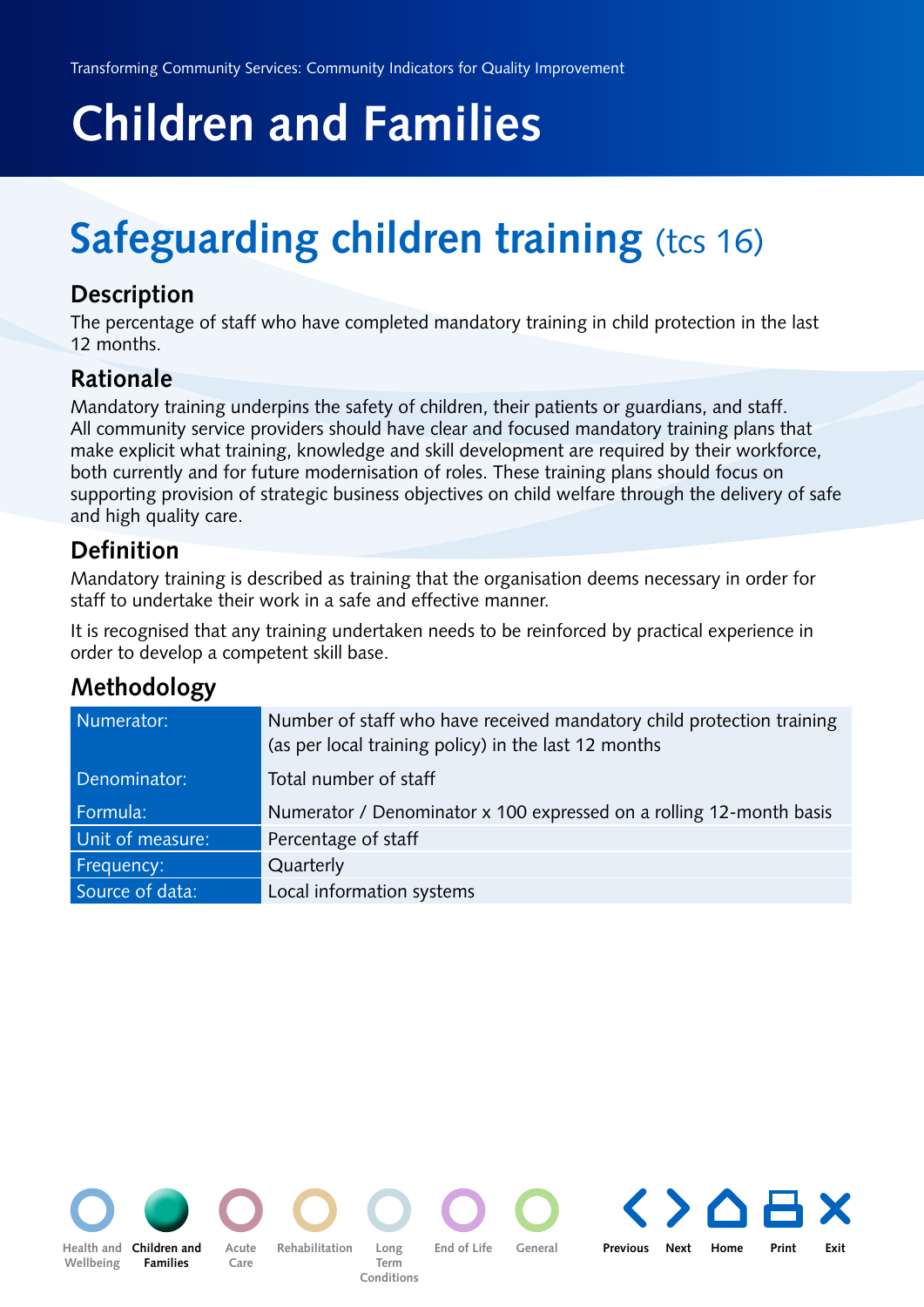# Children and Families

## Safeguarding children training (tcs 16)

### Description

The percentage of staff who have completed mandatory training in child protection in the last 12 months.

### Rationale

Mandatory training underpins the safety of children, their patients or guardians, and staff. All community service providers should have clear and focused mandatory training plans that make explicit what training, knowledge and skill development are required by their workforce, both currently and for future modernisation of roles. These training plans should focus on supporting provision of strategic business objectives on child welfare through the delivery of safe and high quality care.

### Definition

Mandatory training is described as training that the organisation deems necessary in order for staff to undertake their work in a safe and effective manner.

It is recognised that any training undertaken needs to be reinforced by practical experience in order to develop a competent skill base.

### Methodology

| | |
|---|---|
| Numerator: | Number of staff who have received mandatory child protection training (as per local training policy) in the last 12 months |
| Denominator: | Total number of staff |
| Formula: | Numerator / Denominator x 100 expressed on a rolling 12-month basis |
| Unit of measure: | Percentage of staff |
| Frequency: | Quarterly |
| Source of data: | Local information systems |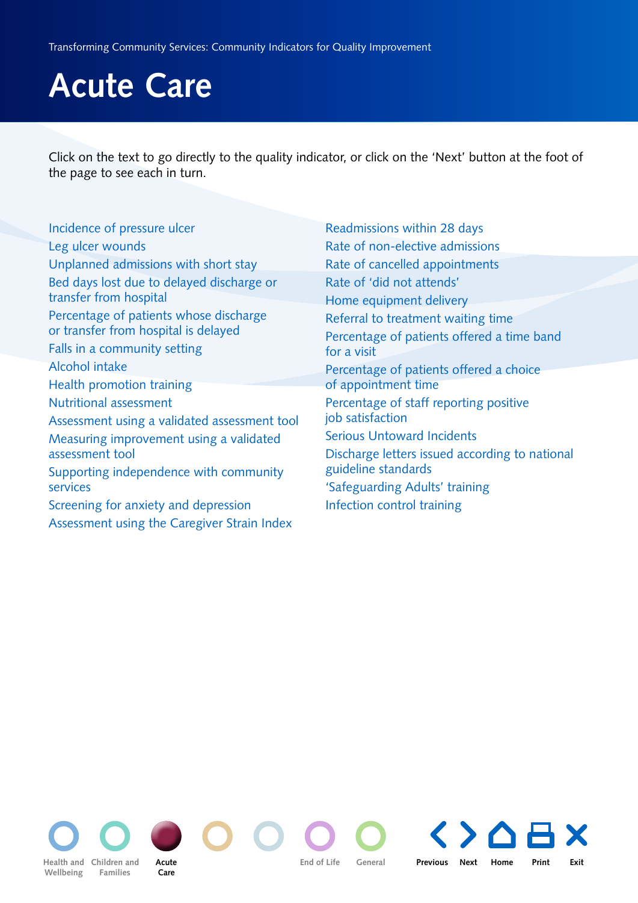# Acute Care

Click on the text to go directly to the quality indicator, or click on the 'Next' button at the foot of the page to see each in turn.

- Incidence of pressure ulcer
- Leg ulcer wounds
- Unplanned admissions with short stay
- Bed days lost due to delayed discharge or transfer from hospital
- Percentage of patients whose discharge or transfer from hospital is delayed
- Falls in a community setting
- Alcohol intake
- Health promotion training
- Nutritional assessment
- Assessment using a validated assessment tool
- Measuring improvement using a validated assessment tool
- Supporting independence with community services
- Screening for anxiety and depression
- Assessment using the Caregiver Strain Index
- Readmissions within 28 days
- Rate of non-elective admissions
- Rate of cancelled appointments
- Rate of 'did not attends'
- Home equipment delivery
- Referral to treatment waiting time
- Percentage of patients offered a time band for a visit
- Percentage of patients offered a choice of appointment time
- Percentage of staff reporting positive job satisfaction
- Serious Untoward Incidents
- Discharge letters issued according to national guideline standards
- 'Safeguarding Adults' training
- Infection control training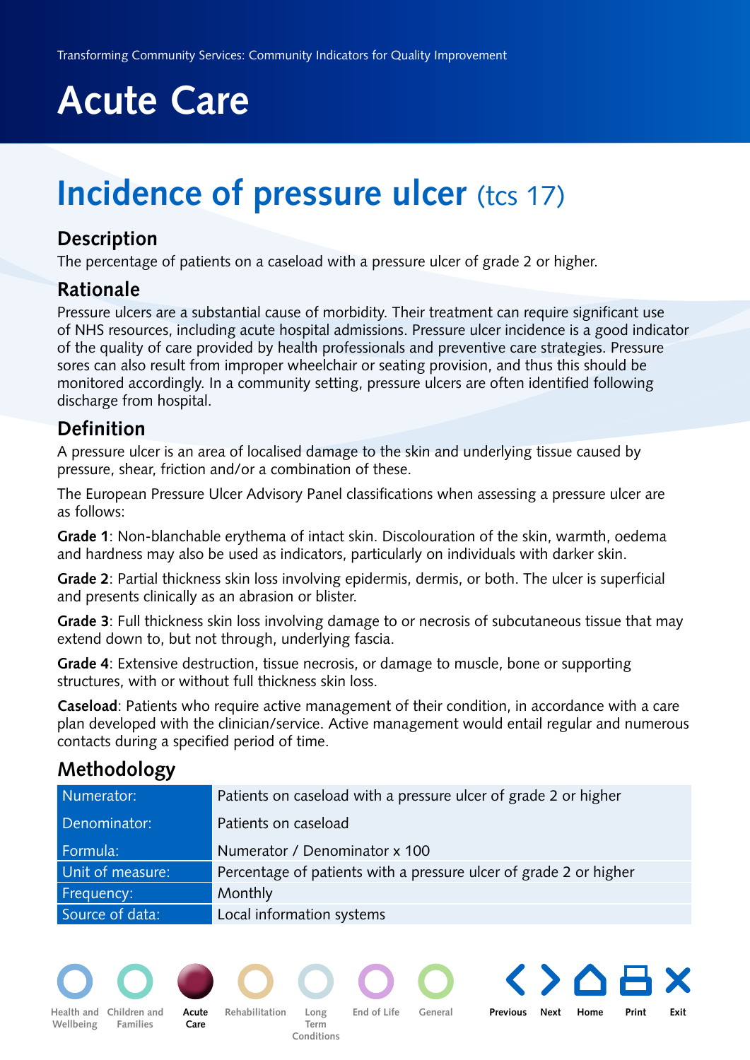Transforming Community Services: Community Indicators for Quality Improvement

# Acute Care

## Incidence of pressure ulcer (tcs 17)

### Description

The percentage of patients on a caseload with a pressure ulcer of grade 2 or higher.

### Rationale

Pressure ulcers are a substantial cause of morbidity. Their treatment can require significant use of NHS resources, including acute hospital admissions. Pressure ulcer incidence is a good indicator of the quality of care provided by health professionals and preventive care strategies. Pressure sores can also result from improper wheelchair or seating provision, and thus this should be monitored accordingly. In a community setting, pressure ulcers are often identified following discharge from hospital.

### Definition

A pressure ulcer is an area of localised damage to the skin and underlying tissue caused by pressure, shear, friction and/or a combination of these.

The European Pressure Ulcer Advisory Panel classifications when assessing a pressure ulcer are as follows:

**Grade 1**: Non-blanchable erythema of intact skin. Discolouration of the skin, warmth, oedema and hardness may also be used as indicators, particularly on individuals with darker skin.

**Grade 2**: Partial thickness skin loss involving epidermis, dermis, or both. The ulcer is superficial and presents clinically as an abrasion or blister.

**Grade 3**: Full thickness skin loss involving damage to or necrosis of subcutaneous tissue that may extend down to, but not through, underlying fascia.

**Grade 4**: Extensive destruction, tissue necrosis, or damage to muscle, bone or supporting structures, with or without full thickness skin loss.

**Caseload**: Patients who require active management of their condition, in accordance with a care plan developed with the clinician/service. Active management would entail regular and numerous contacts during a specified period of time.

### Methodology

| | |
|---|---|
| Numerator: | Patients on caseload with a pressure ulcer of grade 2 or higher |
| Denominator: | Patients on caseload |
| Formula: | Numerator / Denominator x 100 |
| Unit of measure: | Percentage of patients with a pressure ulcer of grade 2 or higher |
| Frequency: | Monthly |
| Source of data: | Local information systems |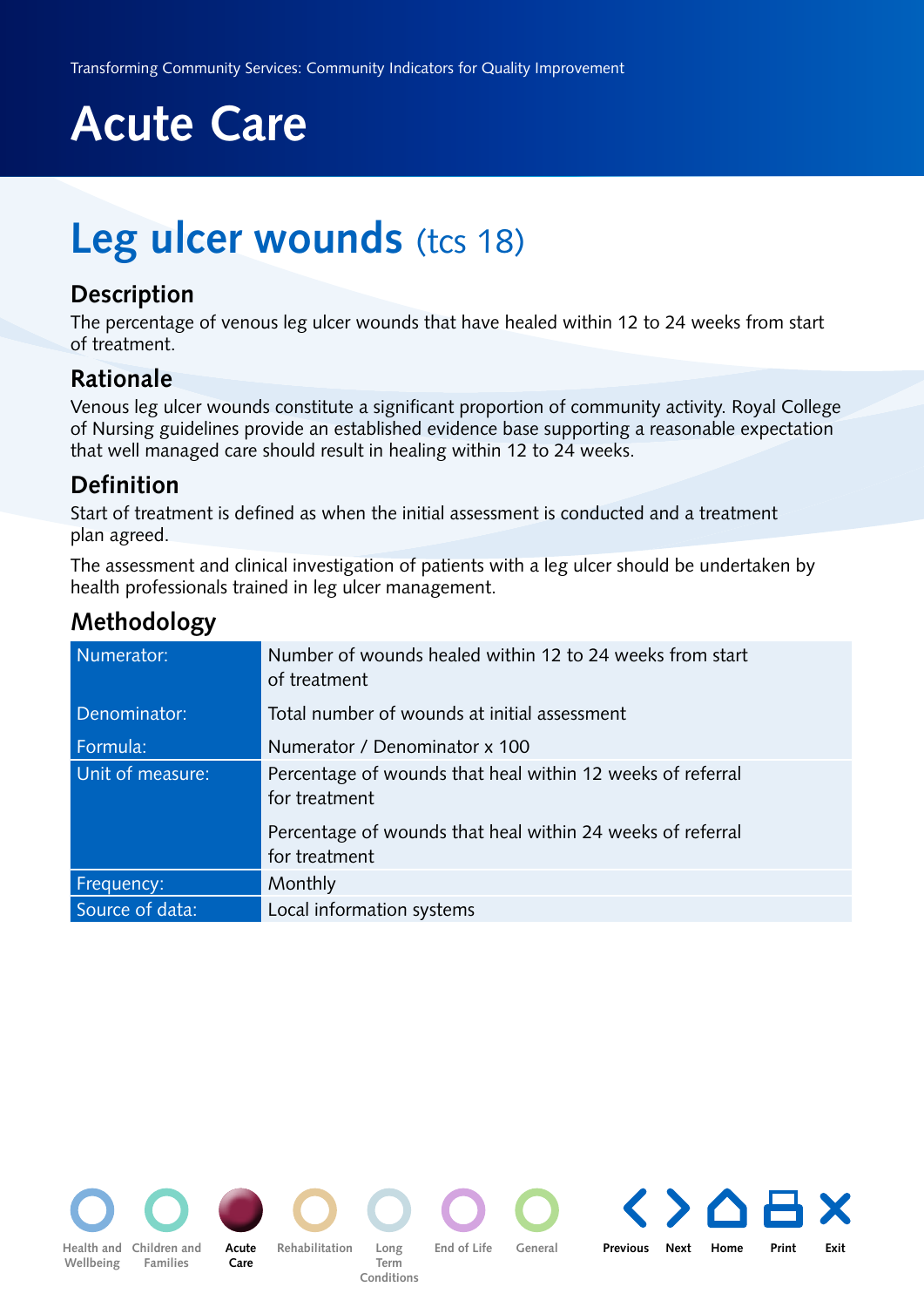# Acute Care

## Leg ulcer wounds (tcs 18)

### Description

The percentage of venous leg ulcer wounds that have healed within 12 to 24 weeks from start of treatment.

### Rationale

Venous leg ulcer wounds constitute a significant proportion of community activity. Royal College of Nursing guidelines provide an established evidence base supporting a reasonable expectation that well managed care should result in healing within 12 to 24 weeks.

### Definition

Start of treatment is defined as when the initial assessment is conducted and a treatment plan agreed.

The assessment and clinical investigation of patients with a leg ulcer should be undertaken by health professionals trained in leg ulcer management.

### Methodology

| | |
|---|---|
| Numerator: | Number of wounds healed within 12 to 24 weeks from start of treatment |
| Denominator: | Total number of wounds at initial assessment |
| Formula: | Numerator / Denominator x 100 |
| Unit of measure: | Percentage of wounds that heal within 12 weeks of referral for treatment<br><br>Percentage of wounds that heal within 24 weeks of referral for treatment |
| Frequency: | Monthly |
| Source of data: | Local information systems |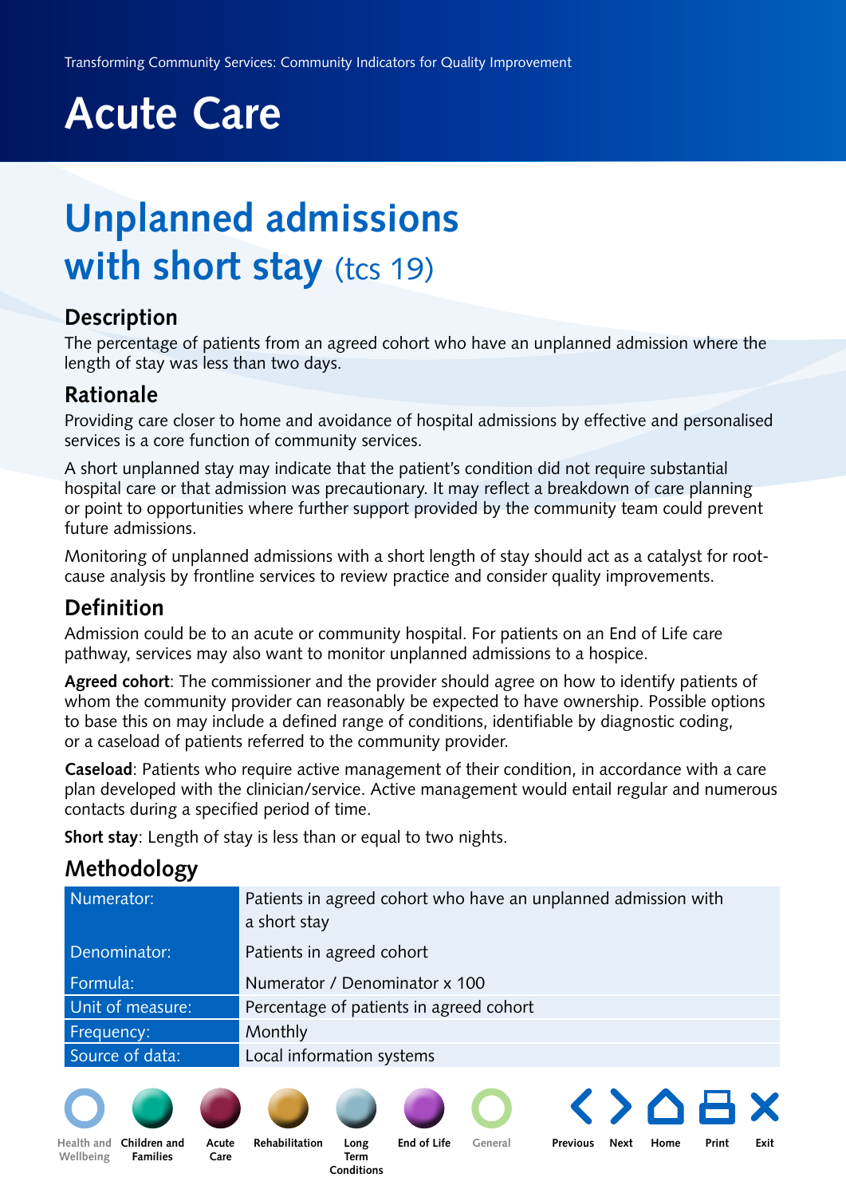# Acute Care

## Unplanned admissions with short stay (tcs 19)

### Description

The percentage of patients from an agreed cohort who have an unplanned admission where the length of stay was less than two days.

### Rationale

Providing care closer to home and avoidance of hospital admissions by effective and personalised services is a core function of community services.

A short unplanned stay may indicate that the patient's condition did not require substantial hospital care or that admission was precautionary. It may reflect a breakdown of care planning or point to opportunities where further support provided by the community team could prevent future admissions.

Monitoring of unplanned admissions with a short length of stay should act as a catalyst for root-cause analysis by frontline services to review practice and consider quality improvements.

### Definition

Admission could be to an acute or community hospital. For patients on an End of Life care pathway, services may also want to monitor unplanned admissions to a hospice.

**Agreed cohort**: The commissioner and the provider should agree on how to identify patients of whom the community provider can reasonably be expected to have ownership. Possible options to base this on may include a defined range of conditions, identifiable by diagnostic coding, or a caseload of patients referred to the community provider.

**Caseload**: Patients who require active management of their condition, in accordance with a care plan developed with the clinician/service. Active management would entail regular and numerous contacts during a specified period of time.

**Short stay**: Length of stay is less than or equal to two nights.

### Methodology

| | |
|---|---|
| Numerator: | Patients in agreed cohort who have an unplanned admission with a short stay |
| Denominator: | Patients in agreed cohort |
| Formula: | Numerator / Denominator x 100 |
| Unit of measure: | Percentage of patients in agreed cohort |
| Frequency: | Monthly |
| Source of data: | Local information systems |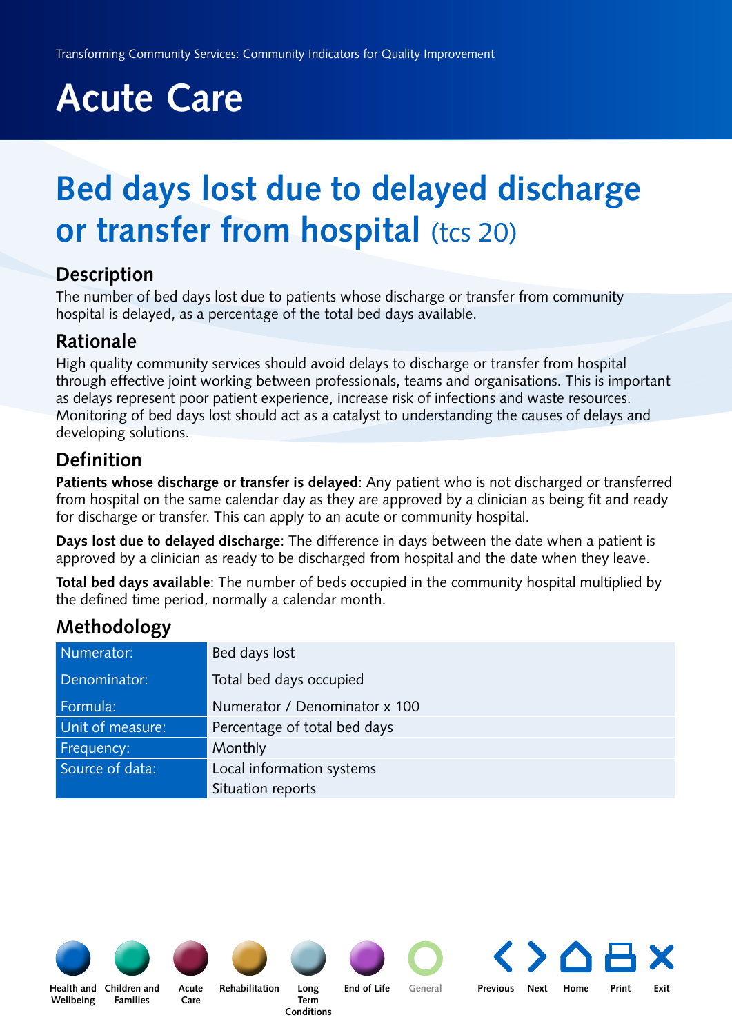# Acute Care

## Bed days lost due to delayed discharge or transfer from hospital (tcs 20)

### Description

The number of bed days lost due to patients whose discharge or transfer from community hospital is delayed, as a percentage of the total bed days available.

### Rationale

High quality community services should avoid delays to discharge or transfer from hospital through effective joint working between professionals, teams and organisations. This is important as delays represent poor patient experience, increase risk of infections and waste resources. Monitoring of bed days lost should act as a catalyst to understanding the causes of delays and developing solutions.

### Definition

**Patients whose discharge or transfer is delayed**: Any patient who is not discharged or transferred from hospital on the same calendar day as they are approved by a clinician as being fit and ready for discharge or transfer. This can apply to an acute or community hospital.

**Days lost due to delayed discharge**: The difference in days between the date when a patient is approved by a clinician as ready to be discharged from hospital and the date when they leave.

**Total bed days available**: The number of beds occupied in the community hospital multiplied by the defined time period, normally a calendar month.

### Methodology

| | |
|---|---|
| Numerator: | Bed days lost |
| Denominator: | Total bed days occupied |
| Formula: | Numerator / Denominator x 100 |
| Unit of measure: | Percentage of total bed days |
| Frequency: | Monthly |
| Source of data: | Local information systems<br>Situation reports |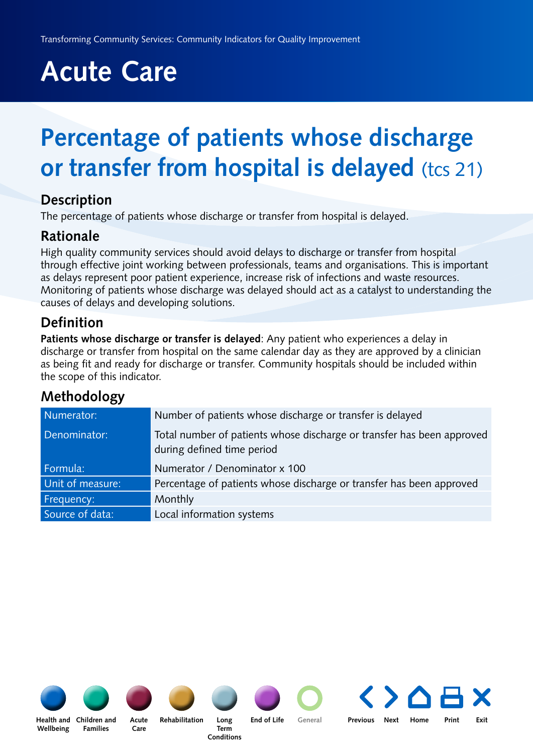# Acute Care

## Percentage of patients whose discharge or transfer from hospital is delayed (tcs 21)

### Description

The percentage of patients whose discharge or transfer from hospital is delayed.

### Rationale

High quality community services should avoid delays to discharge or transfer from hospital through effective joint working between professionals, teams and organisations. This is important as delays represent poor patient experience, increase risk of infections and waste resources. Monitoring of patients whose discharge was delayed should act as a catalyst to understanding the causes of delays and developing solutions.

### Definition

**Patients whose discharge or transfer is delayed**: Any patient who experiences a delay in discharge or transfer from hospital on the same calendar day as they are approved by a clinician as being fit and ready for discharge or transfer. Community hospitals should be included within the scope of this indicator.

### Methodology

| | |
|---|---|
| Numerator: | Number of patients whose discharge or transfer is delayed |
| Denominator: | Total number of patients whose discharge or transfer has been approved during defined time period |
| Formula: | Numerator / Denominator x 100 |
| Unit of measure: | Percentage of patients whose discharge or transfer has been approved |
| Frequency: | Monthly |
| Source of data: | Local information systems |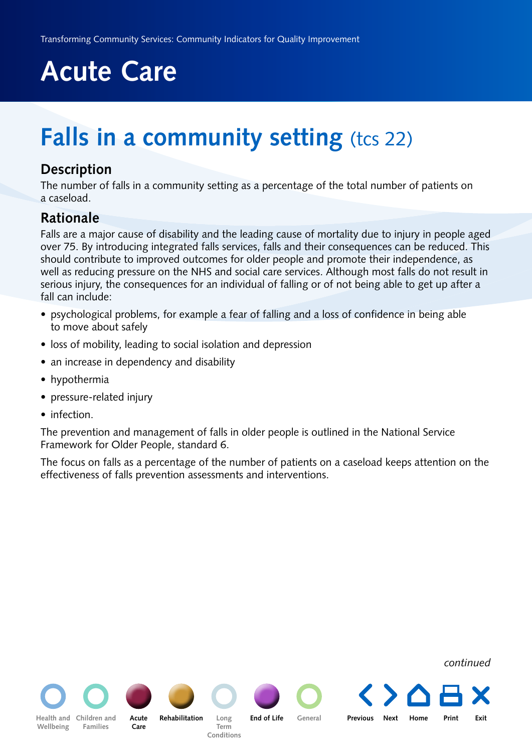# Acute Care

## Falls in a community setting (tcs 22)

### Description

The number of falls in a community setting as a percentage of the total number of patients on a caseload.

### Rationale

Falls are a major cause of disability and the leading cause of mortality due to injury in people aged over 75. By introducing integrated falls services, falls and their consequences can be reduced. This should contribute to improved outcomes for older people and promote their independence, as well as reducing pressure on the NHS and social care services. Although most falls do not result in serious injury, the consequences for an individual of falling or of not being able to get up after a fall can include:

- psychological problems, for example a fear of falling and a loss of confidence in being able to move about safely
- loss of mobility, leading to social isolation and depression
- an increase in dependency and disability
- hypothermia
- pressure-related injury
- infection.

The prevention and management of falls in older people is outlined in the National Service Framework for Older People, standard 6.

The focus on falls as a percentage of the number of patients on a caseload keeps attention on the effectiveness of falls prevention assessments and interventions.

*continued*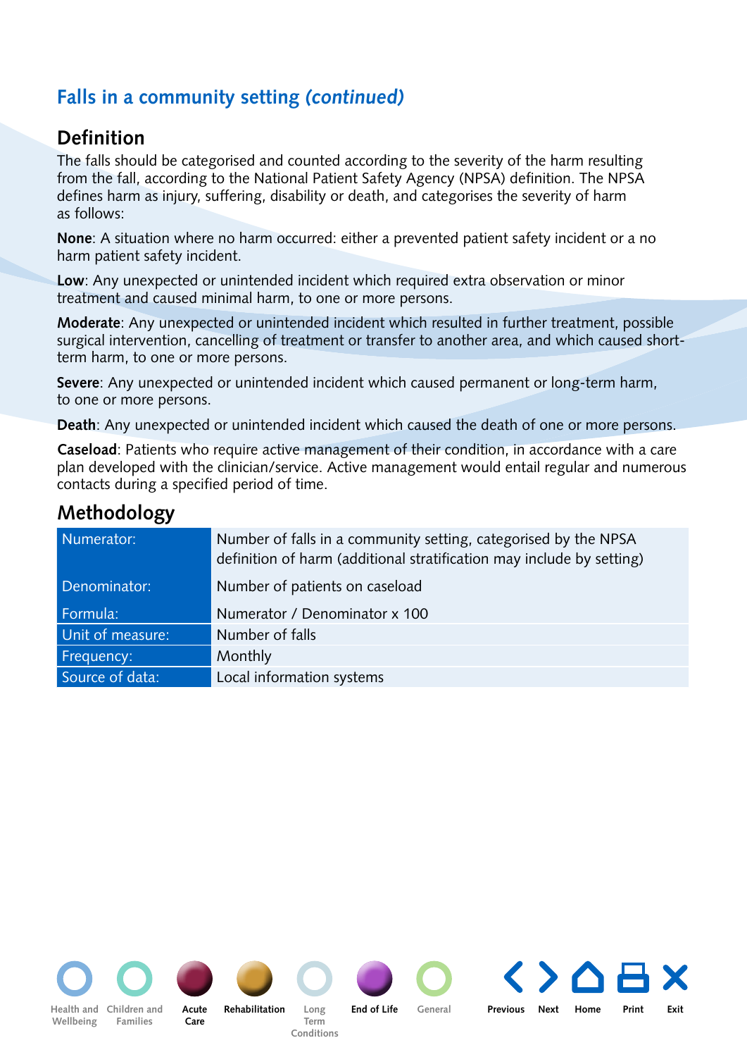## Falls in a community setting *(continued)*

### Definition

The falls should be categorised and counted according to the severity of the harm resulting from the fall, according to the National Patient Safety Agency (NPSA) definition. The NPSA defines harm as injury, suffering, disability or death, and categorises the severity of harm as follows:

**None**: A situation where no harm occurred: either a prevented patient safety incident or a no harm patient safety incident.

**Low**: Any unexpected or unintended incident which required extra observation or minor treatment and caused minimal harm, to one or more persons.

**Moderate**: Any unexpected or unintended incident which resulted in further treatment, possible surgical intervention, cancelling of treatment or transfer to another area, and which caused short-term harm, to one or more persons.

**Severe**: Any unexpected or unintended incident which caused permanent or long-term harm, to one or more persons.

**Death**: Any unexpected or unintended incident which caused the death of one or more persons.

**Caseload**: Patients who require active management of their condition, in accordance with a care plan developed with the clinician/service. Active management would entail regular and numerous contacts during a specified period of time.

### Methodology

| | |
|---|---|
| Numerator: | Number of falls in a community setting, categorised by the NPSA definition of harm (additional stratification may include by setting) |
| Denominator: | Number of patients on caseload |
| Formula: | Numerator / Denominator x 100 |
| Unit of measure: | Number of falls |
| Frequency: | Monthly |
| Source of data: | Local information systems |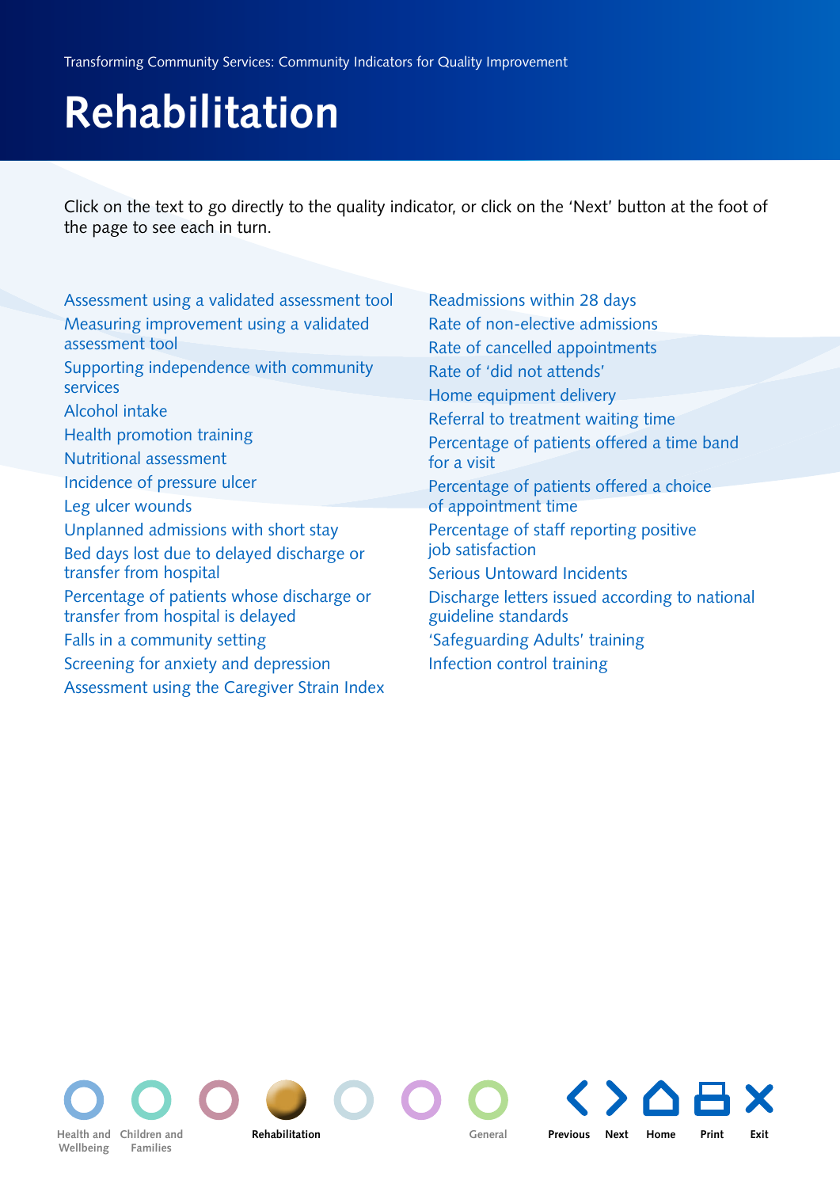# Rehabilitation

Click on the text to go directly to the quality indicator, or click on the 'Next' button at the foot of the page to see each in turn.

- Assessment using a validated assessment tool
- Measuring improvement using a validated assessment tool
- Supporting independence with community services
- Alcohol intake
- Health promotion training
- Nutritional assessment
- Incidence of pressure ulcer
- Leg ulcer wounds
- Unplanned admissions with short stay
- Bed days lost due to delayed discharge or transfer from hospital
- Percentage of patients whose discharge or transfer from hospital is delayed
- Falls in a community setting
- Screening for anxiety and depression
- Assessment using the Caregiver Strain Index
- Readmissions within 28 days
- Rate of non-elective admissions
- Rate of cancelled appointments
- Rate of 'did not attends'
- Home equipment delivery
- Referral to treatment waiting time
- Percentage of patients offered a time band for a visit
- Percentage of patients offered a choice of appointment time
- Percentage of staff reporting positive job satisfaction
- Serious Untoward Incidents
- Discharge letters issued according to national guideline standards
- 'Safeguarding Adults' training
- Infection control training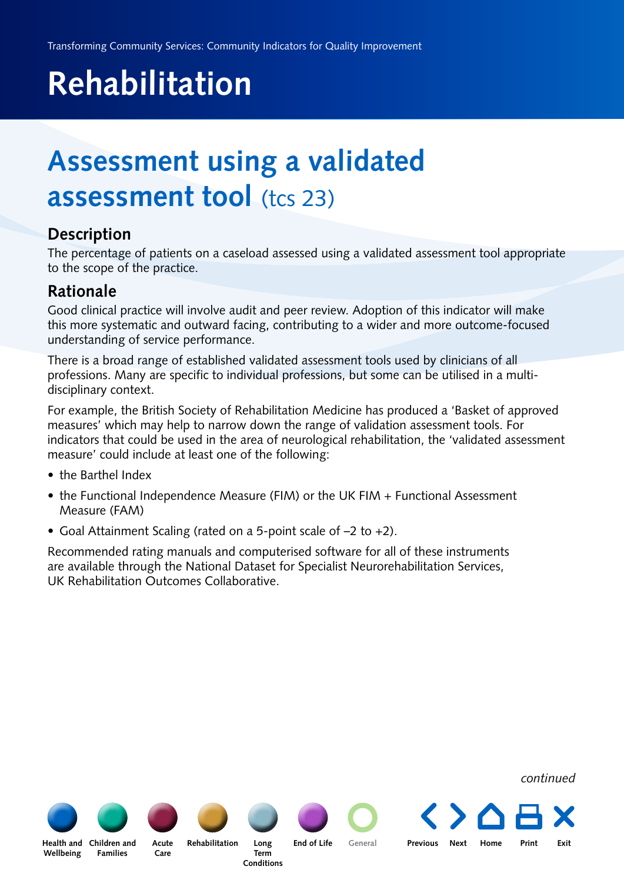# Rehabilitation

## Assessment using a validated assessment tool (tcs 23)

### Description

The percentage of patients on a caseload assessed using a validated assessment tool appropriate to the scope of the practice.

### Rationale

Good clinical practice will involve audit and peer review. Adoption of this indicator will make this more systematic and outward facing, contributing to a wider and more outcome-focused understanding of service performance.

There is a broad range of established validated assessment tools used by clinicians of all professions. Many are specific to individual professions, but some can be utilised in a multi-disciplinary context.

For example, the British Society of Rehabilitation Medicine has produced a 'Basket of approved measures' which may help to narrow down the range of validation assessment tools. For indicators that could be used in the area of neurological rehabilitation, the 'validated assessment measure' could include at least one of the following:

- the Barthel Index
- the Functional Independence Measure (FIM) or the UK FIM + Functional Assessment Measure (FAM)
- Goal Attainment Scaling (rated on a 5-point scale of –2 to +2).

Recommended rating manuals and computerised software for all of these instruments are available through the National Dataset for Specialist Neurorehabilitation Services, UK Rehabilitation Outcomes Collaborative.

*continued*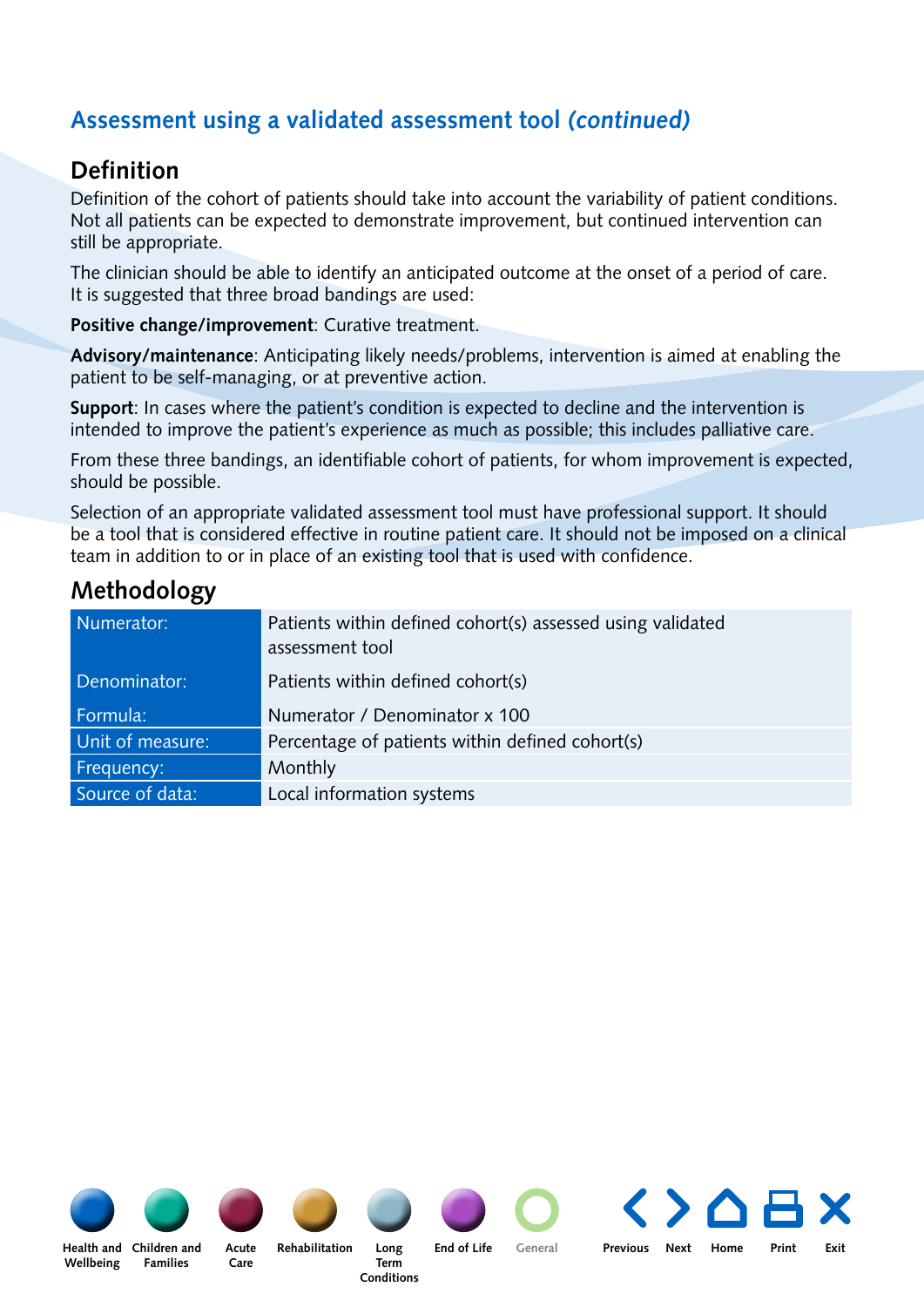## Assessment using a validated assessment tool *(continued)*

### Definition

Definition of the cohort of patients should take into account the variability of patient conditions. Not all patients can be expected to demonstrate improvement, but continued intervention can still be appropriate.

The clinician should be able to identify an anticipated outcome at the onset of a period of care. It is suggested that three broad bandings are used:

**Positive change/improvement**: Curative treatment.

**Advisory/maintenance**: Anticipating likely needs/problems, intervention is aimed at enabling the patient to be self-managing, or at preventive action.

**Support**: In cases where the patient's condition is expected to decline and the intervention is intended to improve the patient's experience as much as possible; this includes palliative care.

From these three bandings, an identifiable cohort of patients, for whom improvement is expected, should be possible.

Selection of an appropriate validated assessment tool must have professional support. It should be a tool that is considered effective in routine patient care. It should not be imposed on a clinical team in addition to or in place of an existing tool that is used with confidence.

### Methodology

| | |
|---|---|
| Numerator: | Patients within defined cohort(s) assessed using validated assessment tool |
| Denominator: | Patients within defined cohort(s) |
| Formula: | Numerator / Denominator x 100 |
| Unit of measure: | Percentage of patients within defined cohort(s) |
| Frequency: | Monthly |
| Source of data: | Local information systems |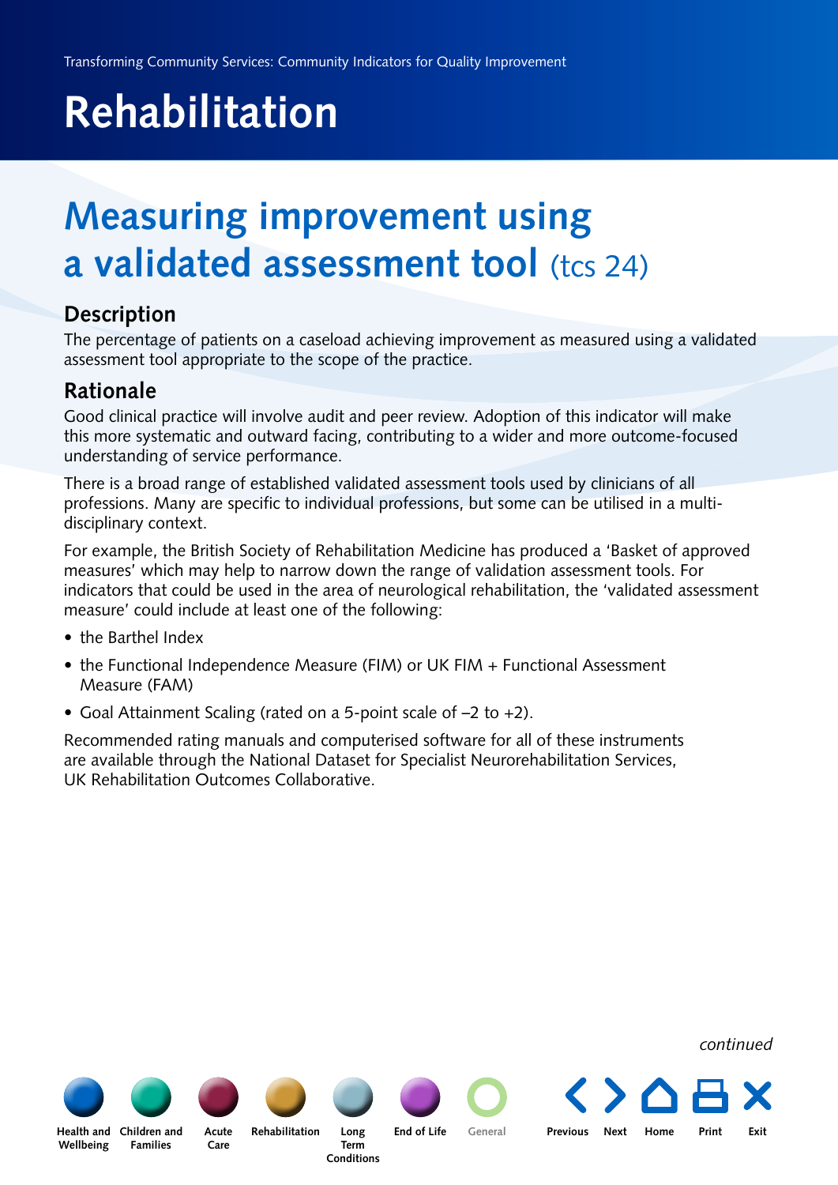# Rehabilitation

## Measuring improvement using a validated assessment tool (tcs 24)

### Description

The percentage of patients on a caseload achieving improvement as measured using a validated assessment tool appropriate to the scope of the practice.

### Rationale

Good clinical practice will involve audit and peer review. Adoption of this indicator will make this more systematic and outward facing, contributing to a wider and more outcome-focused understanding of service performance.

There is a broad range of established validated assessment tools used by clinicians of all professions. Many are specific to individual professions, but some can be utilised in a multi-disciplinary context.

For example, the British Society of Rehabilitation Medicine has produced a 'Basket of approved measures' which may help to narrow down the range of validation assessment tools. For indicators that could be used in the area of neurological rehabilitation, the 'validated assessment measure' could include at least one of the following:

- the Barthel Index
- the Functional Independence Measure (FIM) or UK FIM + Functional Assessment Measure (FAM)
- Goal Attainment Scaling (rated on a 5-point scale of –2 to +2).

Recommended rating manuals and computerised software for all of these instruments are available through the National Dataset for Specialist Neurorehabilitation Services, UK Rehabilitation Outcomes Collaborative.

*continued*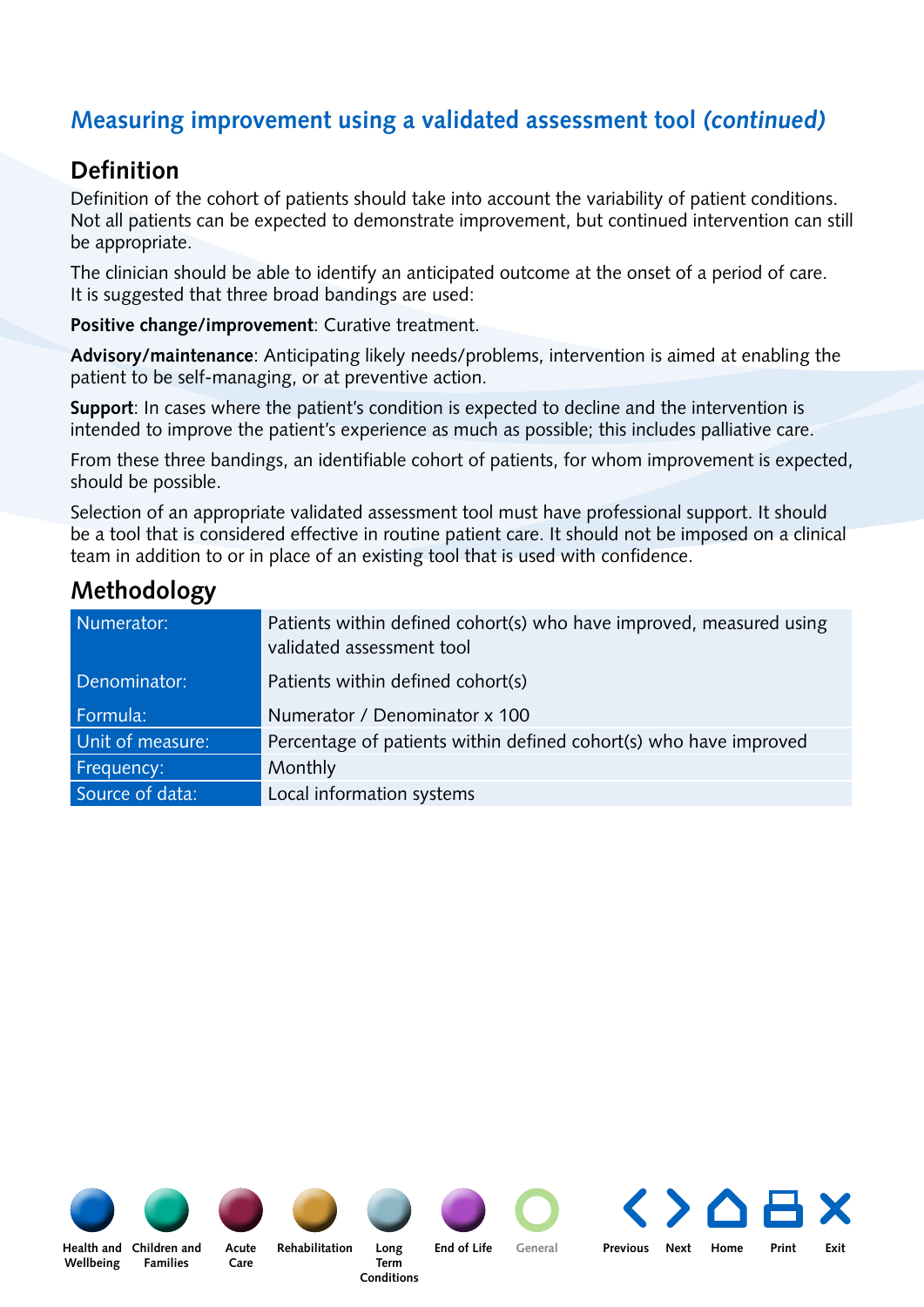## Measuring improvement using a validated assessment tool *(continued)*

### Definition

Definition of the cohort of patients should take into account the variability of patient conditions. Not all patients can be expected to demonstrate improvement, but continued intervention can still be appropriate.

The clinician should be able to identify an anticipated outcome at the onset of a period of care. It is suggested that three broad bandings are used:

**Positive change/improvement**: Curative treatment.

**Advisory/maintenance**: Anticipating likely needs/problems, intervention is aimed at enabling the patient to be self-managing, or at preventive action.

**Support**: In cases where the patient's condition is expected to decline and the intervention is intended to improve the patient's experience as much as possible; this includes palliative care.

From these three bandings, an identifiable cohort of patients, for whom improvement is expected, should be possible.

Selection of an appropriate validated assessment tool must have professional support. It should be a tool that is considered effective in routine patient care. It should not be imposed on a clinical team in addition to or in place of an existing tool that is used with confidence.

### Methodology

| | |
|---|---|
| Numerator: | Patients within defined cohort(s) who have improved, measured using validated assessment tool |
| Denominator: | Patients within defined cohort(s) |
| Formula: | Numerator / Denominator x 100 |
| Unit of measure: | Percentage of patients within defined cohort(s) who have improved |
| Frequency: | Monthly |
| Source of data: | Local information systems |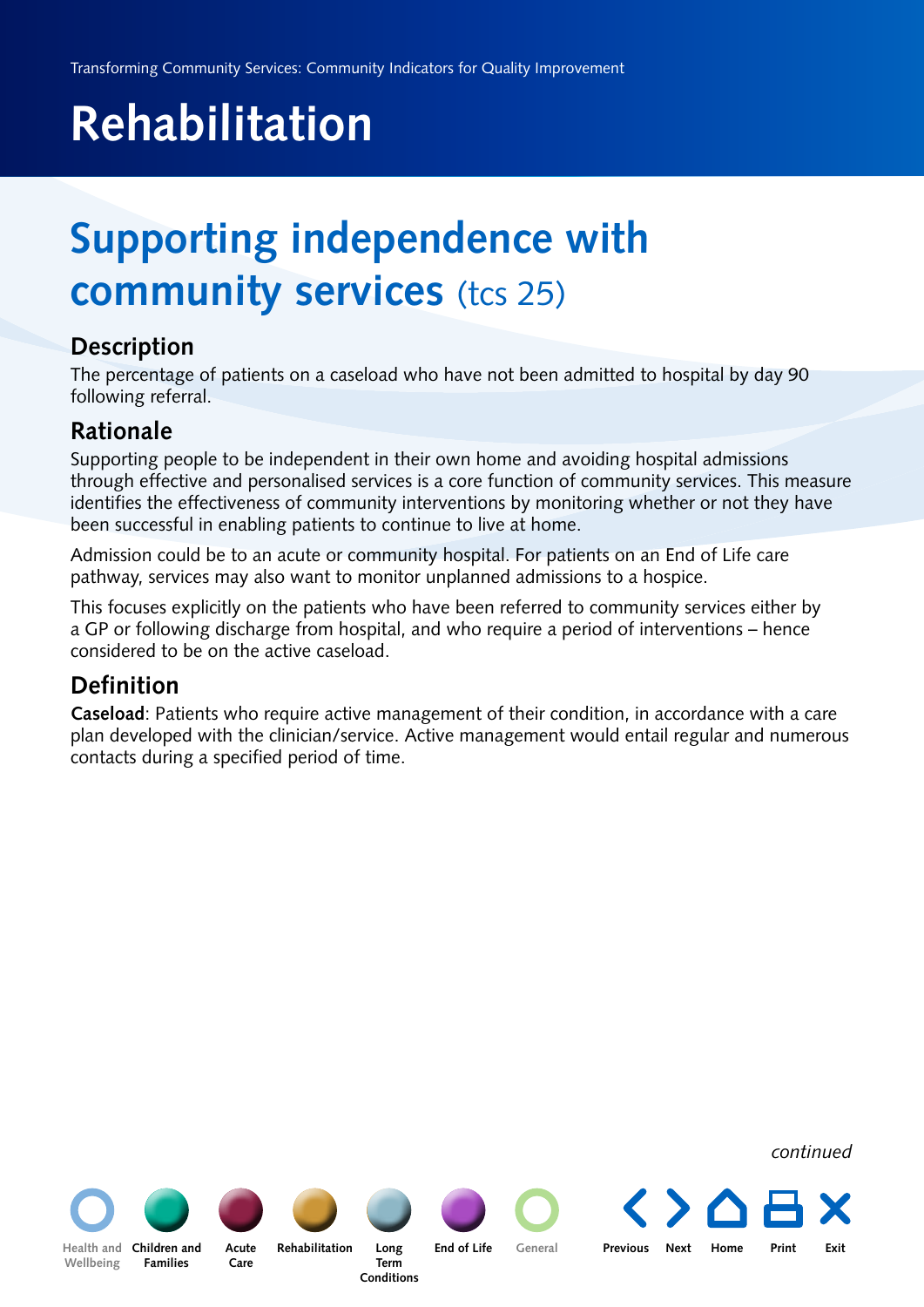# Rehabilitation

## Supporting independence with community services (tcs 25)

### Description

The percentage of patients on a caseload who have not been admitted to hospital by day 90 following referral.

### Rationale

Supporting people to be independent in their own home and avoiding hospital admissions through effective and personalised services is a core function of community services. This measure identifies the effectiveness of community interventions by monitoring whether or not they have been successful in enabling patients to continue to live at home.

Admission could be to an acute or community hospital. For patients on an End of Life care pathway, services may also want to monitor unplanned admissions to a hospice.

This focuses explicitly on the patients who have been referred to community services either by a GP or following discharge from hospital, and who require a period of interventions – hence considered to be on the active caseload.

### Definition

**Caseload**: Patients who require active management of their condition, in accordance with a care plan developed with the clinician/service. Active management would entail regular and numerous contacts during a specified period of time.

*continued*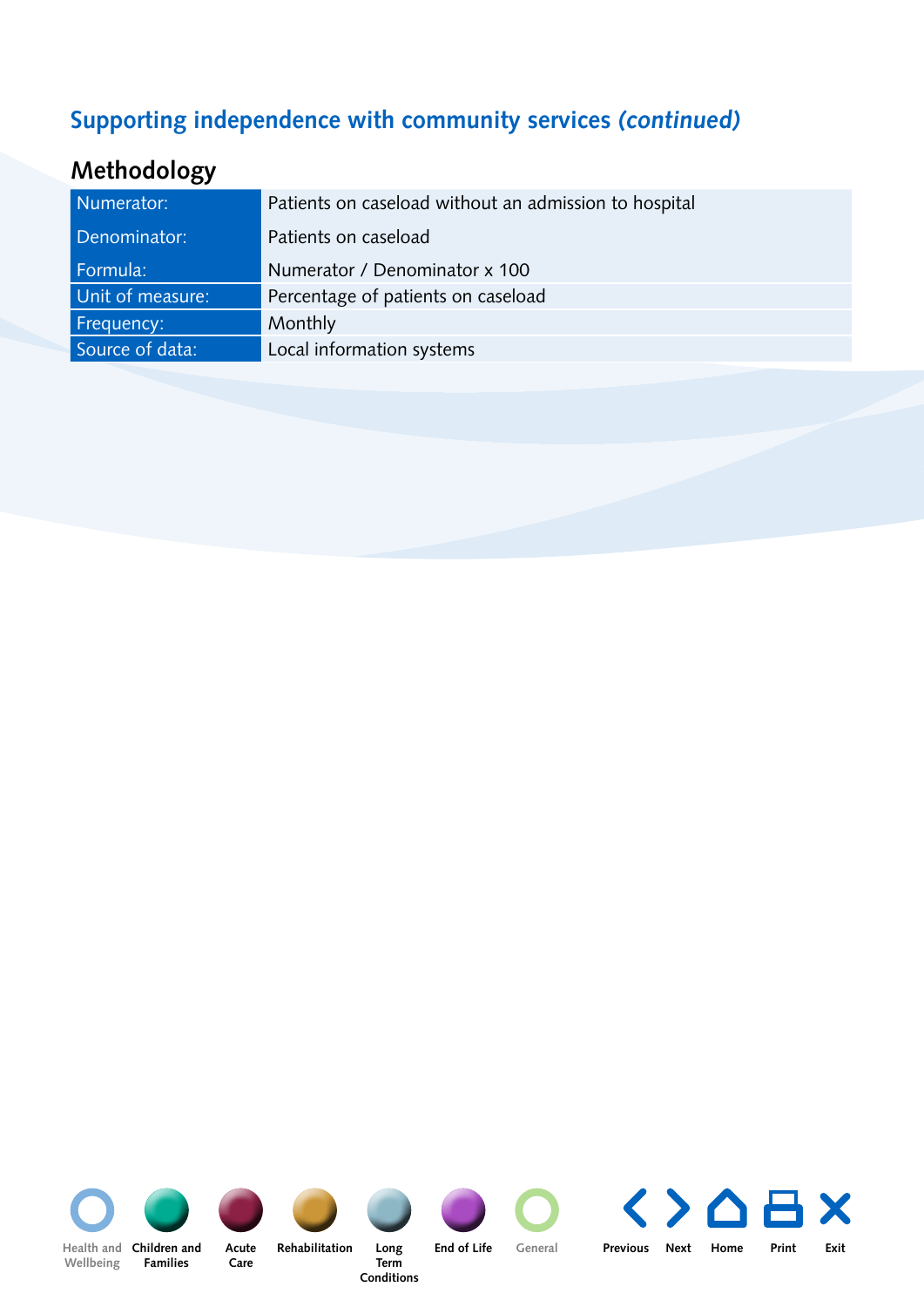## Supporting independence with community services *(continued)*

### Methodology

| | |
|---|---|
| Numerator: | Patients on caseload without an admission to hospital |
| Denominator: | Patients on caseload |
| Formula: | Numerator / Denominator x 100 |
| Unit of measure: | Percentage of patients on caseload |
| Frequency: | Monthly |
| Source of data: | Local information systems |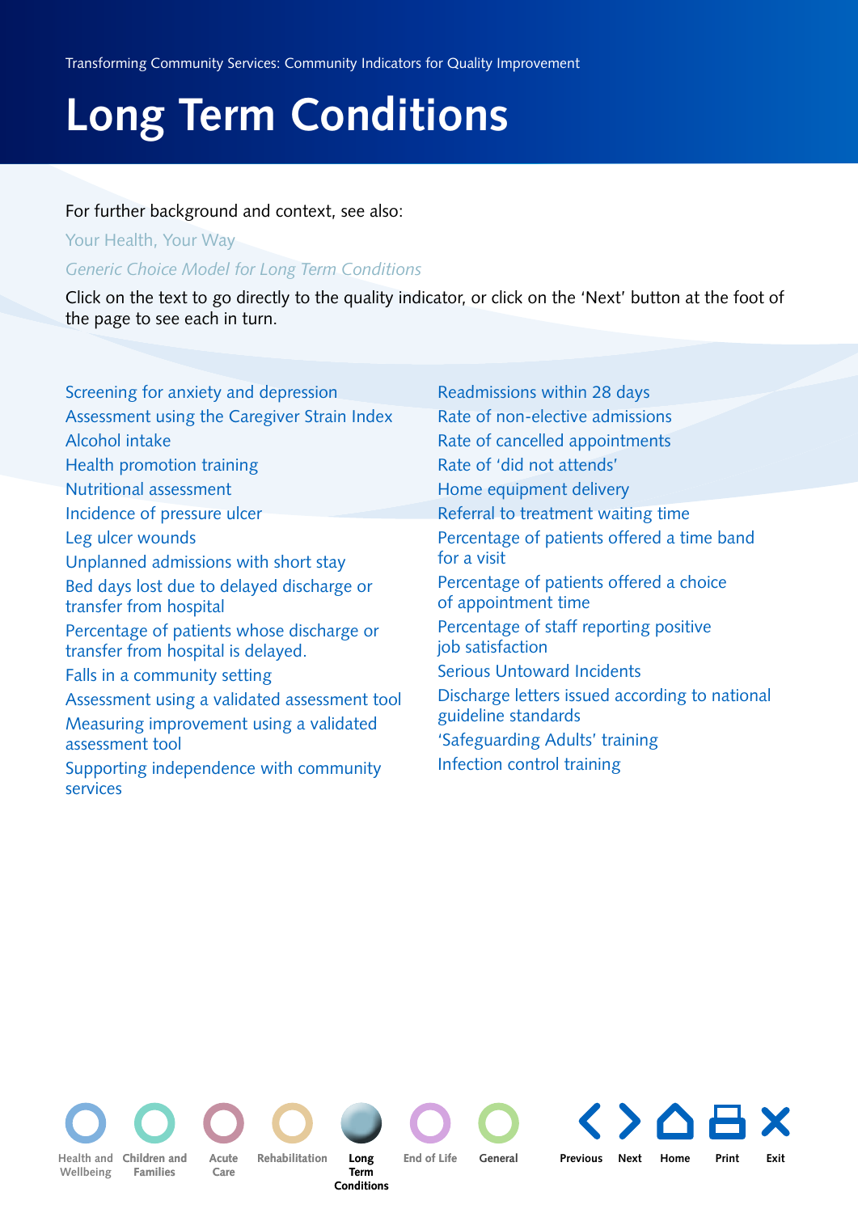# Long Term Conditions

For further background and context, see also:

Your Health, Your Way

*Generic Choice Model for Long Term Conditions*

Click on the text to go directly to the quality indicator, or click on the 'Next' button at the foot of the page to see each in turn.

- Screening for anxiety and depression
- Assessment using the Caregiver Strain Index
- Alcohol intake
- Health promotion training
- Nutritional assessment
- Incidence of pressure ulcer
- Leg ulcer wounds
- Unplanned admissions with short stay
- Bed days lost due to delayed discharge or transfer from hospital
- Percentage of patients whose discharge or transfer from hospital is delayed.
- Falls in a community setting
- Assessment using a validated assessment tool
- Measuring improvement using a validated assessment tool
- Supporting independence with community services
- Readmissions within 28 days
- Rate of non-elective admissions
- Rate of cancelled appointments
- Rate of 'did not attends'
- Home equipment delivery
- Referral to treatment waiting time
- Percentage of patients offered a time band for a visit
- Percentage of patients offered a choice of appointment time
- Percentage of staff reporting positive job satisfaction
- Serious Untoward Incidents
- Discharge letters issued according to national guideline standards
- 'Safeguarding Adults' training
- Infection control training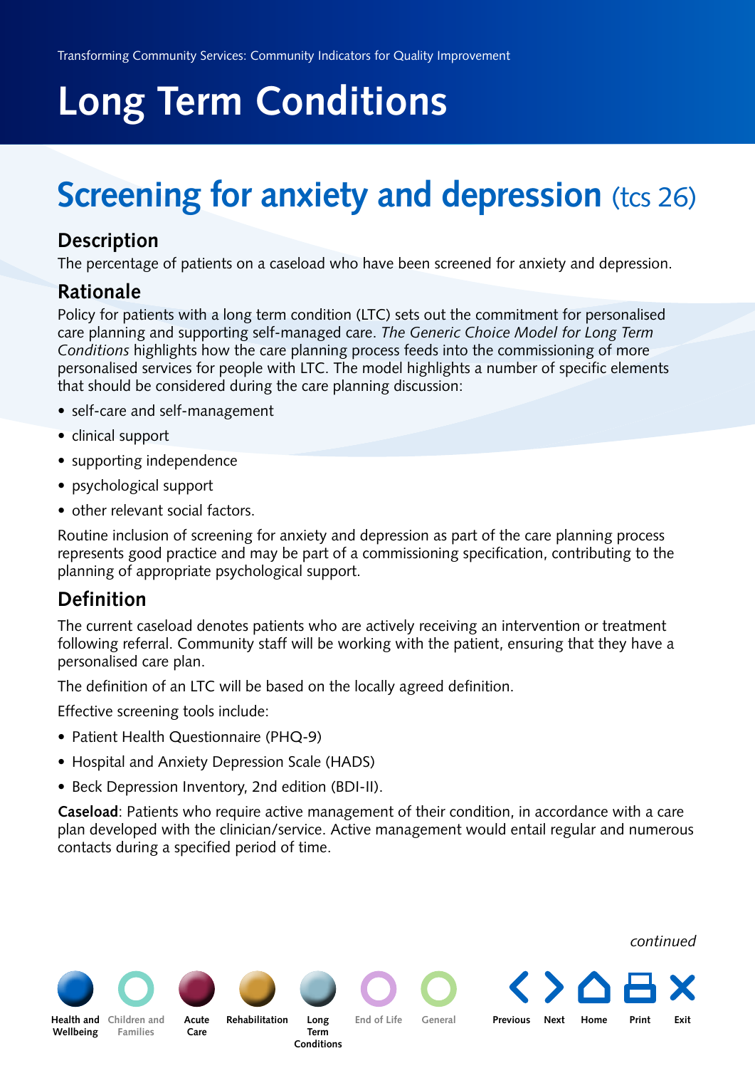# Long Term Conditions

## Screening for anxiety and depression (tcs 26)

### Description

The percentage of patients on a caseload who have been screened for anxiety and depression.

### Rationale

Policy for patients with a long term condition (LTC) sets out the commitment for personalised care planning and supporting self-managed care. *The Generic Choice Model for Long Term Conditions* highlights how the care planning process feeds into the commissioning of more personalised services for people with LTC. The model highlights a number of specific elements that should be considered during the care planning discussion:

- self-care and self-management
- clinical support
- supporting independence
- psychological support
- other relevant social factors.

Routine inclusion of screening for anxiety and depression as part of the care planning process represents good practice and may be part of a commissioning specification, contributing to the planning of appropriate psychological support.

### Definition

The current caseload denotes patients who are actively receiving an intervention or treatment following referral. Community staff will be working with the patient, ensuring that they have a personalised care plan.

The definition of an LTC will be based on the locally agreed definition.

Effective screening tools include:

- Patient Health Questionnaire (PHQ-9)
- Hospital and Anxiety Depression Scale (HADS)
- Beck Depression Inventory, 2nd edition (BDI-II).

**Caseload**: Patients who require active management of their condition, in accordance with a care plan developed with the clinician/service. Active management would entail regular and numerous contacts during a specified period of time.

*continued*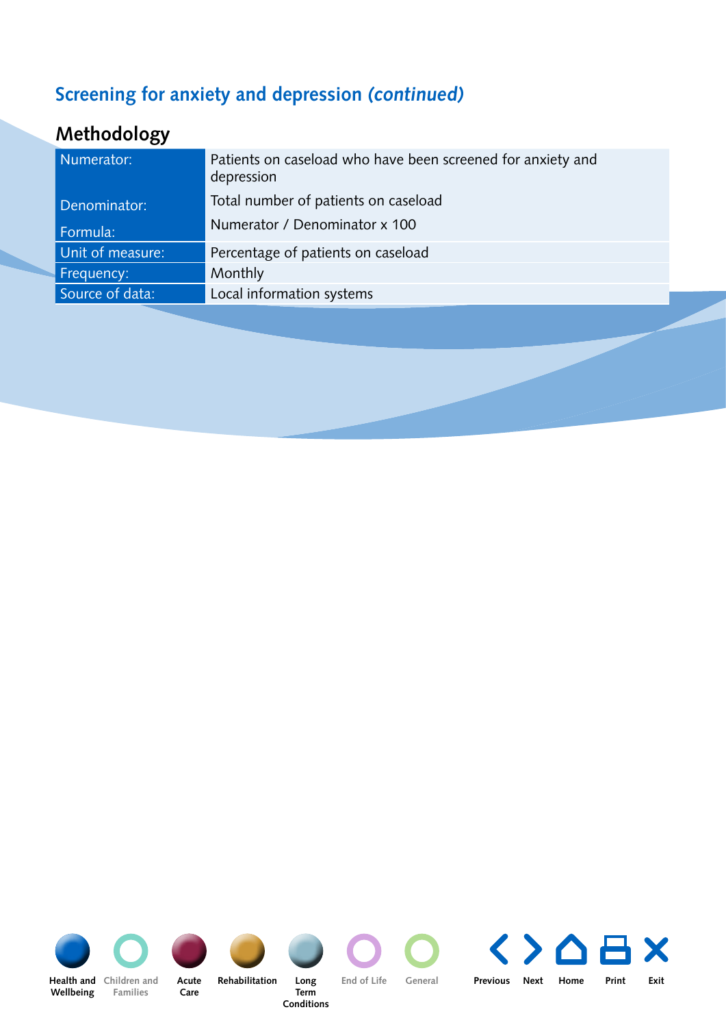## Screening for anxiety and depression *(continued)*

### Methodology

| | |
|---|---|
| Numerator: | Patients on caseload who have been screened for anxiety and depression |
| Denominator: | Total number of patients on caseload |
| Formula: | Numerator / Denominator x 100 |
| Unit of measure: | Percentage of patients on caseload |
| Frequency: | Monthly |
| Source of data: | Local information systems |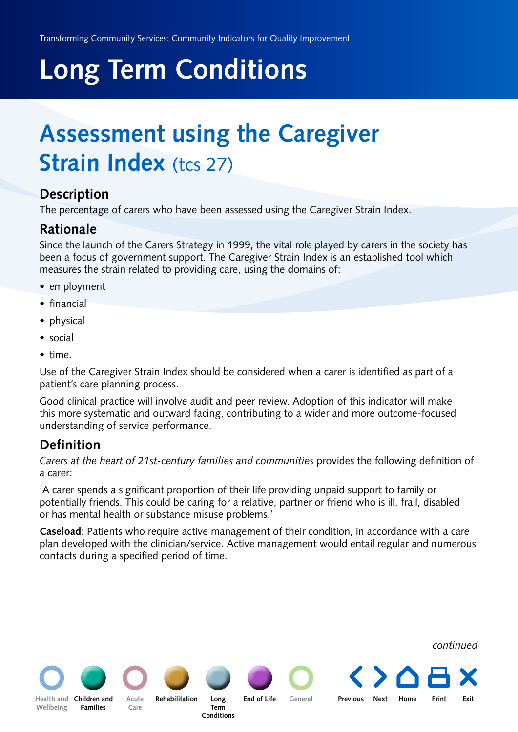# Long Term Conditions

## Assessment using the Caregiver Strain Index (tcs 27)

### Description

The percentage of carers who have been assessed using the Caregiver Strain Index.

### Rationale

Since the launch of the Carers Strategy in 1999, the vital role played by carers in the society has been a focus of government support. The Caregiver Strain Index is an established tool which measures the strain related to providing care, using the domains of:

- employment
- financial
- physical
- social
- time.

Use of the Caregiver Strain Index should be considered when a carer is identified as part of a patient's care planning process.

Good clinical practice will involve audit and peer review. Adoption of this indicator will make this more systematic and outward facing, contributing to a wider and more outcome-focused understanding of service performance.

### Definition

*Carers at the heart of 21st-century families and communities* provides the following definition of a carer:

'A carer spends a significant proportion of their life providing unpaid support to family or potentially friends. This could be caring for a relative, partner or friend who is ill, frail, disabled or has mental health or substance misuse problems.'

**Caseload**: Patients who require active management of their condition, in accordance with a care plan developed with the clinician/service. Active management would entail regular and numerous contacts during a specified period of time.

*continued*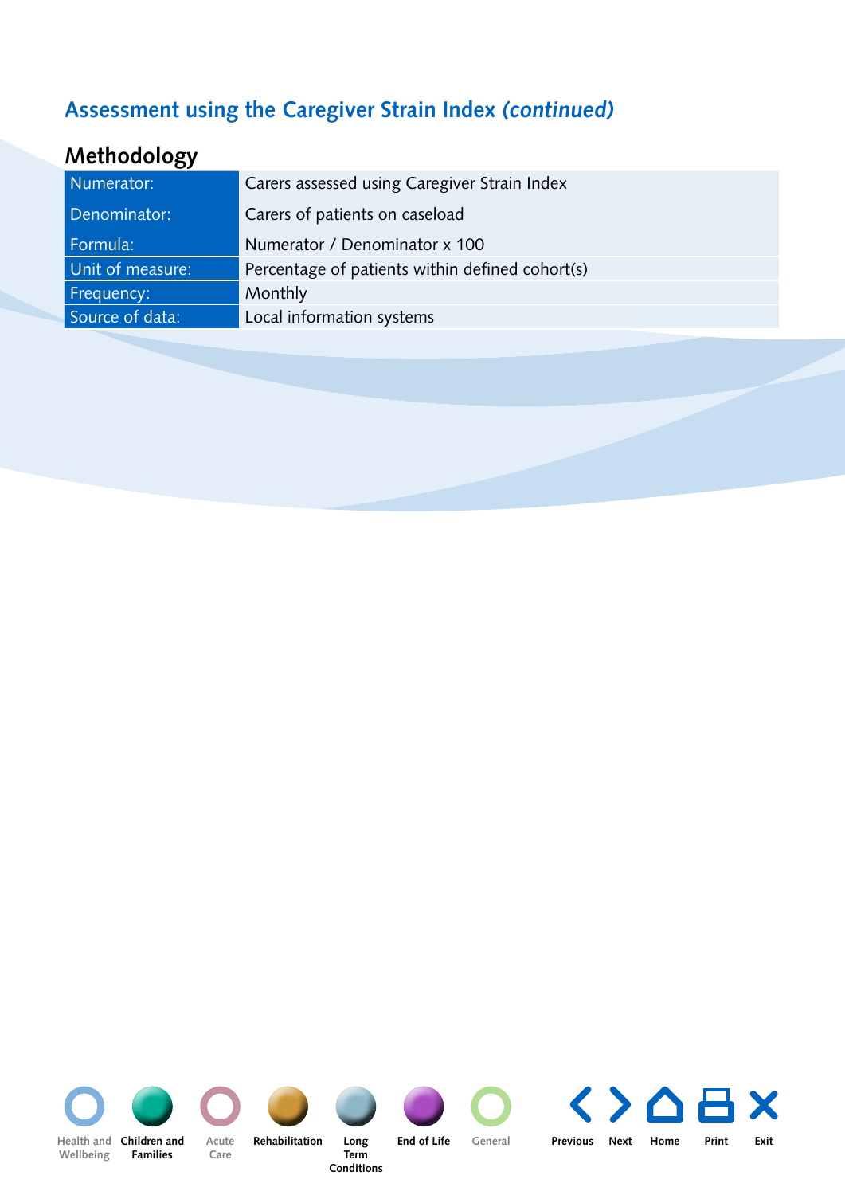## Assessment using the Caregiver Strain Index *(continued)*

### Methodology

| | |
|---|---|
| Numerator: | Carers assessed using Caregiver Strain Index |
| Denominator: | Carers of patients on caseload |
| Formula: | Numerator / Denominator x 100 |
| Unit of measure: | Percentage of patients within defined cohort(s) |
| Frequency: | Monthly |
| Source of data: | Local information systems |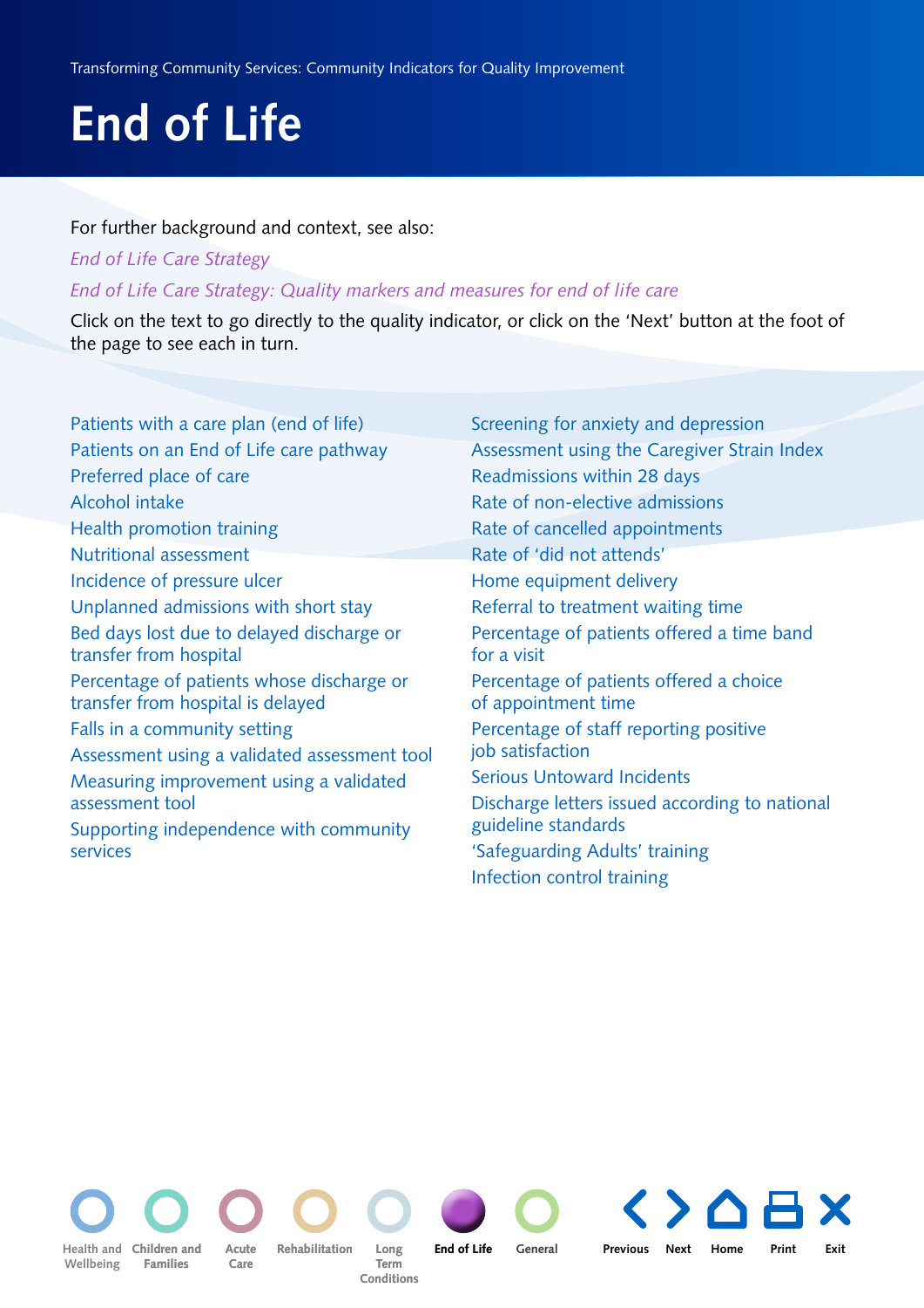# End of Life

For further background and context, see also:

*End of Life Care Strategy*

*End of Life Care Strategy: Quality markers and measures for end of life care*

Click on the text to go directly to the quality indicator, or click on the 'Next' button at the foot of the page to see each in turn.

- Patients with a care plan (end of life)
- Patients on an End of Life care pathway
- Preferred place of care
- Alcohol intake
- Health promotion training
- Nutritional assessment
- Incidence of pressure ulcer
- Unplanned admissions with short stay
- Bed days lost due to delayed discharge or transfer from hospital
- Percentage of patients whose discharge or transfer from hospital is delayed
- Falls in a community setting
- Assessment using a validated assessment tool
- Measuring improvement using a validated assessment tool
- Supporting independence with community services
- Screening for anxiety and depression
- Assessment using the Caregiver Strain Index
- Readmissions within 28 days
- Rate of non-elective admissions
- Rate of cancelled appointments
- Rate of 'did not attends'
- Home equipment delivery
- Referral to treatment waiting time
- Percentage of patients offered a time band for a visit
- Percentage of patients offered a choice of appointment time
- Percentage of staff reporting positive job satisfaction
- Serious Untoward Incidents
- Discharge letters issued according to national guideline standards
- 'Safeguarding Adults' training
- Infection control training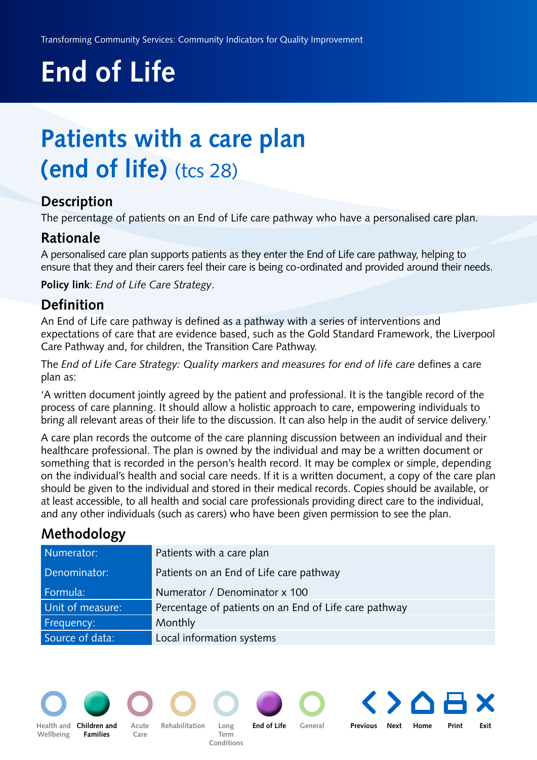# End of Life

## Patients with a care plan (end of life) (tcs 28)

### Description

The percentage of patients on an End of Life care pathway who have a personalised care plan.

### Rationale

A personalised care plan supports patients as they enter the End of Life care pathway, helping to ensure that they and their carers feel their care is being co-ordinated and provided around their needs.

**Policy link**: *End of Life Care Strategy*.

### Definition

An End of Life care pathway is defined as a pathway with a series of interventions and expectations of care that are evidence based, such as the Gold Standard Framework, the Liverpool Care Pathway and, for children, the Transition Care Pathway.

The *End of Life Care Strategy: Quality markers and measures for end of life care* defines a care plan as:

'A written document jointly agreed by the patient and professional. It is the tangible record of the process of care planning. It should allow a holistic approach to care, empowering individuals to bring all relevant areas of their life to the discussion. It can also help in the audit of service delivery.'

A care plan records the outcome of the care planning discussion between an individual and their healthcare professional. The plan is owned by the individual and may be a written document or something that is recorded in the person's health record. It may be complex or simple, depending on the individual's health and social care needs. If it is a written document, a copy of the care plan should be given to the individual and stored in their medical records. Copies should be available, or at least accessible, to all health and social care professionals providing direct care to the individual, and any other individuals (such as carers) who have been given permission to see the plan.

### Methodology

| | |
|---|---|
| Numerator: | Patients with a care plan |
| Denominator: | Patients on an End of Life care pathway |
| Formula: | Numerator / Denominator x 100 |
| Unit of measure: | Percentage of patients on an End of Life care pathway |
| Frequency: | Monthly |
| Source of data: | Local information systems |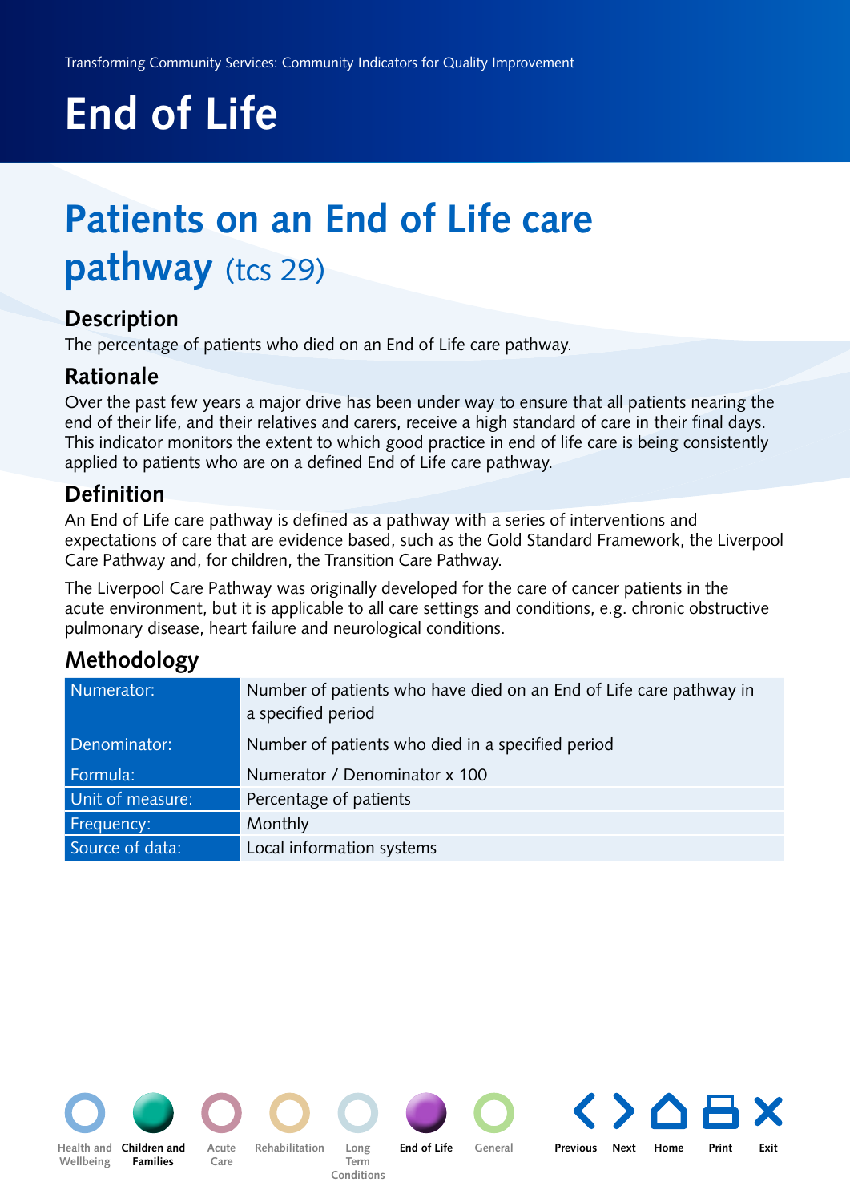# End of Life

## Patients on an End of Life care pathway (tcs 29)

### Description

The percentage of patients who died on an End of Life care pathway.

### Rationale

Over the past few years a major drive has been under way to ensure that all patients nearing the end of their life, and their relatives and carers, receive a high standard of care in their final days. This indicator monitors the extent to which good practice in end of life care is being consistently applied to patients who are on a defined End of Life care pathway.

### Definition

An End of Life care pathway is defined as a pathway with a series of interventions and expectations of care that are evidence based, such as the Gold Standard Framework, the Liverpool Care Pathway and, for children, the Transition Care Pathway.

The Liverpool Care Pathway was originally developed for the care of cancer patients in the acute environment, but it is applicable to all care settings and conditions, e.g. chronic obstructive pulmonary disease, heart failure and neurological conditions.

### Methodology

| | |
|---|---|
| Numerator: | Number of patients who have died on an End of Life care pathway in a specified period |
| Denominator: | Number of patients who died in a specified period |
| Formula: | Numerator / Denominator x 100 |
| Unit of measure: | Percentage of patients |
| Frequency: | Monthly |
| Source of data: | Local information systems |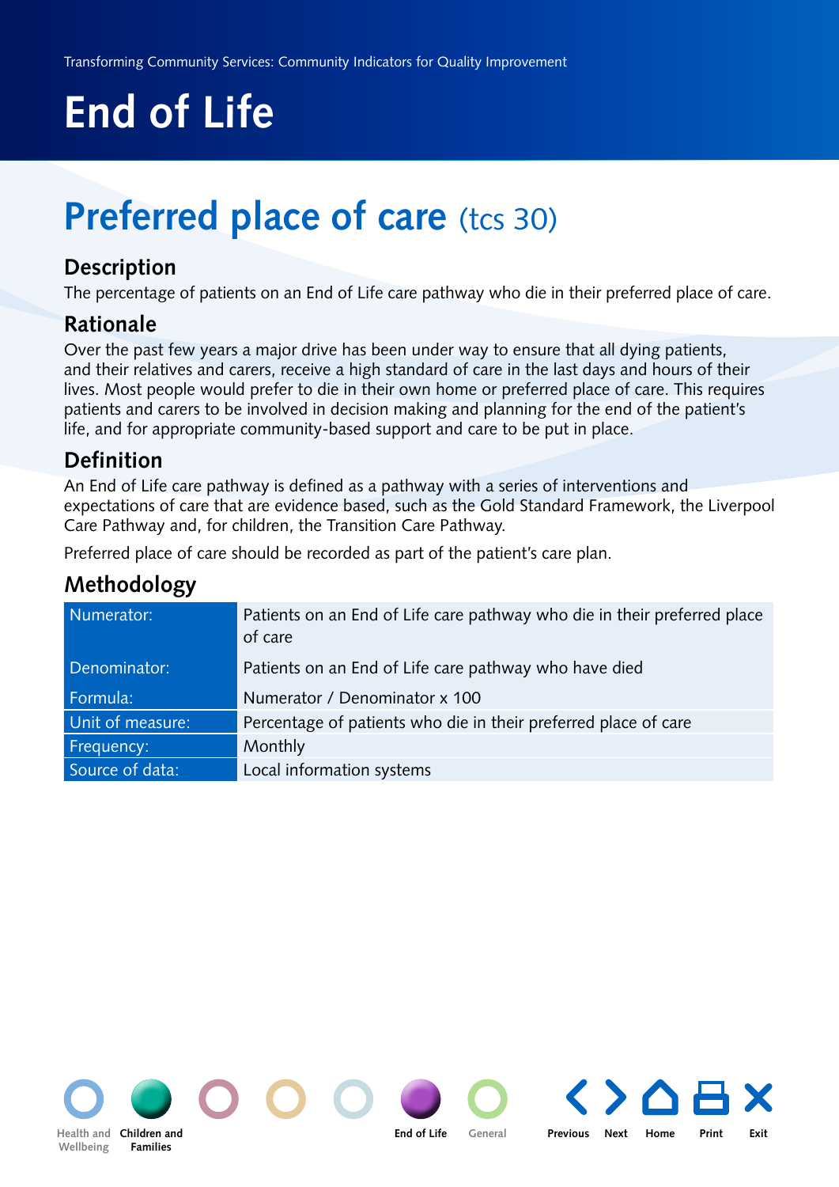# End of Life

## Preferred place of care (tcs 30)

### Description

The percentage of patients on an End of Life care pathway who die in their preferred place of care.

### Rationale

Over the past few years a major drive has been under way to ensure that all dying patients, and their relatives and carers, receive a high standard of care in the last days and hours of their lives. Most people would prefer to die in their own home or preferred place of care. This requires patients and carers to be involved in decision making and planning for the end of the patient's life, and for appropriate community-based support and care to be put in place.

### Definition

An End of Life care pathway is defined as a pathway with a series of interventions and expectations of care that are evidence based, such as the Gold Standard Framework, the Liverpool Care Pathway and, for children, the Transition Care Pathway.

Preferred place of care should be recorded as part of the patient's care plan.

### Methodology

| | |
|---|---|
| Numerator: | Patients on an End of Life care pathway who die in their preferred place of care |
| Denominator: | Patients on an End of Life care pathway who have died |
| Formula: | Numerator / Denominator x 100 |
| Unit of measure: | Percentage of patients who die in their preferred place of care |
| Frequency: | Monthly |
| Source of data: | Local information systems |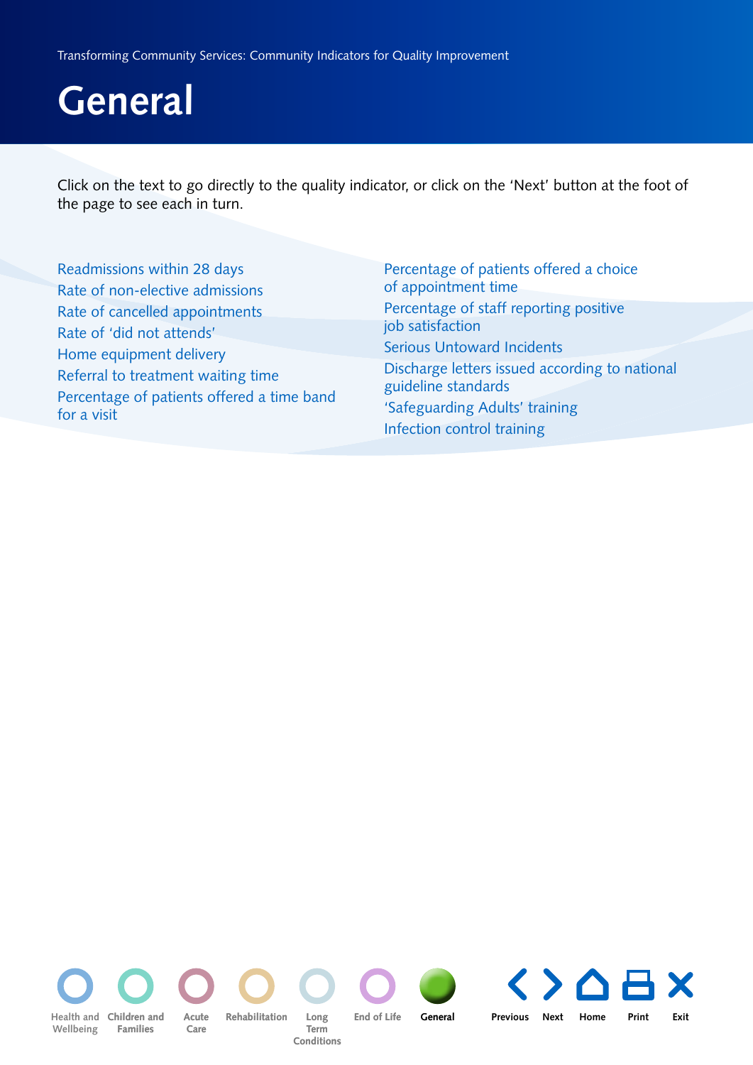# General

Click on the text to go directly to the quality indicator, or click on the 'Next' button at the foot of the page to see each in turn.

- Readmissions within 28 days
- Rate of non-elective admissions
- Rate of cancelled appointments
- Rate of 'did not attends'
- Home equipment delivery
- Referral to treatment waiting time
- Percentage of patients offered a time band for a visit
- Percentage of patients offered a choice of appointment time
- Percentage of staff reporting positive job satisfaction
- Serious Untoward Incidents
- Discharge letters issued according to national guideline standards
- 'Safeguarding Adults' training
- Infection control training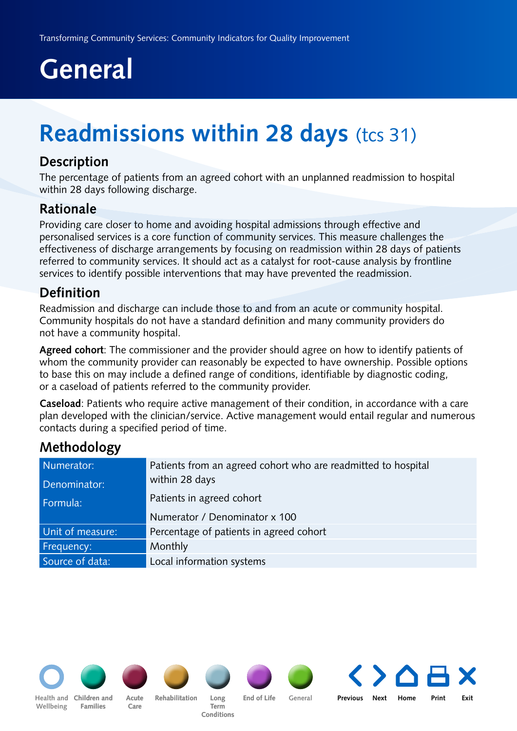# General

## Readmissions within 28 days (tcs 31)

### Description

The percentage of patients from an agreed cohort with an unplanned readmission to hospital within 28 days following discharge.

### Rationale

Providing care closer to home and avoiding hospital admissions through effective and personalised services is a core function of community services. This measure challenges the effectiveness of discharge arrangements by focusing on readmission within 28 days of patients referred to community services. It should act as a catalyst for root-cause analysis by frontline services to identify possible interventions that may have prevented the readmission.

### Definition

Readmission and discharge can include those to and from an acute or community hospital. Community hospitals do not have a standard definition and many community providers do not have a community hospital.

**Agreed cohort**: The commissioner and the provider should agree on how to identify patients of whom the community provider can reasonably be expected to have ownership. Possible options to base this on may include a defined range of conditions, identifiable by diagnostic coding, or a caseload of patients referred to the community provider.

**Caseload**: Patients who require active management of their condition, in accordance with a care plan developed with the clinician/service. Active management would entail regular and numerous contacts during a specified period of time.

### Methodology

| | |
|---|---|
| Numerator: | Patients from an agreed cohort who are readmitted to hospital within 28 days |
| Denominator: | Patients in agreed cohort |
| Formula: | Numerator / Denominator x 100 |
| Unit of measure: | Percentage of patients in agreed cohort |
| Frequency: | Monthly |
| Source of data: | Local information systems |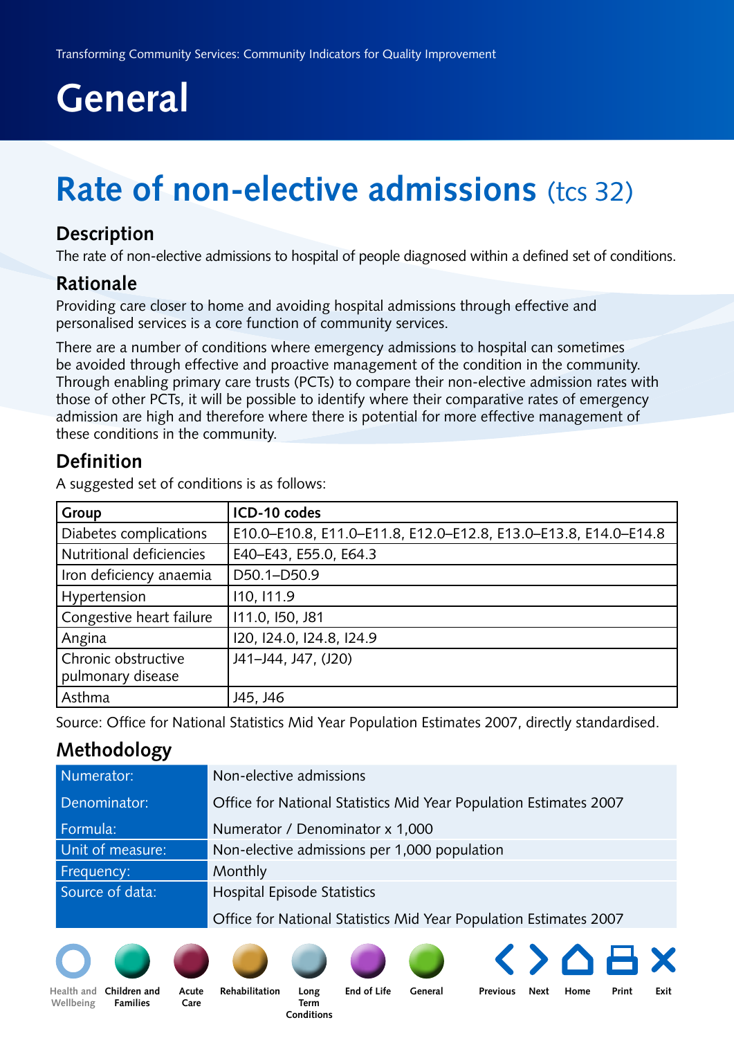# General

## Rate of non-elective admissions (tcs 32)

### Description

The rate of non-elective admissions to hospital of people diagnosed within a defined set of conditions.

### Rationale

Providing care closer to home and avoiding hospital admissions through effective and personalised services is a core function of community services.

There are a number of conditions where emergency admissions to hospital can sometimes be avoided through effective and proactive management of the condition in the community. Through enabling primary care trusts (PCTs) to compare their non-elective admission rates with those of other PCTs, it will be possible to identify where their comparative rates of emergency admission are high and therefore where there is potential for more effective management of these conditions in the community.

### Definition

A suggested set of conditions is as follows:

| Group | ICD-10 codes |
|---|---|
| Diabetes complications | E10.0–E10.8, E11.0–E11.8, E12.0–E12.8, E13.0–E13.8, E14.0–E14.8 |
| Nutritional deficiencies | E40–E43, E55.0, E64.3 |
| Iron deficiency anaemia | D50.1–D50.9 |
| Hypertension | I10, I11.9 |
| Congestive heart failure | I11.0, I50, J81 |
| Angina | I20, I24.0, I24.8, I24.9 |
| Chronic obstructive pulmonary disease | J41–J44, J47, (J20) |
| Asthma | J45, J46 |

Source: Office for National Statistics Mid Year Population Estimates 2007, directly standardised.

### Methodology

| | |
|---|---|
| Numerator: | Non-elective admissions |
| Denominator: | Office for National Statistics Mid Year Population Estimates 2007 |
| Formula: | Numerator / Denominator x 1,000 |
| Unit of measure: | Non-elective admissions per 1,000 population |
| Frequency: | Monthly |
| Source of data: | Hospital Episode Statistics<br>Office for National Statistics Mid Year Population Estimates 2007 |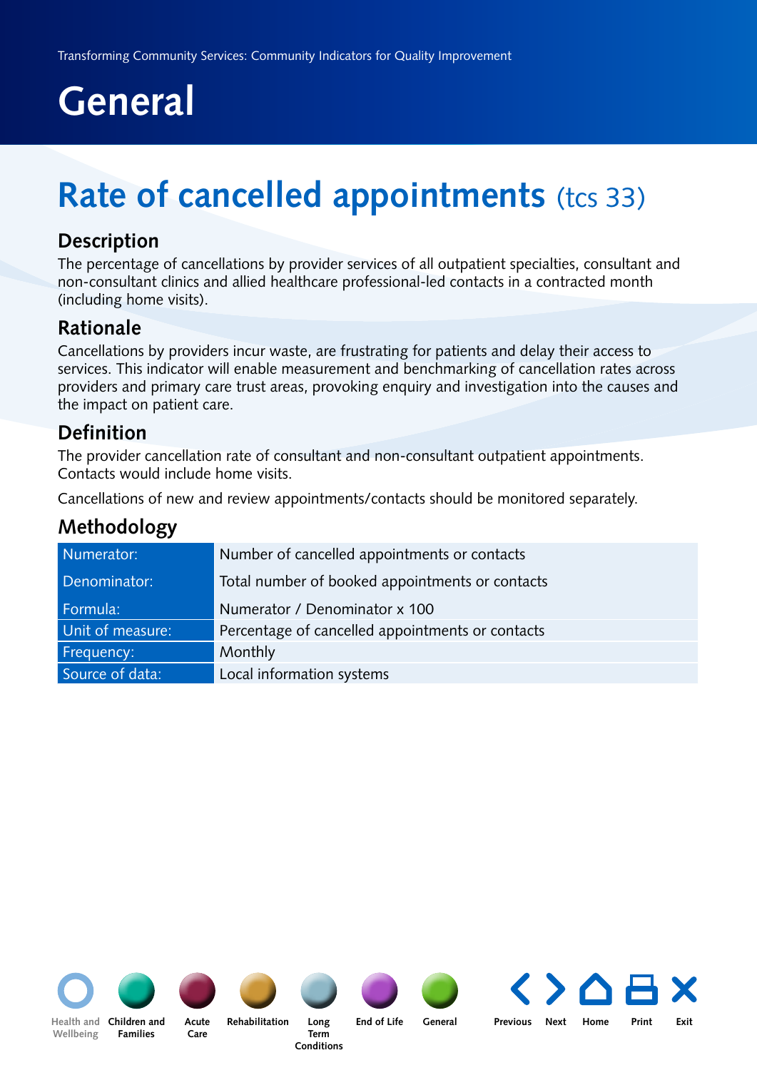# General

## Rate of cancelled appointments (tcs 33)

### Description

The percentage of cancellations by provider services of all outpatient specialties, consultant and non-consultant clinics and allied healthcare professional-led contacts in a contracted month (including home visits).

### Rationale

Cancellations by providers incur waste, are frustrating for patients and delay their access to services. This indicator will enable measurement and benchmarking of cancellation rates across providers and primary care trust areas, provoking enquiry and investigation into the causes and the impact on patient care.

### Definition

The provider cancellation rate of consultant and non-consultant outpatient appointments. Contacts would include home visits.

Cancellations of new and review appointments/contacts should be monitored separately.

### Methodology

| | |
|---|---|
| Numerator: | Number of cancelled appointments or contacts |
| Denominator: | Total number of booked appointments or contacts |
| Formula: | Numerator / Denominator x 100 |
| Unit of measure: | Percentage of cancelled appointments or contacts |
| Frequency: | Monthly |
| Source of data: | Local information systems |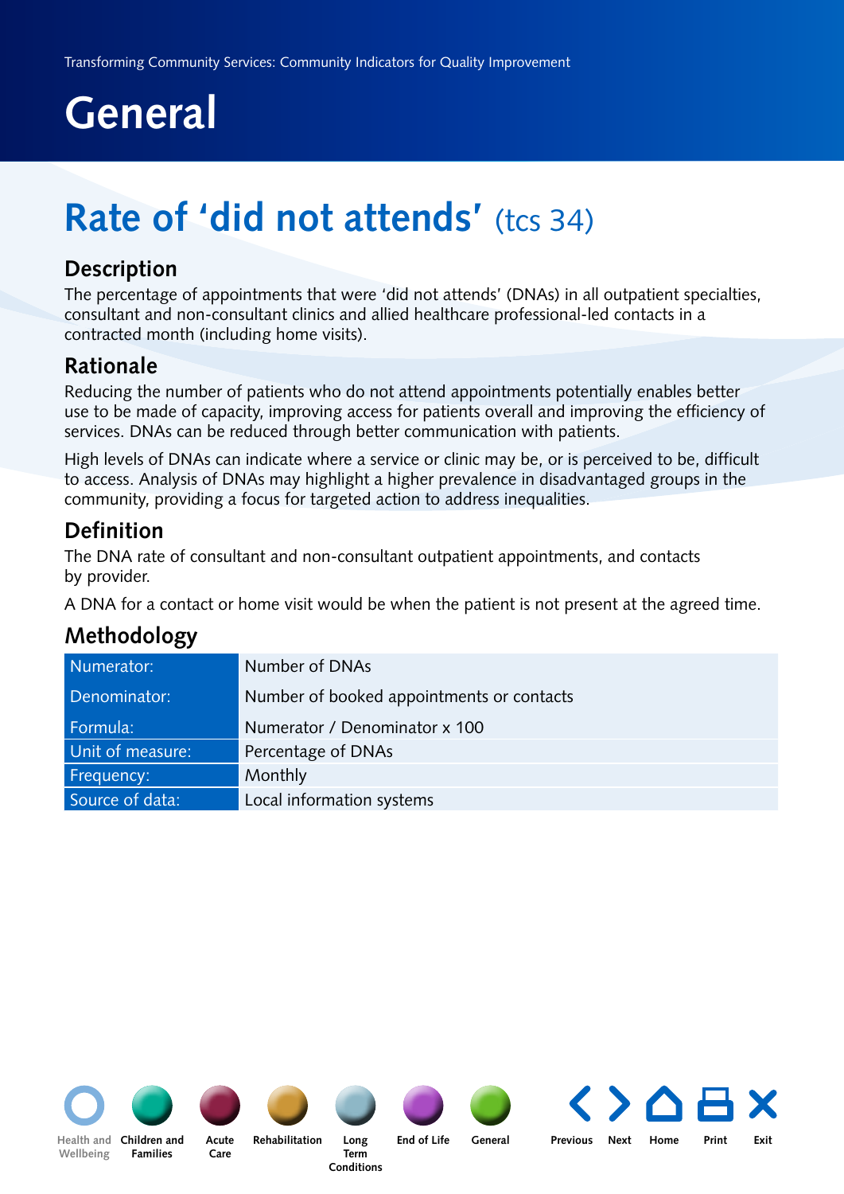# General

## Rate of 'did not attends' (tcs 34)

### Description

The percentage of appointments that were 'did not attends' (DNAs) in all outpatient specialties, consultant and non-consultant clinics and allied healthcare professional-led contacts in a contracted month (including home visits).

### Rationale

Reducing the number of patients who do not attend appointments potentially enables better use to be made of capacity, improving access for patients overall and improving the efficiency of services. DNAs can be reduced through better communication with patients.

High levels of DNAs can indicate where a service or clinic may be, or is perceived to be, difficult to access. Analysis of DNAs may highlight a higher prevalence in disadvantaged groups in the community, providing a focus for targeted action to address inequalities.

### Definition

The DNA rate of consultant and non-consultant outpatient appointments, and contacts by provider.

A DNA for a contact or home visit would be when the patient is not present at the agreed time.

### Methodology

| | |
|---|---|
| Numerator: | Number of DNAs |
| Denominator: | Number of booked appointments or contacts |
| Formula: | Numerator / Denominator x 100 |
| Unit of measure: | Percentage of DNAs |
| Frequency: | Monthly |
| Source of data: | Local information systems |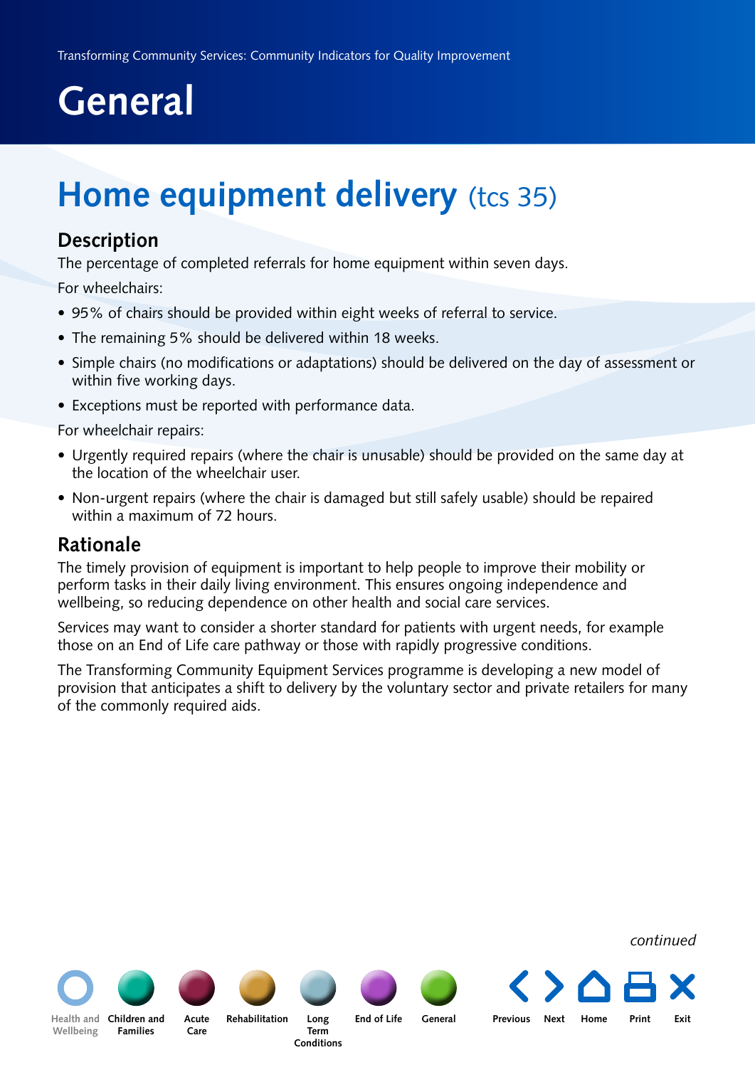# General

## Home equipment delivery (tcs 35)

### Description

The percentage of completed referrals for home equipment within seven days.

For wheelchairs:

- 95% of chairs should be provided within eight weeks of referral to service.
- The remaining 5% should be delivered within 18 weeks.
- Simple chairs (no modifications or adaptations) should be delivered on the day of assessment or within five working days.
- Exceptions must be reported with performance data.

For wheelchair repairs:

- Urgently required repairs (where the chair is unusable) should be provided on the same day at the location of the wheelchair user.
- Non-urgent repairs (where the chair is damaged but still safely usable) should be repaired within a maximum of 72 hours.

### Rationale

The timely provision of equipment is important to help people to improve their mobility or perform tasks in their daily living environment. This ensures ongoing independence and wellbeing, so reducing dependence on other health and social care services.

Services may want to consider a shorter standard for patients with urgent needs, for example those on an End of Life care pathway or those with rapidly progressive conditions.

The Transforming Community Equipment Services programme is developing a new model of provision that anticipates a shift to delivery by the voluntary sector and private retailers for many of the commonly required aids.

*continued*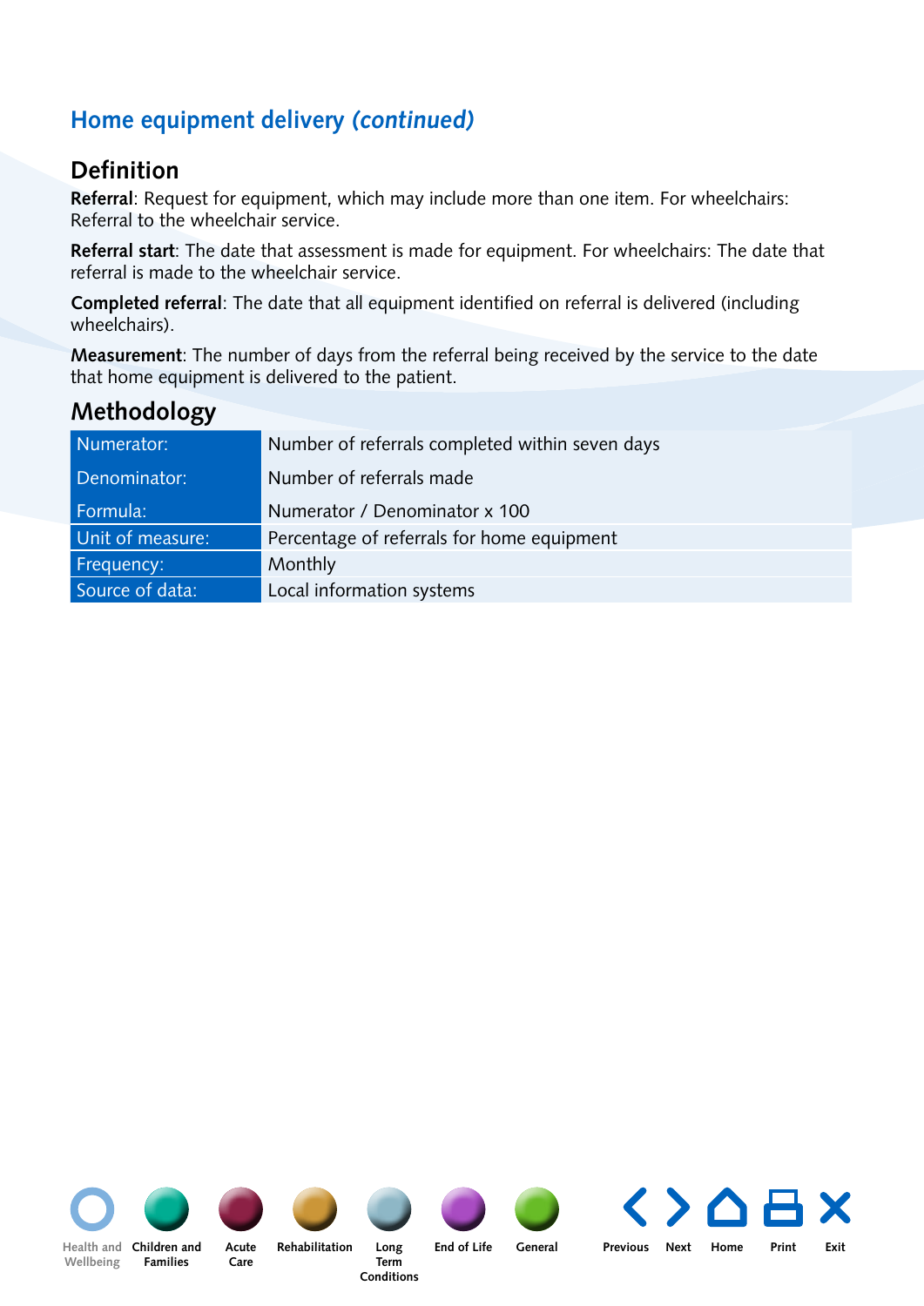## Home equipment delivery *(continued)*

### Definition

**Referral**: Request for equipment, which may include more than one item. For wheelchairs: Referral to the wheelchair service.

**Referral start**: The date that assessment is made for equipment. For wheelchairs: The date that referral is made to the wheelchair service.

**Completed referral**: The date that all equipment identified on referral is delivered (including wheelchairs).

**Measurement**: The number of days from the referral being received by the service to the date that home equipment is delivered to the patient.

### Methodology

| | |
|---|---|
| Numerator: | Number of referrals completed within seven days |
| Denominator: | Number of referrals made |
| Formula: | Numerator / Denominator x 100 |
| Unit of measure: | Percentage of referrals for home equipment |
| Frequency: | Monthly |
| Source of data: | Local information systems |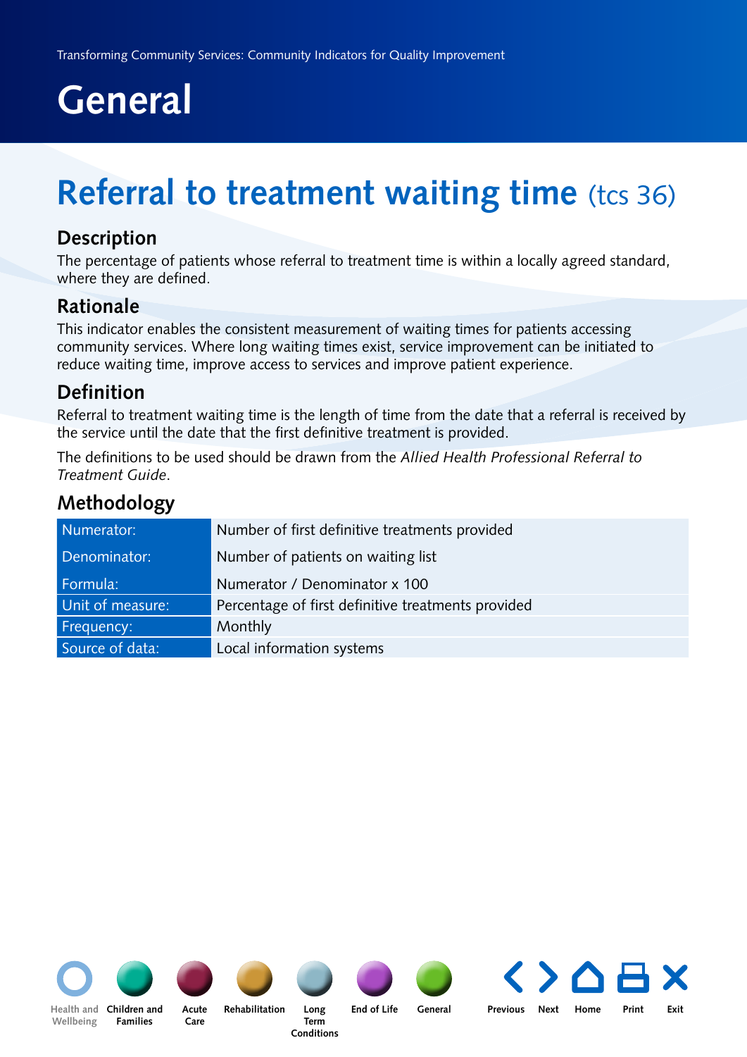# General

## Referral to treatment waiting time (tcs 36)

### Description

The percentage of patients whose referral to treatment time is within a locally agreed standard, where they are defined.

### Rationale

This indicator enables the consistent measurement of waiting times for patients accessing community services. Where long waiting times exist, service improvement can be initiated to reduce waiting time, improve access to services and improve patient experience.

### Definition

Referral to treatment waiting time is the length of time from the date that a referral is received by the service until the date that the first definitive treatment is provided.

The definitions to be used should be drawn from the *Allied Health Professional Referral to Treatment Guide*.

### Methodology

| | |
|---|---|
| Numerator: | Number of first definitive treatments provided |
| Denominator: | Number of patients on waiting list |
| Formula: | Numerator / Denominator x 100 |
| Unit of measure: | Percentage of first definitive treatments provided |
| Frequency: | Monthly |
| Source of data: | Local information systems |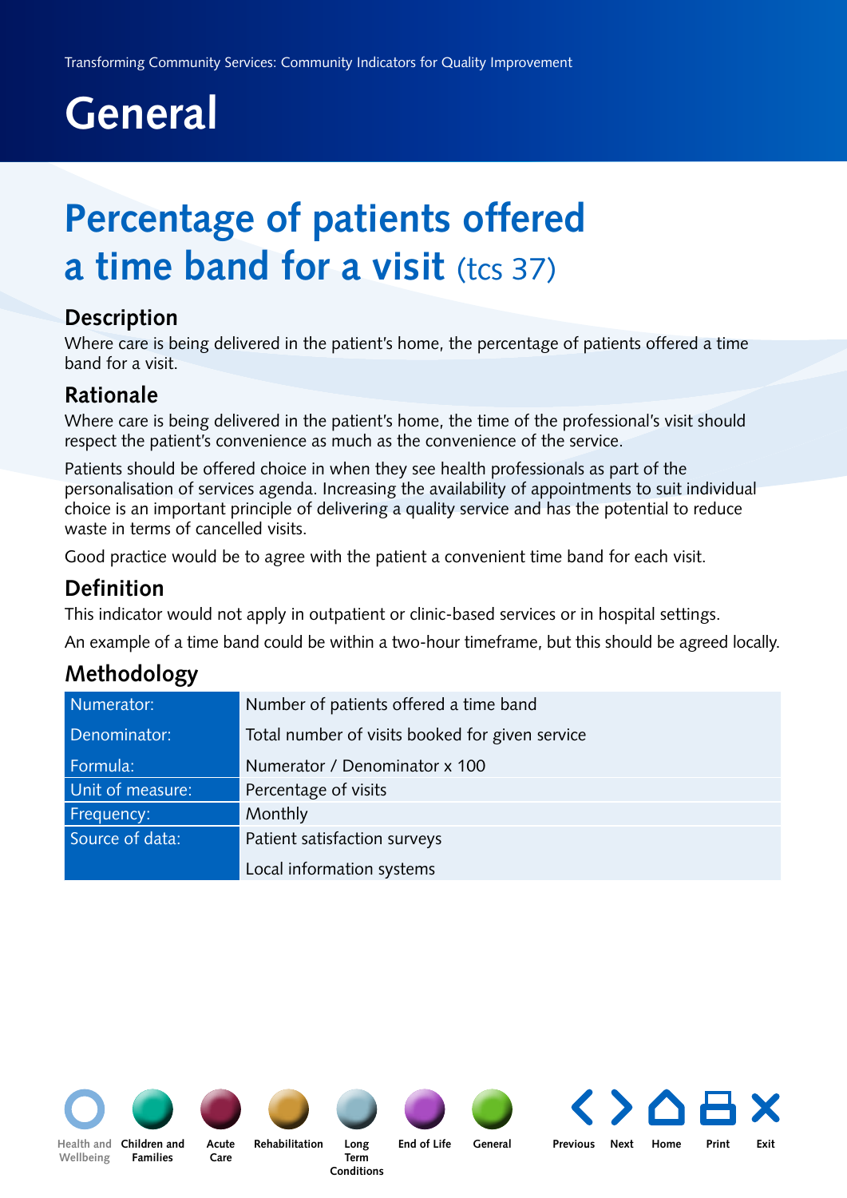# General

# Percentage of patients offered a time band for a visit (tcs 37)

## Description

Where care is being delivered in the patient's home, the percentage of patients offered a time band for a visit.

## Rationale

Where care is being delivered in the patient's home, the time of the professional's visit should respect the patient's convenience as much as the convenience of the service.

Patients should be offered choice in when they see health professionals as part of the personalisation of services agenda. Increasing the availability of appointments to suit individual choice is an important principle of delivering a quality service and has the potential to reduce waste in terms of cancelled visits.

Good practice would be to agree with the patient a convenient time band for each visit.

## Definition

This indicator would not apply in outpatient or clinic-based services or in hospital settings.

An example of a time band could be within a two-hour timeframe, but this should be agreed locally.

## Methodology

| | |
|---|---|
| Numerator: | Number of patients offered a time band |
| Denominator: | Total number of visits booked for given service |
| Formula: | Numerator / Denominator x 100 |
| Unit of measure: | Percentage of visits |
| Frequency: | Monthly |
| Source of data: | Patient satisfaction surveys<br>Local information systems |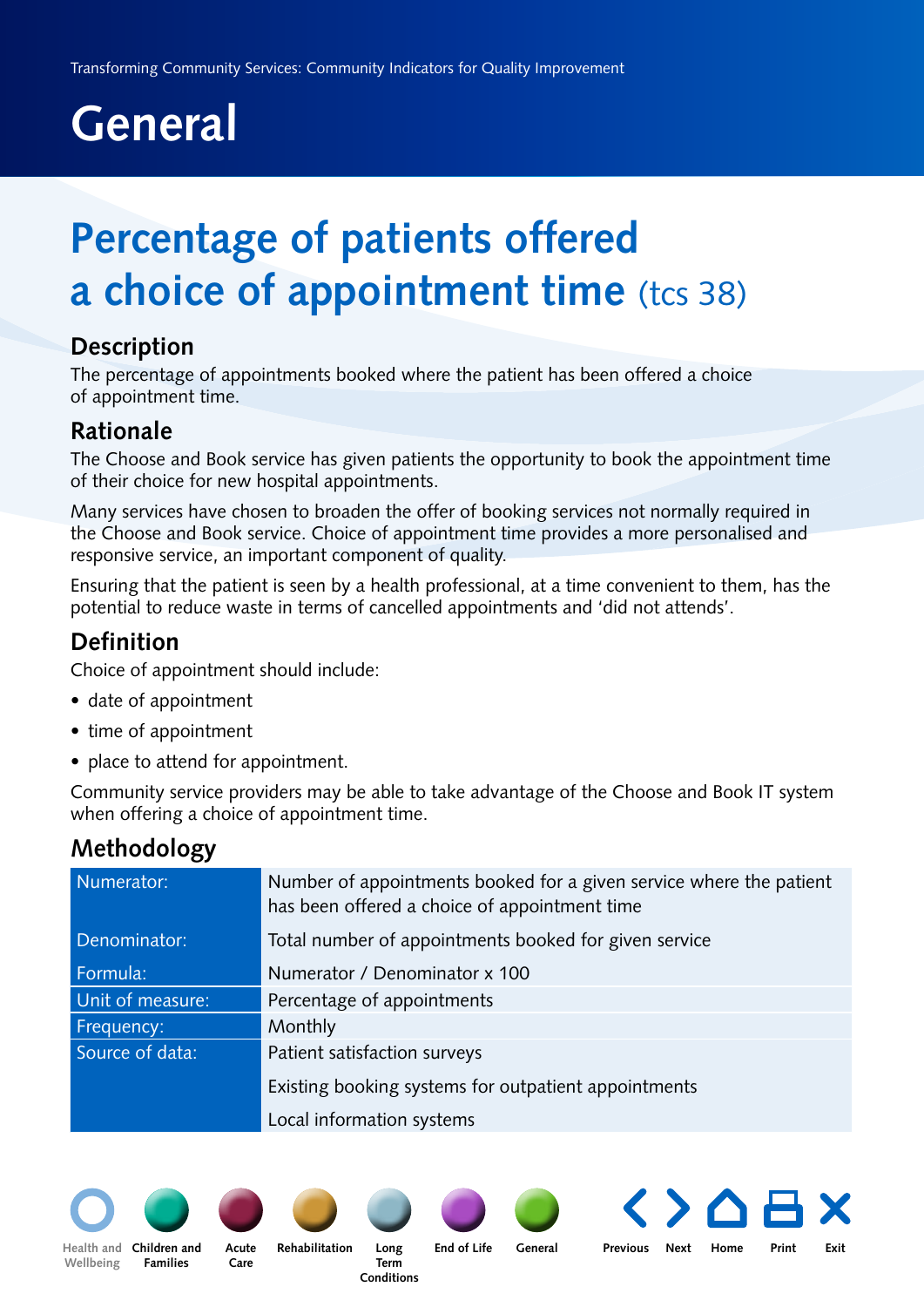# General

## Percentage of patients offered a choice of appointment time (tcs 38)

### Description

The percentage of appointments booked where the patient has been offered a choice of appointment time.

### Rationale

The Choose and Book service has given patients the opportunity to book the appointment time of their choice for new hospital appointments.

Many services have chosen to broaden the offer of booking services not normally required in the Choose and Book service. Choice of appointment time provides a more personalised and responsive service, an important component of quality.

Ensuring that the patient is seen by a health professional, at a time convenient to them, has the potential to reduce waste in terms of cancelled appointments and 'did not attends'.

### Definition

Choice of appointment should include:

- date of appointment
- time of appointment
- place to attend for appointment.

Community service providers may be able to take advantage of the Choose and Book IT system when offering a choice of appointment time.

### Methodology

| | |
|---|---|
| Numerator: | Number of appointments booked for a given service where the patient has been offered a choice of appointment time |
| Denominator: | Total number of appointments booked for given service |
| Formula: | Numerator / Denominator x 100 |
| Unit of measure: | Percentage of appointments |
| Frequency: | Monthly |
| Source of data: | Patient satisfaction surveys<br>Existing booking systems for outpatient appointments<br>Local information systems |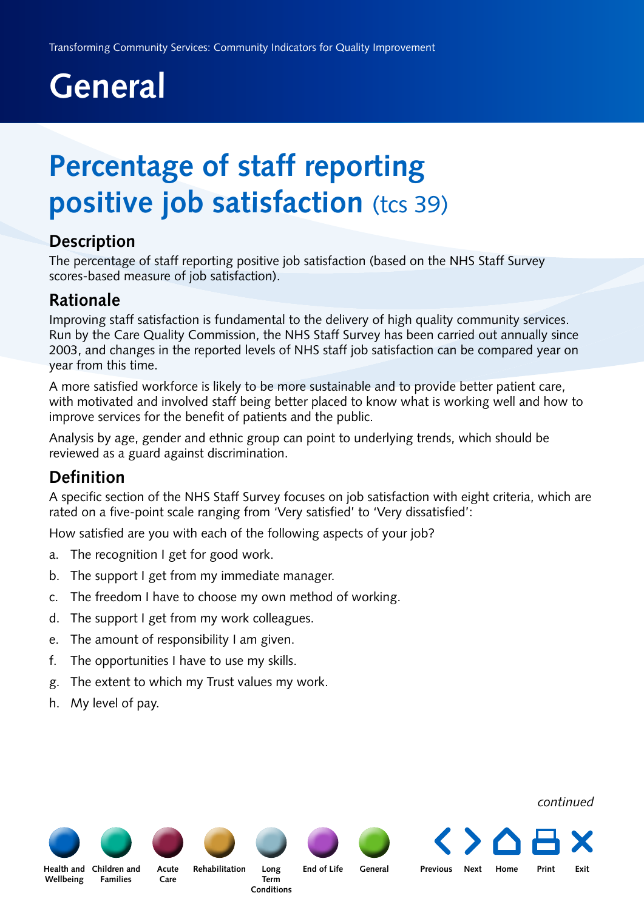# General

## Percentage of staff reporting positive job satisfaction (tcs 39)

### Description

The percentage of staff reporting positive job satisfaction (based on the NHS Staff Survey scores-based measure of job satisfaction).

### Rationale

Improving staff satisfaction is fundamental to the delivery of high quality community services. Run by the Care Quality Commission, the NHS Staff Survey has been carried out annually since 2003, and changes in the reported levels of NHS staff job satisfaction can be compared year on year from this time.

A more satisfied workforce is likely to be more sustainable and to provide better patient care, with motivated and involved staff being better placed to know what is working well and how to improve services for the benefit of patients and the public.

Analysis by age, gender and ethnic group can point to underlying trends, which should be reviewed as a guard against discrimination.

### Definition

A specific section of the NHS Staff Survey focuses on job satisfaction with eight criteria, which are rated on a five-point scale ranging from 'Very satisfied' to 'Very dissatisfied':

How satisfied are you with each of the following aspects of your job?

a. The recognition I get for good work.
b. The support I get from my immediate manager.
c. The freedom I have to choose my own method of working.
d. The support I get from my work colleagues.
e. The amount of responsibility I am given.
f. The opportunities I have to use my skills.
g. The extent to which my Trust values my work.
h. My level of pay.

*continued*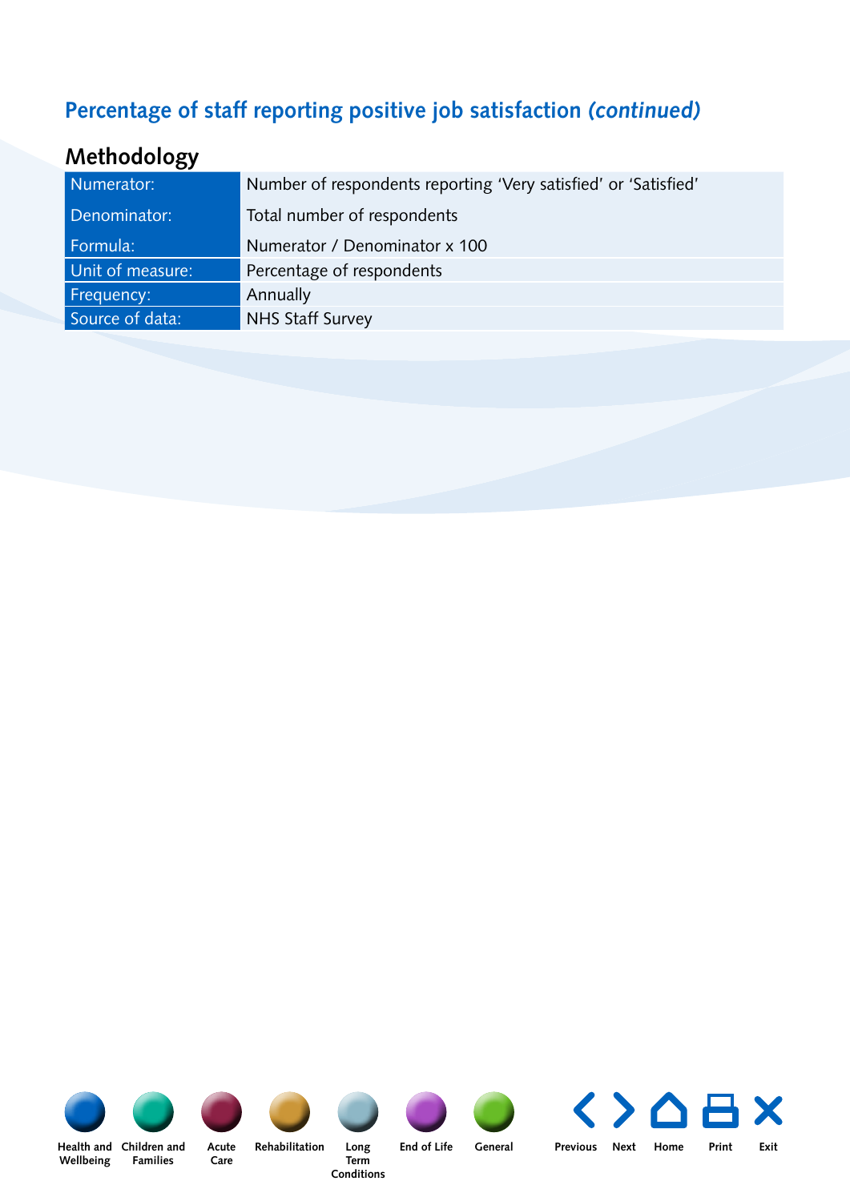## Percentage of staff reporting positive job satisfaction *(continued)*

### Methodology

| | |
|---|---|
| Numerator: | Number of respondents reporting 'Very satisfied' or 'Satisfied' |
| Denominator: | Total number of respondents |
| Formula: | Numerator / Denominator x 100 |
| Unit of measure: | Percentage of respondents |
| Frequency: | Annually |
| Source of data: | NHS Staff Survey |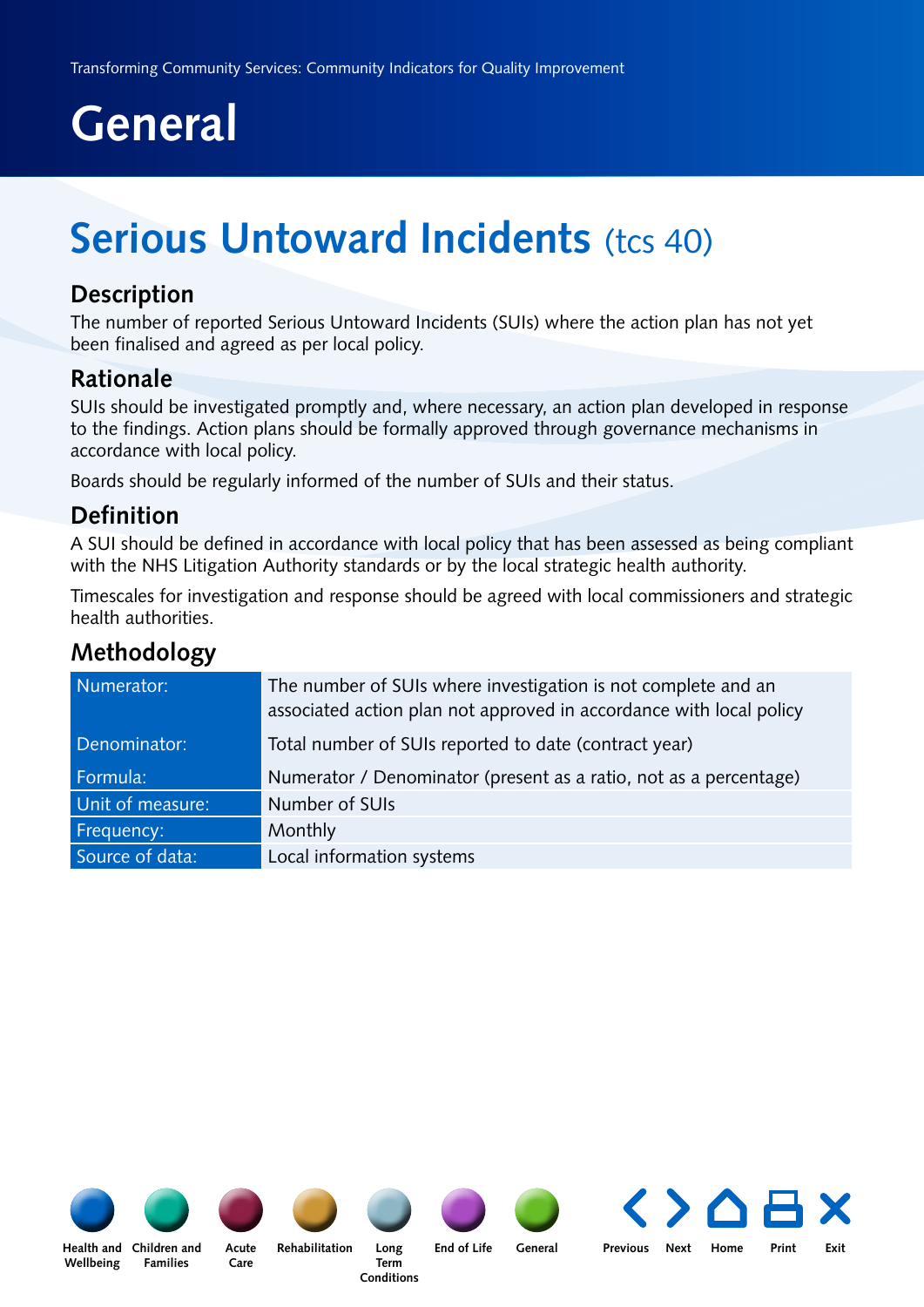# General

## Serious Untoward Incidents (tcs 40)

### Description

The number of reported Serious Untoward Incidents (SUIs) where the action plan has not yet been finalised and agreed as per local policy.

### Rationale

SUIs should be investigated promptly and, where necessary, an action plan developed in response to the findings. Action plans should be formally approved through governance mechanisms in accordance with local policy.

Boards should be regularly informed of the number of SUIs and their status.

### Definition

A SUI should be defined in accordance with local policy that has been assessed as being compliant with the NHS Litigation Authority standards or by the local strategic health authority.

Timescales for investigation and response should be agreed with local commissioners and strategic health authorities.

### Methodology

| | |
|---|---|
| Numerator: | The number of SUIs where investigation is not complete and an associated action plan not approved in accordance with local policy |
| Denominator: | Total number of SUIs reported to date (contract year) |
| Formula: | Numerator / Denominator (present as a ratio, not as a percentage) |
| Unit of measure: | Number of SUIs |
| Frequency: | Monthly |
| Source of data: | Local information systems |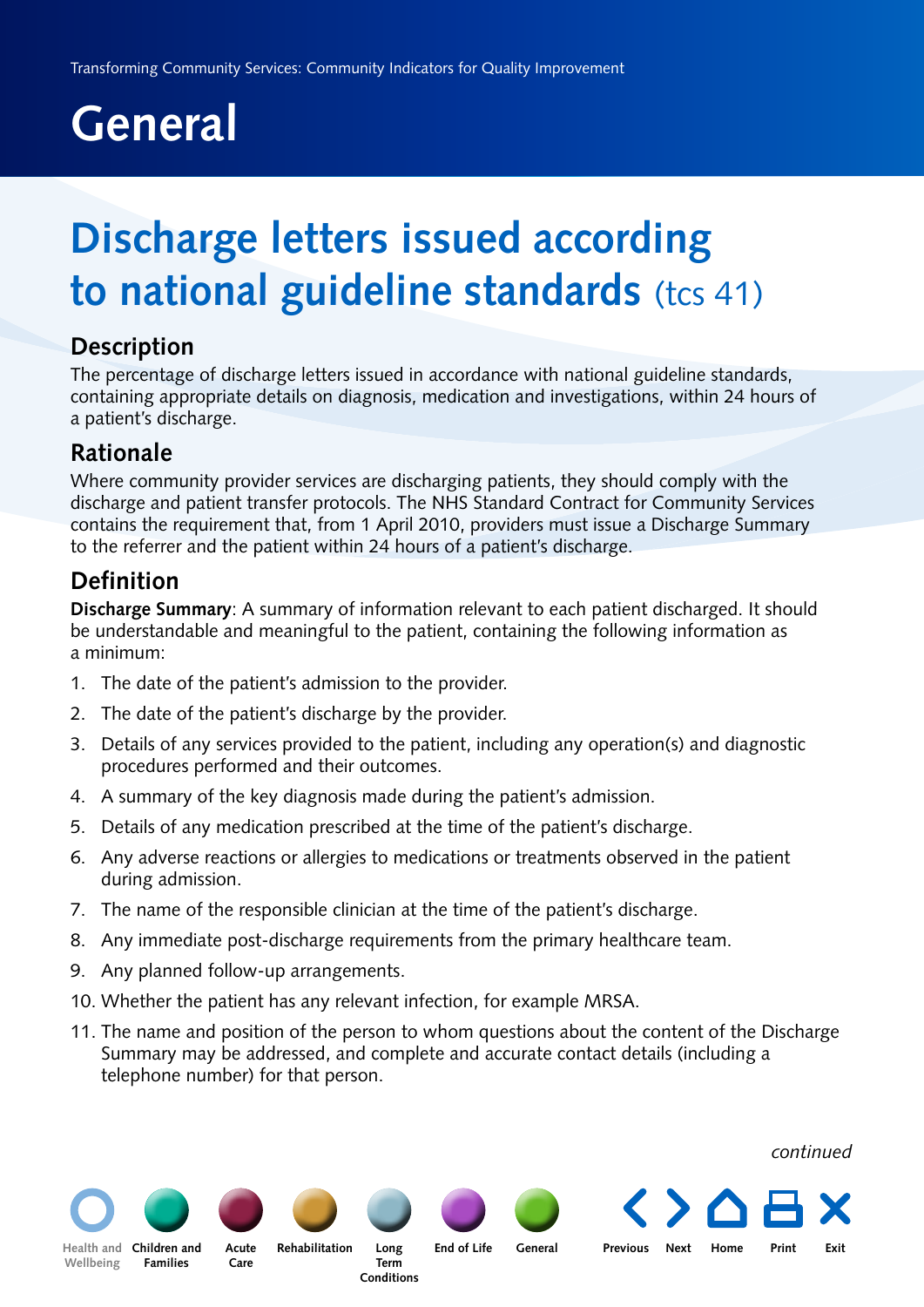# General

## Discharge letters issued according to national guideline standards (tcs 41)

### Description

The percentage of discharge letters issued in accordance with national guideline standards, containing appropriate details on diagnosis, medication and investigations, within 24 hours of a patient's discharge.

### Rationale

Where community provider services are discharging patients, they should comply with the discharge and patient transfer protocols. The NHS Standard Contract for Community Services contains the requirement that, from 1 April 2010, providers must issue a Discharge Summary to the referrer and the patient within 24 hours of a patient's discharge.

### Definition

**Discharge Summary**: A summary of information relevant to each patient discharged. It should be understandable and meaningful to the patient, containing the following information as a minimum:

1. The date of the patient's admission to the provider.
2. The date of the patient's discharge by the provider.
3. Details of any services provided to the patient, including any operation(s) and diagnostic procedures performed and their outcomes.
4. A summary of the key diagnosis made during the patient's admission.
5. Details of any medication prescribed at the time of the patient's discharge.
6. Any adverse reactions or allergies to medications or treatments observed in the patient during admission.
7. The name of the responsible clinician at the time of the patient's discharge.
8. Any immediate post-discharge requirements from the primary healthcare team.
9. Any planned follow-up arrangements.
10. Whether the patient has any relevant infection, for example MRSA.
11. The name and position of the person to whom questions about the content of the Discharge Summary may be addressed, and complete and accurate contact details (including a telephone number) for that person.

*continued*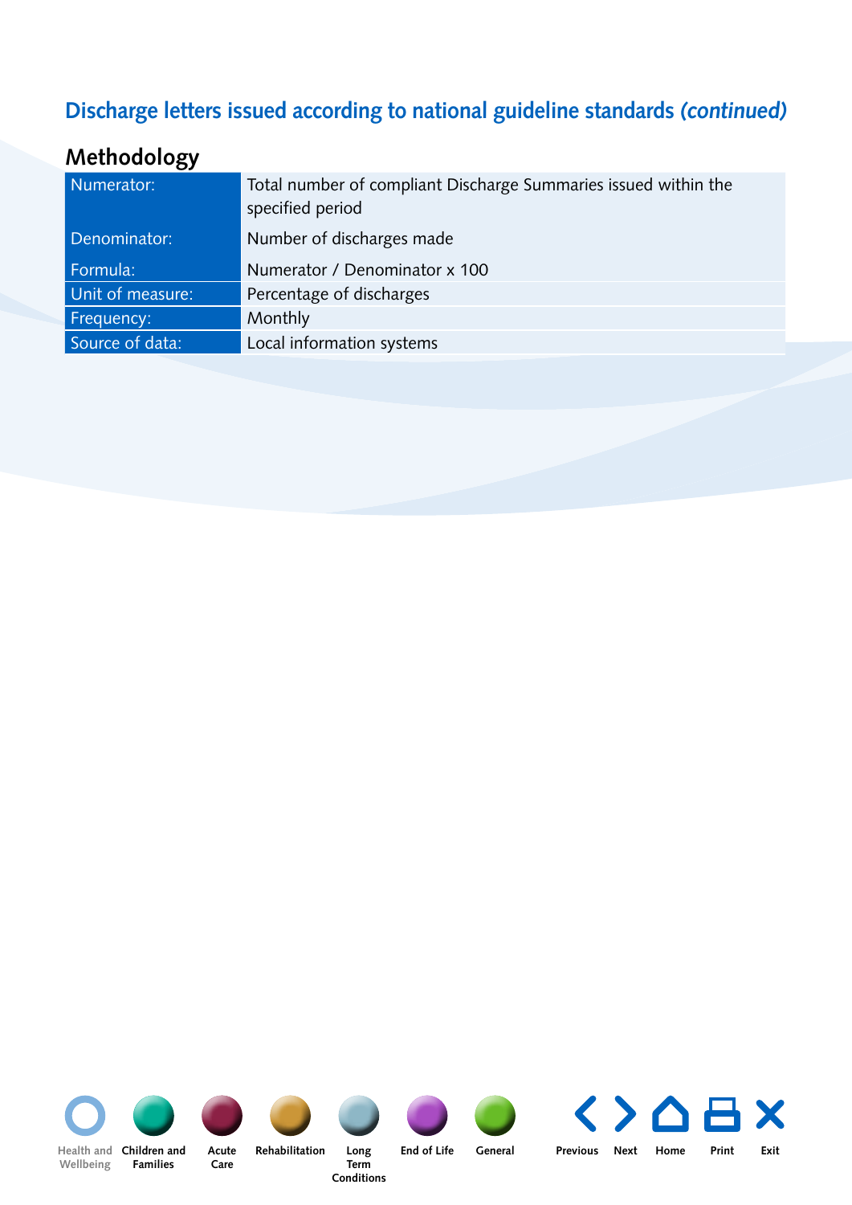## Discharge letters issued according to national guideline standards *(continued)*

### Methodology

| | |
|---|---|
| Numerator: | Total number of compliant Discharge Summaries issued within the specified period |
| Denominator: | Number of discharges made |
| Formula: | Numerator / Denominator x 100 |
| Unit of measure: | Percentage of discharges |
| Frequency: | Monthly |
| Source of data: | Local information systems |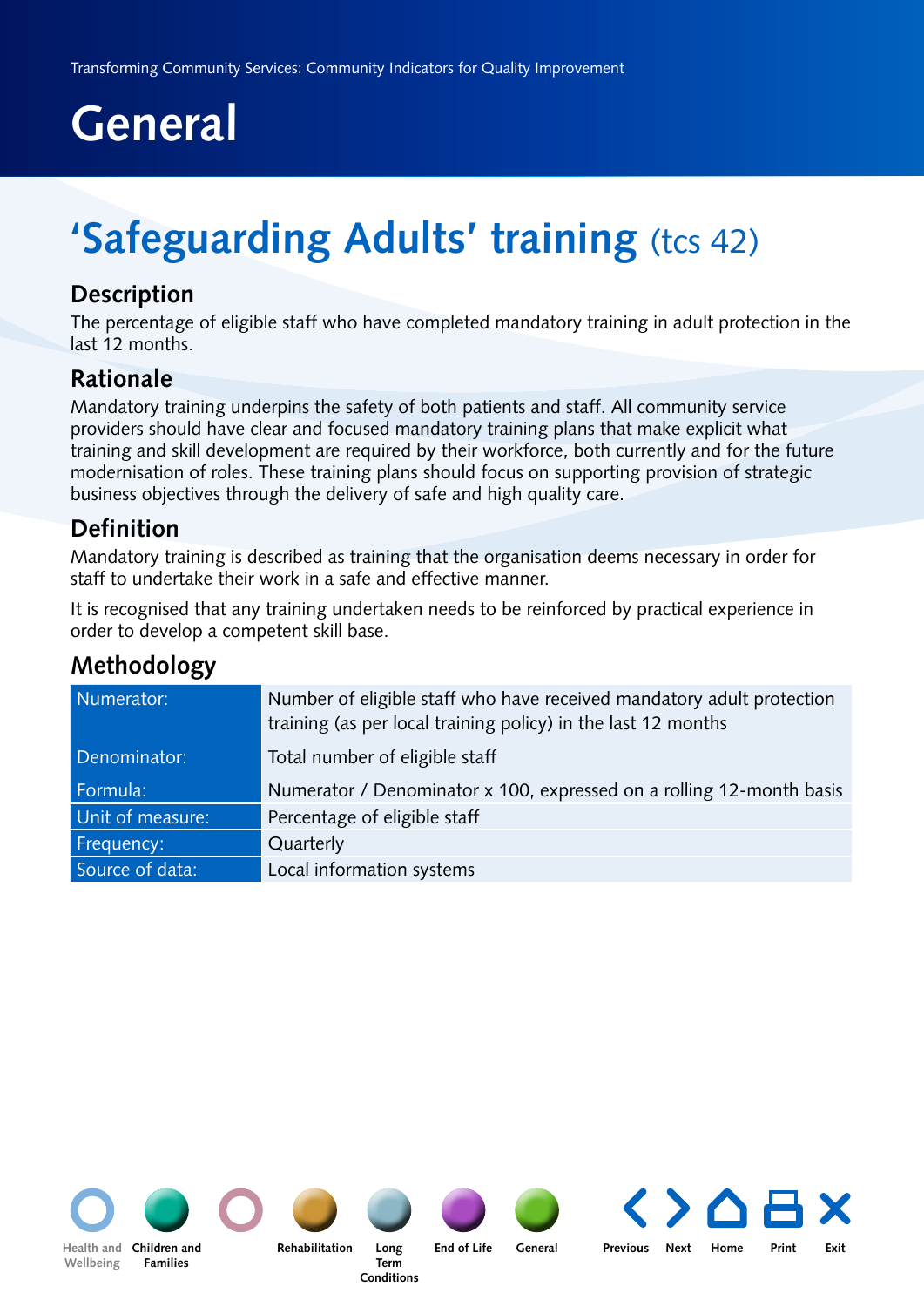# General

## 'Safeguarding Adults' training (tcs 42)

### Description

The percentage of eligible staff who have completed mandatory training in adult protection in the last 12 months.

### Rationale

Mandatory training underpins the safety of both patients and staff. All community service providers should have clear and focused mandatory training plans that make explicit what training and skill development are required by their workforce, both currently and for the future modernisation of roles. These training plans should focus on supporting provision of strategic business objectives through the delivery of safe and high quality care.

### Definition

Mandatory training is described as training that the organisation deems necessary in order for staff to undertake their work in a safe and effective manner.

It is recognised that any training undertaken needs to be reinforced by practical experience in order to develop a competent skill base.

### Methodology

| | |
|---|---|
| Numerator: | Number of eligible staff who have received mandatory adult protection training (as per local training policy) in the last 12 months |
| Denominator: | Total number of eligible staff |
| Formula: | Numerator / Denominator x 100, expressed on a rolling 12-month basis |
| Unit of measure: | Percentage of eligible staff |
| Frequency: | Quarterly |
| Source of data: | Local information systems |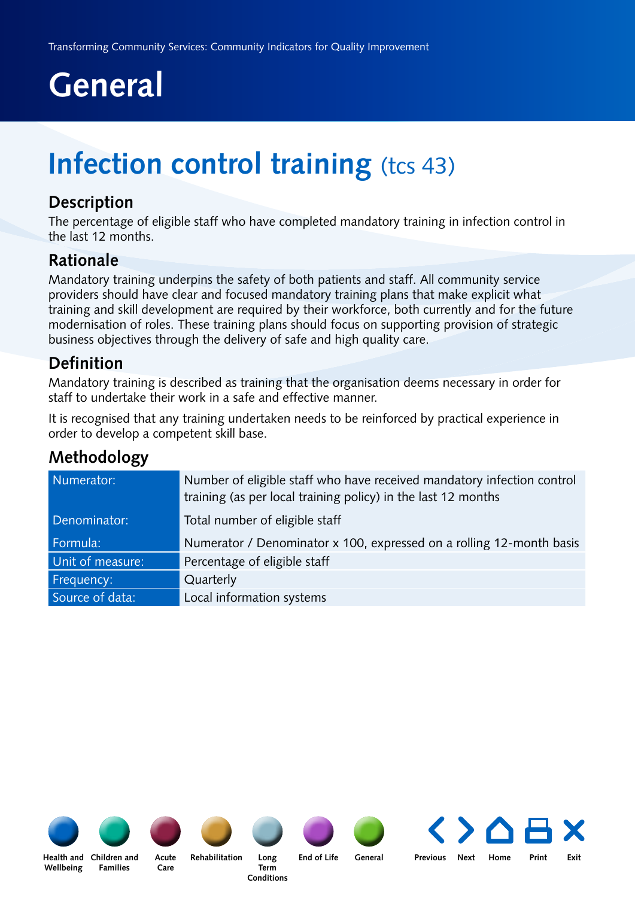# General

## Infection control training (tcs 43)

### Description

The percentage of eligible staff who have completed mandatory training in infection control in the last 12 months.

### Rationale

Mandatory training underpins the safety of both patients and staff. All community service providers should have clear and focused mandatory training plans that make explicit what training and skill development are required by their workforce, both currently and for the future modernisation of roles. These training plans should focus on supporting provision of strategic business objectives through the delivery of safe and high quality care.

### Definition

Mandatory training is described as training that the organisation deems necessary in order for staff to undertake their work in a safe and effective manner.

It is recognised that any training undertaken needs to be reinforced by practical experience in order to develop a competent skill base.

### Methodology

| | |
|---|---|
| Numerator: | Number of eligible staff who have received mandatory infection control training (as per local training policy) in the last 12 months |
| Denominator: | Total number of eligible staff |
| Formula: | Numerator / Denominator x 100, expressed on a rolling 12-month basis |
| Unit of measure: | Percentage of eligible staff |
| Frequency: | Quarterly |
| Source of data: | Local information systems |